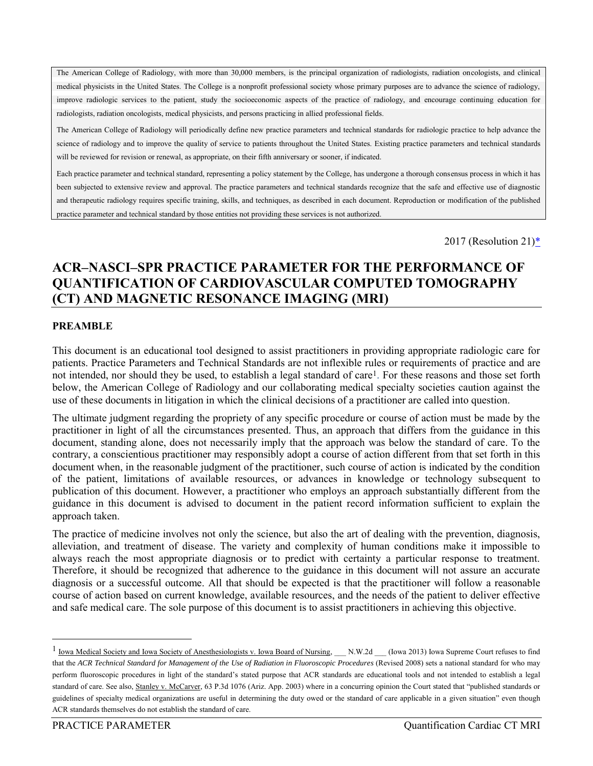The American College of Radiology, with more than 30,000 members, is the principal organization of radiologists, radiation oncologists, and clinical medical physicists in the United States. The College is a nonprofit professional society whose primary purposes are to advance the science of radiology, improve radiologic services to the patient, study the socioeconomic aspects of the practice of radiology, and encourage continuing education for radiologists, radiation oncologists, medical physicists, and persons practicing in allied professional fields.

The American College of Radiology will periodically define new practice parameters and technical standards for radiologic practice to help advance the science of radiology and to improve the quality of service to patients throughout the United States. Existing practice parameters and technical standards will be reviewed for revision or renewal, as appropriate, on their fifth anniversary or sooner, if indicated.

Each practice parameter and technical standard, representing a policy statement by the College, has undergone a thorough consensus process in which it has been subjected to extensive review and approval. The practice parameters and technical standards recognize that the safe and effective use of diagnostic and therapeutic radiology requires specific training, skills, and techniques, as described in each document. Reproduction or modification of the published practice parameter and technical standard by those entities not providing these services is not authorized.

2017 (Resolution 21)*

# ACR–NASCI–SPR PRACTICE PARAMETER FOR THE PERFORMANCE OF QUANTIFICATION OF CARDIOVASCULAR COMPUTED TOMOGRAPHY (CT) AND MAGNETIC RESONANCE IMAGING (MRI)

## PREAMBLE

This document is an educational tool designed to assist practitioners in providing appropriate radiologic care for patients. Practice Parameters and Technical Standards are not inflexible rules or requirements of practice and are not intended, nor should they be used, to establish a legal standard of care[1]. For these reasons and those set forth below, the American College of Radiology and our collaborating medical specialty societies caution against the use of these documents in litigation in which the clinical decisions of a practitioner are called into question.

The ultimate judgment regarding the propriety of any specific procedure or course of action must be made by the practitioner in light of all the circumstances presented. Thus, an approach that differs from the guidance in this document, standing alone, does not necessarily imply that the approach was below the standard of care. To the contrary, a conscientious practitioner may responsibly adopt a course of action different from that set forth in this document when, in the reasonable judgment of the practitioner, such course of action is indicated by the condition of the patient, limitations of available resources, or advances in knowledge or technology subsequent to publication of this document. However, a practitioner who employs an approach substantially different from the guidance in this document is advised to document in the patient record information sufficient to explain the approach taken.

The practice of medicine involves not only the science, but also the art of dealing with the prevention, diagnosis, alleviation, and treatment of disease. The variety and complexity of human conditions make it impossible to always reach the most appropriate diagnosis or to predict with certainty a particular response to treatment. Therefore, it should be recognized that adherence to the guidance in this document will not assure an accurate diagnosis or a successful outcome. All that should be expected is that the practitioner will follow a reasonable course of action based on current knowledge, available resources, and the needs of the patient to deliver effective and safe medical care. The sole purpose of this document is to assist practitioners in achieving this objective.

[1] Iowa Medical Society and Iowa Society of Anesthesiologists v. Iowa Board of Nursing, ___ N.W.2d ___ (Iowa 2013) Iowa Supreme Court refuses to find that the *ACR Technical Standard for Management of the Use of Radiation in Fluoroscopic Procedures* (Revised 2008) sets a national standard for who may perform fluoroscopic procedures in light of the standard's stated purpose that ACR standards are educational tools and not intended to establish a legal standard of care. See also, Stanley v. McCarver, 63 P.3d 1076 (Ariz. App. 2003) where in a concurring opinion the Court stated that "published standards or guidelines of specialty medical organizations are useful in determining the duty owed or the standard of care applicable in a given situation" even though ACR standards themselves do not establish the standard of care.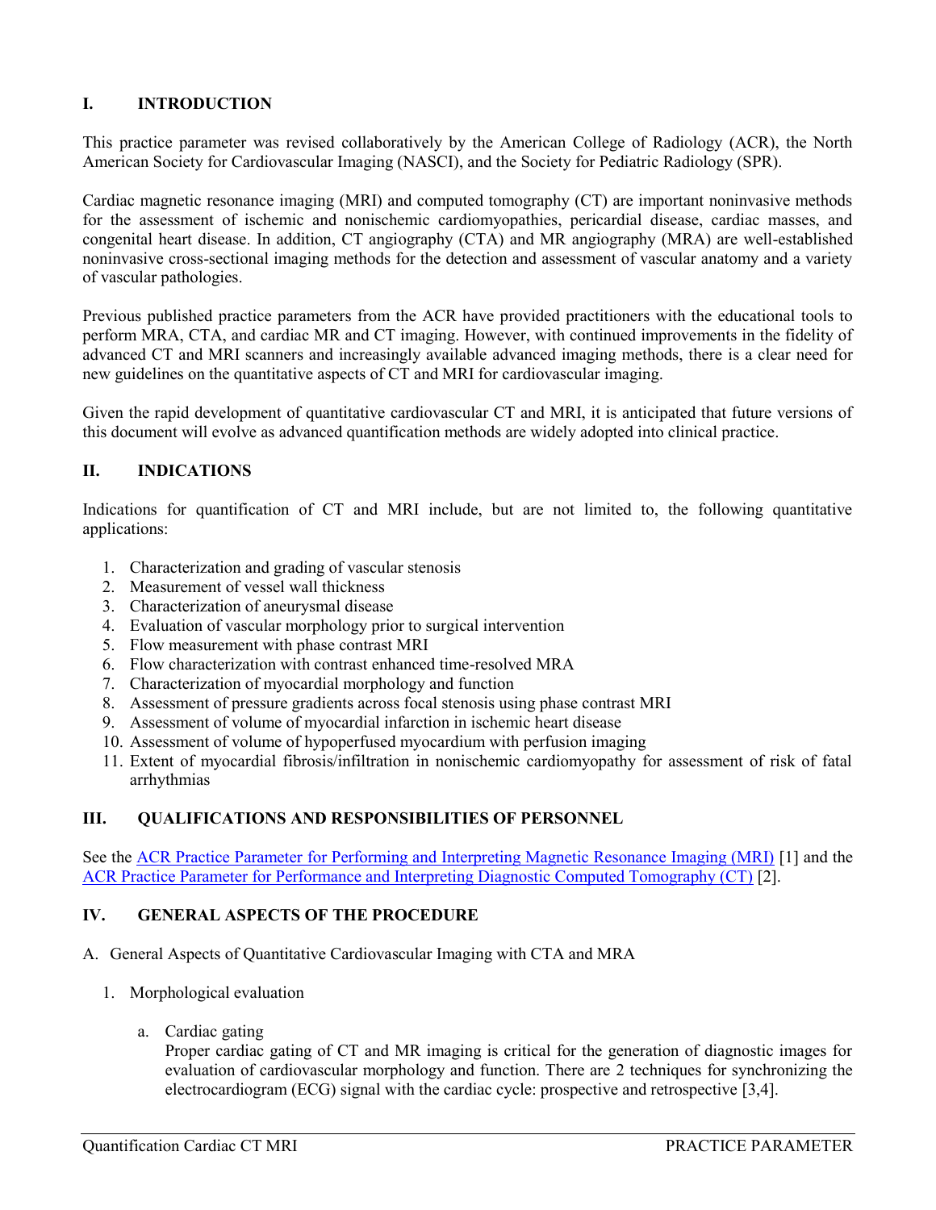## I. INTRODUCTION

This practice parameter was revised collaboratively by the American College of Radiology (ACR), the North American Society for Cardiovascular Imaging (NASCI), and the Society for Pediatric Radiology (SPR).

Cardiac magnetic resonance imaging (MRI) and computed tomography (CT) are important noninvasive methods for the assessment of ischemic and nonischemic cardiomyopathies, pericardial disease, cardiac masses, and congenital heart disease. In addition, CT angiography (CTA) and MR angiography (MRA) are well-established noninvasive cross-sectional imaging methods for the detection and assessment of vascular anatomy and a variety of vascular pathologies.

Previous published practice parameters from the ACR have provided practitioners with the educational tools to perform MRA, CTA, and cardiac MR and CT imaging. However, with continued improvements in the fidelity of advanced CT and MRI scanners and increasingly available advanced imaging methods, there is a clear need for new guidelines on the quantitative aspects of CT and MRI for cardiovascular imaging.

Given the rapid development of quantitative cardiovascular CT and MRI, it is anticipated that future versions of this document will evolve as advanced quantification methods are widely adopted into clinical practice.

## II. INDICATIONS

Indications for quantification of CT and MRI include, but are not limited to, the following quantitative applications:

1. Characterization and grading of vascular stenosis
2. Measurement of vessel wall thickness
3. Characterization of aneurysmal disease
4. Evaluation of vascular morphology prior to surgical intervention
5. Flow measurement with phase contrast MRI
6. Flow characterization with contrast enhanced time-resolved MRA
7. Characterization of myocardial morphology and function
8. Assessment of pressure gradients across focal stenosis using phase contrast MRI
9. Assessment of volume of myocardial infarction in ischemic heart disease
10. Assessment of volume of hypoperfused myocardium with perfusion imaging
11. Extent of myocardial fibrosis/infiltration in nonischemic cardiomyopathy for assessment of risk of fatal arrhythmias

## III. QUALIFICATIONS AND RESPONSIBILITIES OF PERSONNEL

See the ACR Practice Parameter for Performing and Interpreting Magnetic Resonance Imaging (MRI) [1] and the ACR Practice Parameter for Performance and Interpreting Diagnostic Computed Tomography (CT) [2].

## IV. GENERAL ASPECTS OF THE PROCEDURE

A. General Aspects of Quantitative Cardiovascular Imaging with CTA and MRA

1. Morphological evaluation

   a. Cardiac gating

      Proper cardiac gating of CT and MR imaging is critical for the generation of diagnostic images for evaluation of cardiovascular morphology and function. There are 2 techniques for synchronizing the electrocardiogram (ECG) signal with the cardiac cycle: prospective and retrospective [3,4].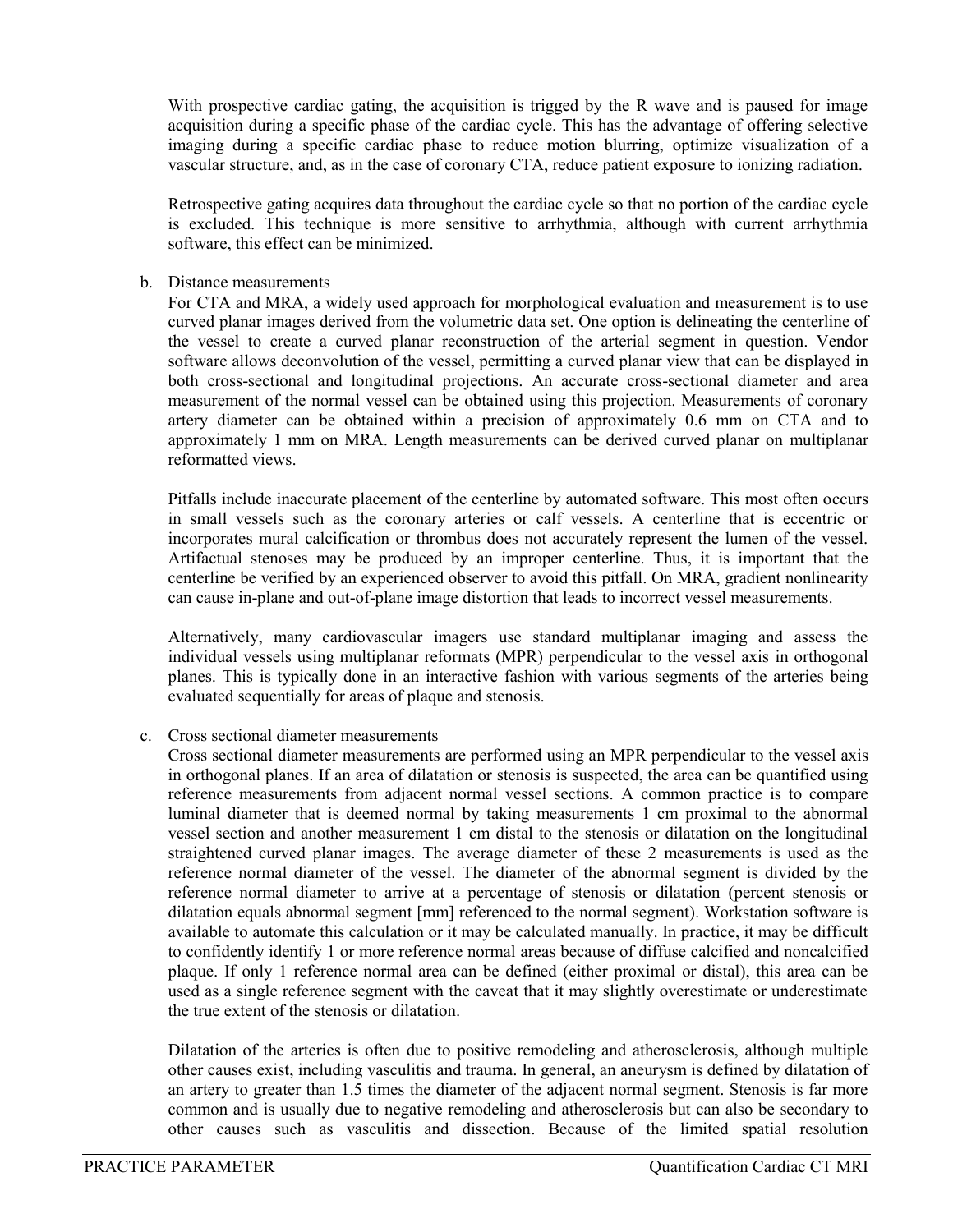With prospective cardiac gating, the acquisition is trigged by the R wave and is paused for image acquisition during a specific phase of the cardiac cycle. This has the advantage of offering selective imaging during a specific cardiac phase to reduce motion blurring, optimize visualization of a vascular structure, and, as in the case of coronary CTA, reduce patient exposure to ionizing radiation.

Retrospective gating acquires data throughout the cardiac cycle so that no portion of the cardiac cycle is excluded. This technique is more sensitive to arrhythmia, although with current arrhythmia software, this effect can be minimized.

b. Distance measurements

For CTA and MRA, a widely used approach for morphological evaluation and measurement is to use curved planar images derived from the volumetric data set. One option is delineating the centerline of the vessel to create a curved planar reconstruction of the arterial segment in question. Vendor software allows deconvolution of the vessel, permitting a curved planar view that can be displayed in both cross-sectional and longitudinal projections. An accurate cross-sectional diameter and area measurement of the normal vessel can be obtained using this projection. Measurements of coronary artery diameter can be obtained within a precision of approximately 0.6 mm on CTA and to approximately 1 mm on MRA. Length measurements can be derived curved planar on multiplanar reformatted views.

Pitfalls include inaccurate placement of the centerline by automated software. This most often occurs in small vessels such as the coronary arteries or calf vessels. A centerline that is eccentric or incorporates mural calcification or thrombus does not accurately represent the lumen of the vessel. Artifactual stenoses may be produced by an improper centerline. Thus, it is important that the centerline be verified by an experienced observer to avoid this pitfall. On MRA, gradient nonlinearity can cause in-plane and out-of-plane image distortion that leads to incorrect vessel measurements.

Alternatively, many cardiovascular imagers use standard multiplanar imaging and assess the individual vessels using multiplanar reformats (MPR) perpendicular to the vessel axis in orthogonal planes. This is typically done in an interactive fashion with various segments of the arteries being evaluated sequentially for areas of plaque and stenosis.

c. Cross sectional diameter measurements

Cross sectional diameter measurements are performed using an MPR perpendicular to the vessel axis in orthogonal planes. If an area of dilatation or stenosis is suspected, the area can be quantified using reference measurements from adjacent normal vessel sections. A common practice is to compare luminal diameter that is deemed normal by taking measurements 1 cm proximal to the abnormal vessel section and another measurement 1 cm distal to the stenosis or dilatation on the longitudinal straightened curved planar images. The average diameter of these 2 measurements is used as the reference normal diameter of the vessel. The diameter of the abnormal segment is divided by the reference normal diameter to arrive at a percentage of stenosis or dilatation (percent stenosis or dilatation equals abnormal segment [mm] referenced to the normal segment). Workstation software is available to automate this calculation or it may be calculated manually. In practice, it may be difficult to confidently identify 1 or more reference normal areas because of diffuse calcified and noncalcified plaque. If only 1 reference normal area can be defined (either proximal or distal), this area can be used as a single reference segment with the caveat that it may slightly overestimate or underestimate the true extent of the stenosis or dilatation.

Dilatation of the arteries is often due to positive remodeling and atherosclerosis, although multiple other causes exist, including vasculitis and trauma. In general, an aneurysm is defined by dilatation of an artery to greater than 1.5 times the diameter of the adjacent normal segment. Stenosis is far more common and is usually due to negative remodeling and atherosclerosis but can also be secondary to other causes such as vasculitis and dissection. Because of the limited spatial resolution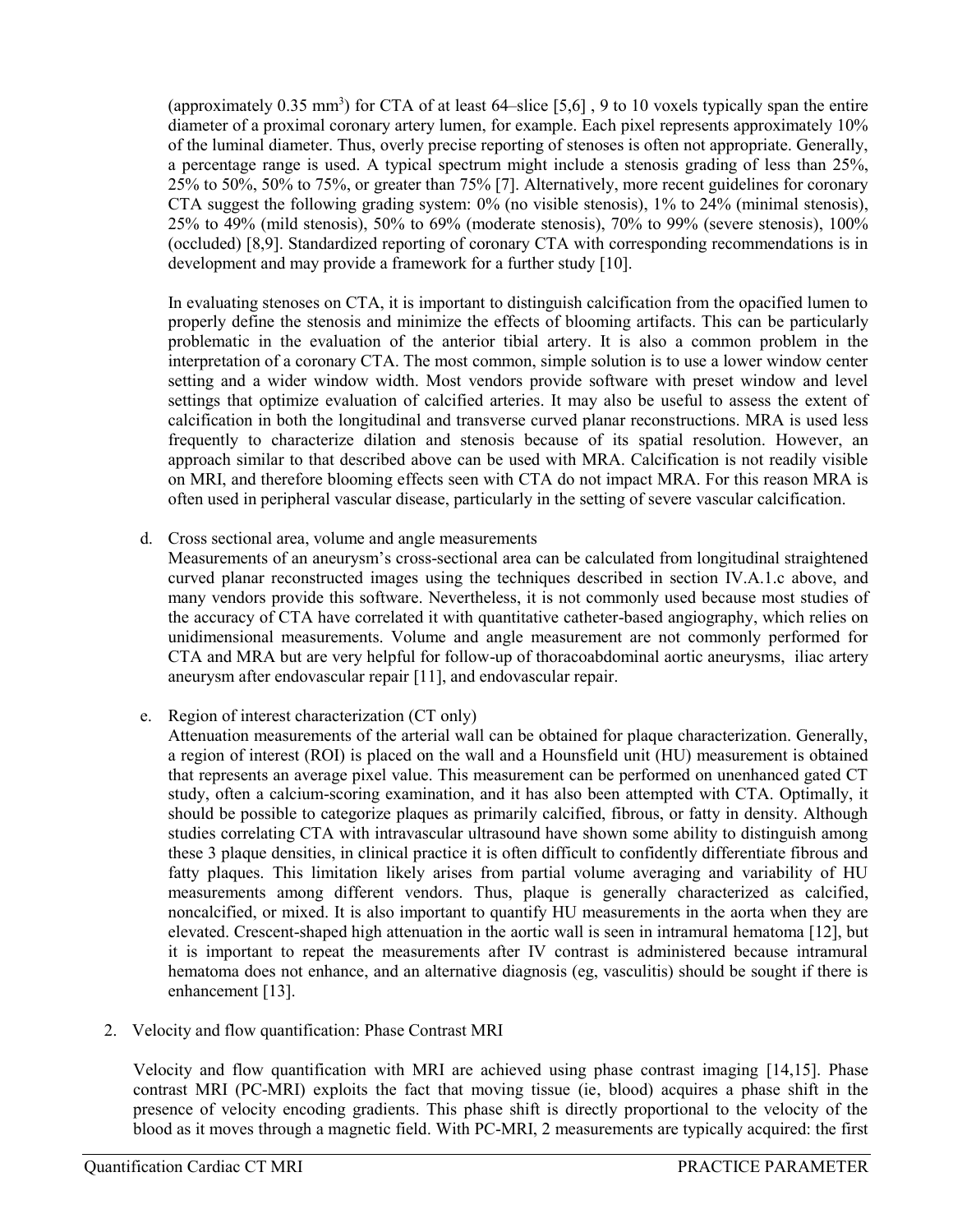(approximately 0.35 mm$^3$) for CTA of at least 64–slice [5,6] , 9 to 10 voxels typically span the entire diameter of a proximal coronary artery lumen, for example. Each pixel represents approximately 10% of the luminal diameter. Thus, overly precise reporting of stenoses is often not appropriate. Generally, a percentage range is used. A typical spectrum might include a stenosis grading of less than 25%, 25% to 50%, 50% to 75%, or greater than 75% [7]. Alternatively, more recent guidelines for coronary CTA suggest the following grading system: 0% (no visible stenosis), 1% to 24% (minimal stenosis), 25% to 49% (mild stenosis), 50% to 69% (moderate stenosis), 70% to 99% (severe stenosis), 100% (occluded) [8,9]. Standardized reporting of coronary CTA with corresponding recommendations is in development and may provide a framework for a further study [10].

In evaluating stenoses on CTA, it is important to distinguish calcification from the opacified lumen to properly define the stenosis and minimize the effects of blooming artifacts. This can be particularly problematic in the evaluation of the anterior tibial artery. It is also a common problem in the interpretation of a coronary CTA. The most common, simple solution is to use a lower window center setting and a wider window width. Most vendors provide software with preset window and level settings that optimize evaluation of calcified arteries. It may also be useful to assess the extent of calcification in both the longitudinal and transverse curved planar reconstructions. MRA is used less frequently to characterize dilation and stenosis because of its spatial resolution. However, an approach similar to that described above can be used with MRA. Calcification is not readily visible on MRI, and therefore blooming effects seen with CTA do not impact MRA. For this reason MRA is often used in peripheral vascular disease, particularly in the setting of severe vascular calcification.

d. Cross sectional area, volume and angle measurements

Measurements of an aneurysm's cross-sectional area can be calculated from longitudinal straightened curved planar reconstructed images using the techniques described in section IV.A.1.c above, and many vendors provide this software. Nevertheless, it is not commonly used because most studies of the accuracy of CTA have correlated it with quantitative catheter-based angiography, which relies on unidimensional measurements. Volume and angle measurement are not commonly performed for CTA and MRA but are very helpful for follow-up of thoracoabdominal aortic aneurysms, iliac artery aneurysm after endovascular repair [11], and endovascular repair.

e. Region of interest characterization (CT only)

Attenuation measurements of the arterial wall can be obtained for plaque characterization. Generally, a region of interest (ROI) is placed on the wall and a Hounsfield unit (HU) measurement is obtained that represents an average pixel value. This measurement can be performed on unenhanced gated CT study, often a calcium-scoring examination, and it has also been attempted with CTA. Optimally, it should be possible to categorize plaques as primarily calcified, fibrous, or fatty in density. Although studies correlating CTA with intravascular ultrasound have shown some ability to distinguish among these 3 plaque densities, in clinical practice it is often difficult to confidently differentiate fibrous and fatty plaques. This limitation likely arises from partial volume averaging and variability of HU measurements among different vendors. Thus, plaque is generally characterized as calcified, noncalcified, or mixed. It is also important to quantify HU measurements in the aorta when they are elevated. Crescent-shaped high attenuation in the aortic wall is seen in intramural hematoma [12], but it is important to repeat the measurements after IV contrast is administered because intramural hematoma does not enhance, and an alternative diagnosis (eg, vasculitis) should be sought if there is enhancement [13].

2. Velocity and flow quantification: Phase Contrast MRI

Velocity and flow quantification with MRI are achieved using phase contrast imaging [14,15]. Phase contrast MRI (PC-MRI) exploits the fact that moving tissue (ie, blood) acquires a phase shift in the presence of velocity encoding gradients. This phase shift is directly proportional to the velocity of the blood as it moves through a magnetic field. With PC-MRI, 2 measurements are typically acquired: the first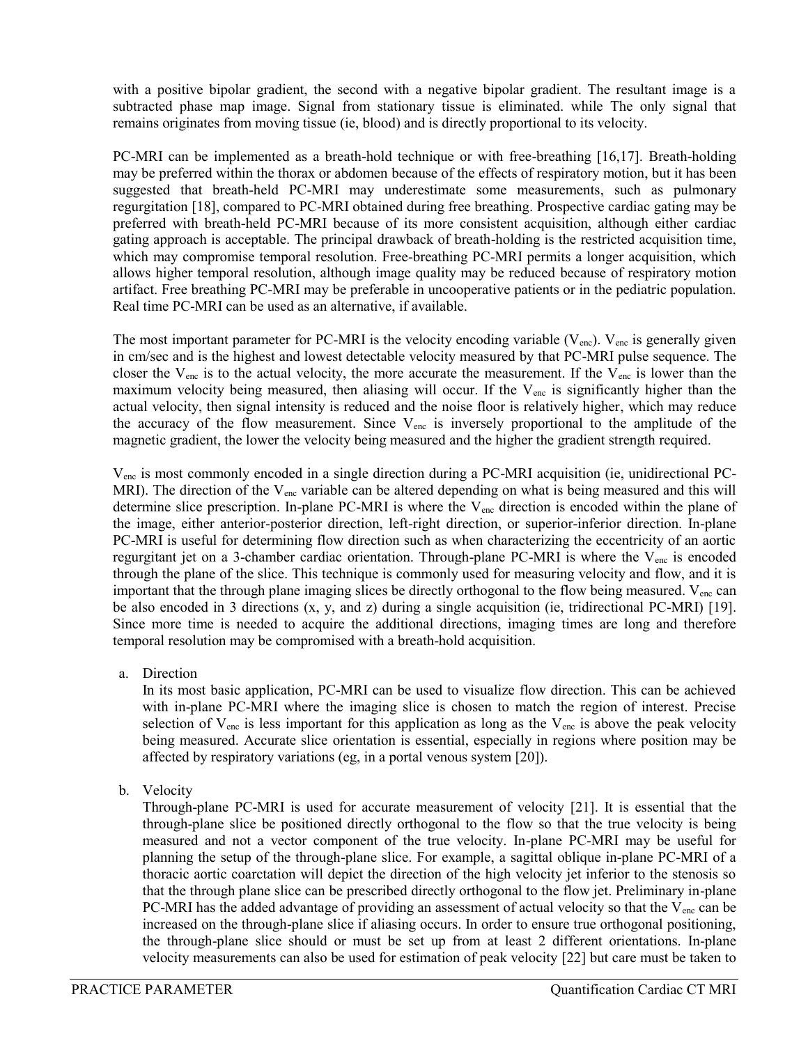with a positive bipolar gradient, the second with a negative bipolar gradient. The resultant image is a subtracted phase map image. Signal from stationary tissue is eliminated. while The only signal that remains originates from moving tissue (ie, blood) and is directly proportional to its velocity.

PC-MRI can be implemented as a breath-hold technique or with free-breathing [16,17]. Breath-holding may be preferred within the thorax or abdomen because of the effects of respiratory motion, but it has been suggested that breath-held PC-MRI may underestimate some measurements, such as pulmonary regurgitation [18], compared to PC-MRI obtained during free breathing. Prospective cardiac gating may be preferred with breath-held PC-MRI because of its more consistent acquisition, although either cardiac gating approach is acceptable. The principal drawback of breath-holding is the restricted acquisition time, which may compromise temporal resolution. Free-breathing PC-MRI permits a longer acquisition, which allows higher temporal resolution, although image quality may be reduced because of respiratory motion artifact. Free breathing PC-MRI may be preferable in uncooperative patients or in the pediatric population. Real time PC-MRI can be used as an alternative, if available.

The most important parameter for PC-MRI is the velocity encoding variable ($V_{enc}$). $V_{enc}$ is generally given in cm/sec and is the highest and lowest detectable velocity measured by that PC-MRI pulse sequence. The closer the $V_{enc}$ is to the actual velocity, the more accurate the measurement. If the $V_{enc}$ is lower than the maximum velocity being measured, then aliasing will occur. If the $V_{enc}$ is significantly higher than the actual velocity, then signal intensity is reduced and the noise floor is relatively higher, which may reduce the accuracy of the flow measurement. Since $V_{enc}$ is inversely proportional to the amplitude of the magnetic gradient, the lower the velocity being measured and the higher the gradient strength required.

$V_{enc}$ is most commonly encoded in a single direction during a PC-MRI acquisition (ie, unidirectional PC-MRI). The direction of the $V_{enc}$ variable can be altered depending on what is being measured and this will determine slice prescription. In-plane PC-MRI is where the $V_{enc}$ direction is encoded within the plane of the image, either anterior-posterior direction, left-right direction, or superior-inferior direction. In-plane PC-MRI is useful for determining flow direction such as when characterizing the eccentricity of an aortic regurgitant jet on a 3-chamber cardiac orientation. Through-plane PC-MRI is where the $V_{enc}$ is encoded through the plane of the slice. This technique is commonly used for measuring velocity and flow, and it is important that the through plane imaging slices be directly orthogonal to the flow being measured. $V_{enc}$ can be also encoded in 3 directions (x, y, and z) during a single acquisition (ie, tridirectional PC-MRI) [19]. Since more time is needed to acquire the additional directions, imaging times are long and therefore temporal resolution may be compromised with a breath-hold acquisition.

a. Direction

   In its most basic application, PC-MRI can be used to visualize flow direction. This can be achieved with in-plane PC-MRI where the imaging slice is chosen to match the region of interest. Precise selection of $V_{enc}$ is less important for this application as long as the $V_{enc}$ is above the peak velocity being measured. Accurate slice orientation is essential, especially in regions where position may be affected by respiratory variations (eg, in a portal venous system [20]).

b. Velocity

   Through-plane PC-MRI is used for accurate measurement of velocity [21]. It is essential that the through-plane slice be positioned directly orthogonal to the flow so that the true velocity is being measured and not a vector component of the true velocity. In-plane PC-MRI may be useful for planning the setup of the through-plane slice. For example, a sagittal oblique in-plane PC-MRI of a thoracic aortic coarctation will depict the direction of the high velocity jet inferior to the stenosis so that the through plane slice can be prescribed directly orthogonal to the flow jet. Preliminary in-plane PC-MRI has the added advantage of providing an assessment of actual velocity so that the $V_{enc}$ can be increased on the through-plane slice if aliasing occurs. In order to ensure true orthogonal positioning, the through-plane slice should or must be set up from at least 2 different orientations. In-plane velocity measurements can also be used for estimation of peak velocity [22] but care must be taken to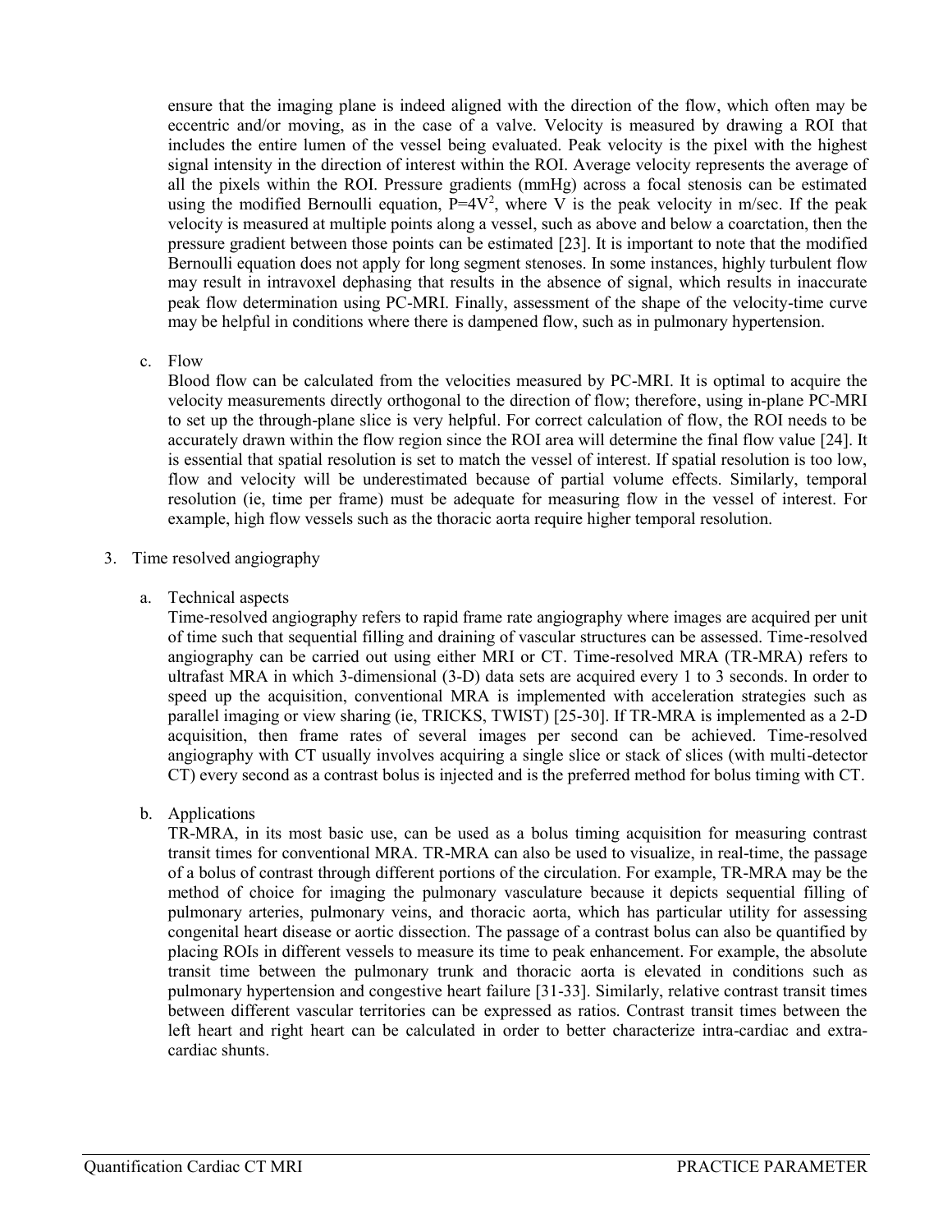ensure that the imaging plane is indeed aligned with the direction of the flow, which often may be eccentric and/or moving, as in the case of a valve. Velocity is measured by drawing a ROI that includes the entire lumen of the vessel being evaluated. Peak velocity is the pixel with the highest signal intensity in the direction of interest within the ROI. Average velocity represents the average of all the pixels within the ROI. Pressure gradients (mmHg) across a focal stenosis can be estimated using the modified Bernoulli equation, $P=4V^2$, where V is the peak velocity in m/sec. If the peak velocity is measured at multiple points along a vessel, such as above and below a coarctation, then the pressure gradient between those points can be estimated [23]. It is important to note that the modified Bernoulli equation does not apply for long segment stenoses. In some instances, highly turbulent flow may result in intravoxel dephasing that results in the absence of signal, which results in inaccurate peak flow determination using PC-MRI. Finally, assessment of the shape of the velocity-time curve may be helpful in conditions where there is dampened flow, such as in pulmonary hypertension.

c. Flow

Blood flow can be calculated from the velocities measured by PC-MRI. It is optimal to acquire the velocity measurements directly orthogonal to the direction of flow; therefore, using in-plane PC-MRI to set up the through-plane slice is very helpful. For correct calculation of flow, the ROI needs to be accurately drawn within the flow region since the ROI area will determine the final flow value [24]. It is essential that spatial resolution is set to match the vessel of interest. If spatial resolution is too low, flow and velocity will be underestimated because of partial volume effects. Similarly, temporal resolution (ie, time per frame) must be adequate for measuring flow in the vessel of interest. For example, high flow vessels such as the thoracic aorta require higher temporal resolution.

3. Time resolved angiography

a. Technical aspects

Time-resolved angiography refers to rapid frame rate angiography where images are acquired per unit of time such that sequential filling and draining of vascular structures can be assessed. Time-resolved angiography can be carried out using either MRI or CT. Time-resolved MRA (TR-MRA) refers to ultrafast MRA in which 3-dimensional (3-D) data sets are acquired every 1 to 3 seconds. In order to speed up the acquisition, conventional MRA is implemented with acceleration strategies such as parallel imaging or view sharing (ie, TRICKS, TWIST) [25-30]. If TR-MRA is implemented as a 2-D acquisition, then frame rates of several images per second can be achieved. Time-resolved angiography with CT usually involves acquiring a single slice or stack of slices (with multi-detector CT) every second as a contrast bolus is injected and is the preferred method for bolus timing with CT.

b. Applications

TR-MRA, in its most basic use, can be used as a bolus timing acquisition for measuring contrast transit times for conventional MRA. TR-MRA can also be used to visualize, in real-time, the passage of a bolus of contrast through different portions of the circulation. For example, TR-MRA may be the method of choice for imaging the pulmonary vasculature because it depicts sequential filling of pulmonary arteries, pulmonary veins, and thoracic aorta, which has particular utility for assessing congenital heart disease or aortic dissection. The passage of a contrast bolus can also be quantified by placing ROIs in different vessels to measure its time to peak enhancement. For example, the absolute transit time between the pulmonary trunk and thoracic aorta is elevated in conditions such as pulmonary hypertension and congestive heart failure [31-33]. Similarly, relative contrast transit times between different vascular territories can be expressed as ratios. Contrast transit times between the left heart and right heart can be calculated in order to better characterize intra-cardiac and extra-cardiac shunts.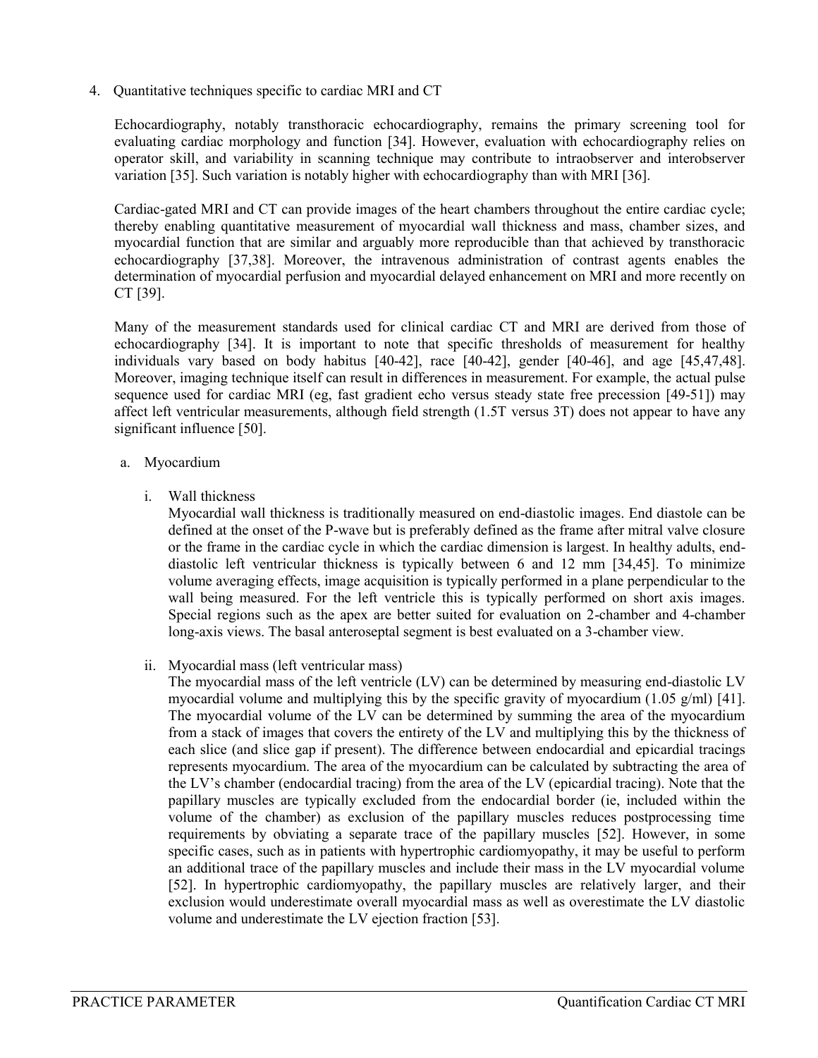4. Quantitative techniques specific to cardiac MRI and CT

Echocardiography, notably transthoracic echocardiography, remains the primary screening tool for evaluating cardiac morphology and function [34]. However, evaluation with echocardiography relies on operator skill, and variability in scanning technique may contribute to intraobserver and interobserver variation [35]. Such variation is notably higher with echocardiography than with MRI [36].

Cardiac-gated MRI and CT can provide images of the heart chambers throughout the entire cardiac cycle; thereby enabling quantitative measurement of myocardial wall thickness and mass, chamber sizes, and myocardial function that are similar and arguably more reproducible than that achieved by transthoracic echocardiography [37,38]. Moreover, the intravenous administration of contrast agents enables the determination of myocardial perfusion and myocardial delayed enhancement on MRI and more recently on CT [39].

Many of the measurement standards used for clinical cardiac CT and MRI are derived from those of echocardiography [34]. It is important to note that specific thresholds of measurement for healthy individuals vary based on body habitus [40-42], race [40-42], gender [40-46], and age [45,47,48]. Moreover, imaging technique itself can result in differences in measurement. For example, the actual pulse sequence used for cardiac MRI (eg, fast gradient echo versus steady state free precession [49-51]) may affect left ventricular measurements, although field strength (1.5T versus 3T) does not appear to have any significant influence [50].

a. Myocardium

i. Wall thickness

Myocardial wall thickness is traditionally measured on end-diastolic images. End diastole can be defined at the onset of the P-wave but is preferably defined as the frame after mitral valve closure or the frame in the cardiac cycle in which the cardiac dimension is largest. In healthy adults, end-diastolic left ventricular thickness is typically between 6 and 12 mm [34,45]. To minimize volume averaging effects, image acquisition is typically performed in a plane perpendicular to the wall being measured. For the left ventricle this is typically performed on short axis images. Special regions such as the apex are better suited for evaluation on 2-chamber and 4-chamber long-axis views. The basal anteroseptal segment is best evaluated on a 3-chamber view.

ii. Myocardial mass (left ventricular mass)

The myocardial mass of the left ventricle (LV) can be determined by measuring end-diastolic LV myocardial volume and multiplying this by the specific gravity of myocardium (1.05 g/ml) [41]. The myocardial volume of the LV can be determined by summing the area of the myocardium from a stack of images that covers the entirety of the LV and multiplying this by the thickness of each slice (and slice gap if present). The difference between endocardial and epicardial tracings represents myocardium. The area of the myocardium can be calculated by subtracting the area of the LV's chamber (endocardial tracing) from the area of the LV (epicardial tracing). Note that the papillary muscles are typically excluded from the endocardial border (ie, included within the volume of the chamber) as exclusion of the papillary muscles reduces postprocessing time requirements by obviating a separate trace of the papillary muscles [52]. However, in some specific cases, such as in patients with hypertrophic cardiomyopathy, it may be useful to perform an additional trace of the papillary muscles and include their mass in the LV myocardial volume [52]. In hypertrophic cardiomyopathy, the papillary muscles are relatively larger, and their exclusion would underestimate overall myocardial mass as well as overestimate the LV diastolic volume and underestimate the LV ejection fraction [53].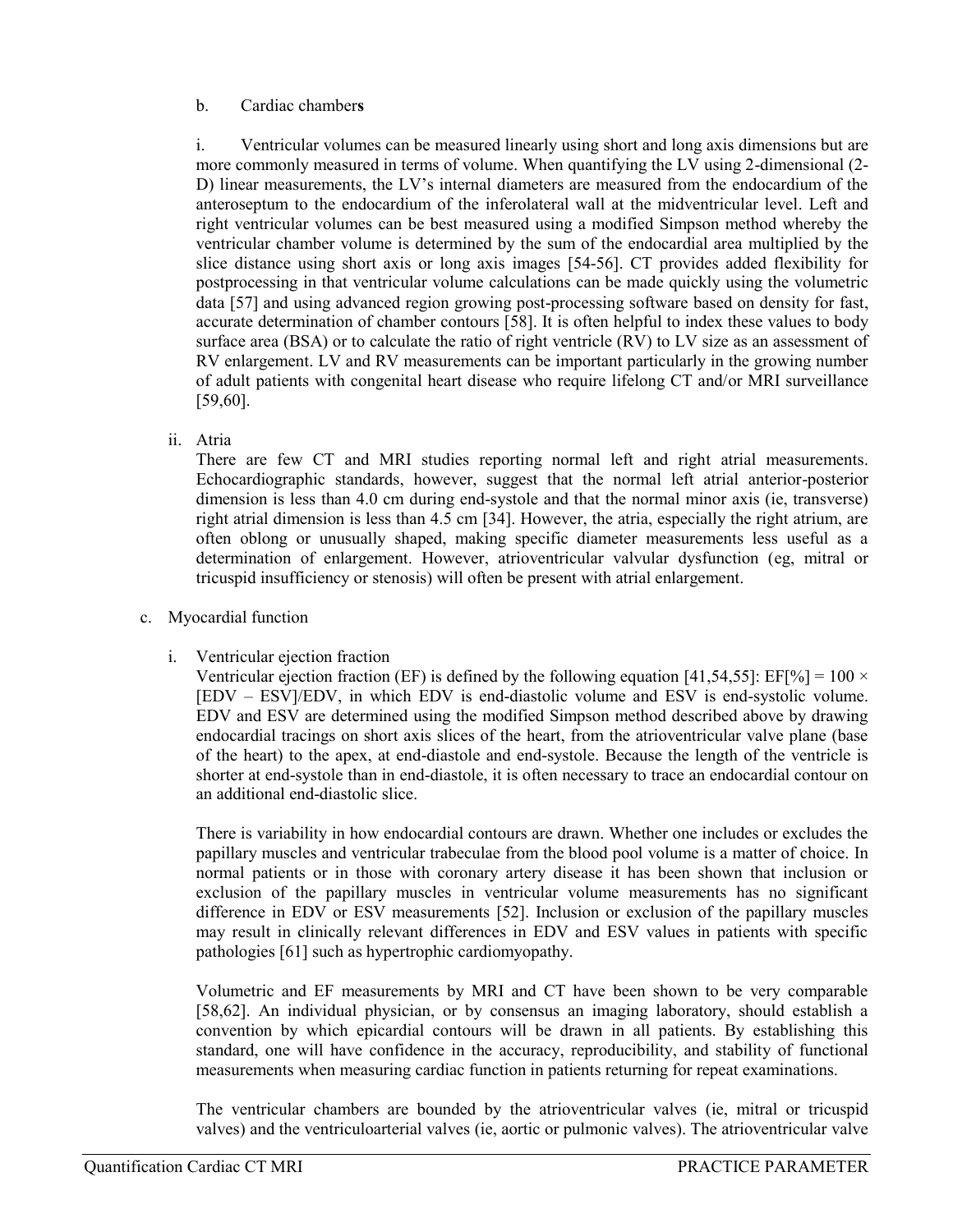b. Cardiac chambers

i. Ventricular volumes can be measured linearly using short and long axis dimensions but are more commonly measured in terms of volume. When quantifying the LV using 2-dimensional (2-D) linear measurements, the LV's internal diameters are measured from the endocardium of the anteroseptum to the endocardium of the inferolateral wall at the midventricular level. Left and right ventricular volumes can be best measured using a modified Simpson method whereby the ventricular chamber volume is determined by the sum of the endocardial area multiplied by the slice distance using short axis or long axis images [54-56]. CT provides added flexibility for postprocessing in that ventricular volume calculations can be made quickly using the volumetric data [57] and using advanced region growing post-processing software based on density for fast, accurate determination of chamber contours [58]. It is often helpful to index these values to body surface area (BSA) or to calculate the ratio of right ventricle (RV) to LV size as an assessment of RV enlargement. LV and RV measurements can be important particularly in the growing number of adult patients with congenital heart disease who require lifelong CT and/or MRI surveillance [59,60].

ii. Atria

There are few CT and MRI studies reporting normal left and right atrial measurements. Echocardiographic standards, however, suggest that the normal left atrial anterior-posterior dimension is less than 4.0 cm during end-systole and that the normal minor axis (ie, transverse) right atrial dimension is less than 4.5 cm [34]. However, the atria, especially the right atrium, are often oblong or unusually shaped, making specific diameter measurements less useful as a determination of enlargement. However, atrioventricular valvular dysfunction (eg, mitral or tricuspid insufficiency or stenosis) will often be present with atrial enlargement.

c. Myocardial function

i. Ventricular ejection fraction

Ventricular ejection fraction (EF) is defined by the following equation [41,54,55]: $EF[\%] = 100 \times [EDV – ESV]/EDV$, in which EDV is end-diastolic volume and ESV is end-systolic volume. EDV and ESV are determined using the modified Simpson method described above by drawing endocardial tracings on short axis slices of the heart, from the atrioventricular valve plane (base of the heart) to the apex, at end-diastole and end-systole. Because the length of the ventricle is shorter at end-systole than in end-diastole, it is often necessary to trace an endocardial contour on an additional end-diastolic slice.

There is variability in how endocardial contours are drawn. Whether one includes or excludes the papillary muscles and ventricular trabeculae from the blood pool volume is a matter of choice. In normal patients or in those with coronary artery disease it has been shown that inclusion or exclusion of the papillary muscles in ventricular volume measurements has no significant difference in EDV or ESV measurements [52]. Inclusion or exclusion of the papillary muscles may result in clinically relevant differences in EDV and ESV values in patients with specific pathologies [61] such as hypertrophic cardiomyopathy.

Volumetric and EF measurements by MRI and CT have been shown to be very comparable [58,62]. An individual physician, or by consensus an imaging laboratory, should establish a convention by which epicardial contours will be drawn in all patients. By establishing this standard, one will have confidence in the accuracy, reproducibility, and stability of functional measurements when measuring cardiac function in patients returning for repeat examinations.

The ventricular chambers are bounded by the atrioventricular valves (ie, mitral or tricuspid valves) and the ventriculoarterial valves (ie, aortic or pulmonic valves). The atrioventricular valve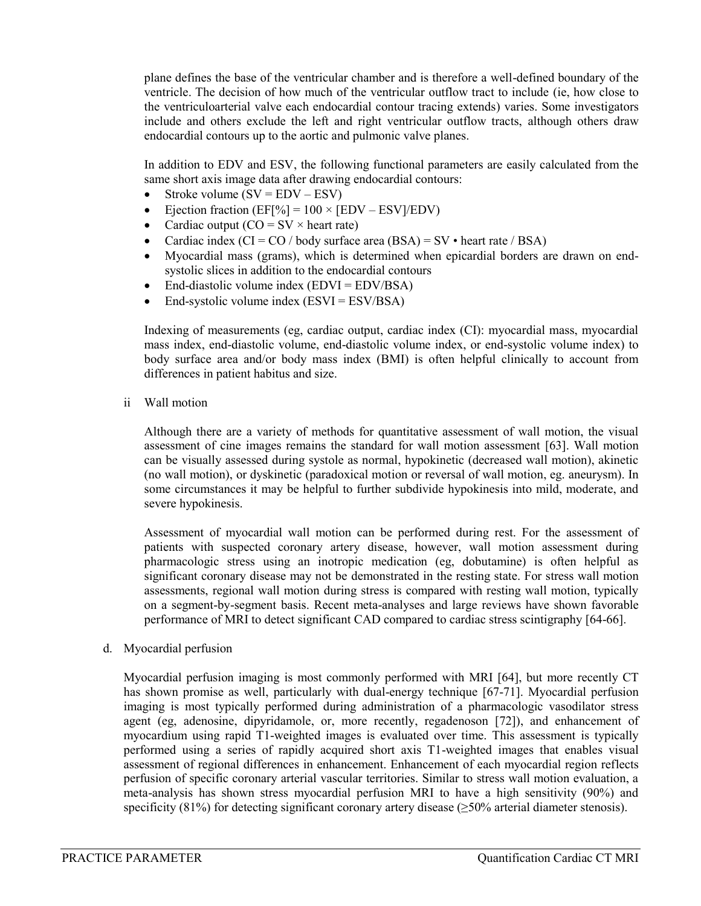plane defines the base of the ventricular chamber and is therefore a well-defined boundary of the ventricle. The decision of how much of the ventricular outflow tract to include (ie, how close to the ventriculoarterial valve each endocardial contour tracing extends) varies. Some investigators include and others exclude the left and right ventricular outflow tracts, although others draw endocardial contours up to the aortic and pulmonic valve planes.

In addition to EDV and ESV, the following functional parameters are easily calculated from the same short axis image data after drawing endocardial contours:

- Stroke volume (SV = EDV – ESV)
- Ejection fraction (EF[%] = 100 × [EDV – ESV]/EDV)
- Cardiac output (CO = SV × heart rate)
- Cardiac index (CI = CO / body surface area (BSA) = SV • heart rate / BSA)
- Myocardial mass (grams), which is determined when epicardial borders are drawn on end-systolic slices in addition to the endocardial contours
- End-diastolic volume index (EDVI = EDV/BSA)
- End-systolic volume index (ESVI = ESV/BSA)

Indexing of measurements (eg, cardiac output, cardiac index (CI): myocardial mass, myocardial mass index, end-diastolic volume, end-diastolic volume index, or end-systolic volume index) to body surface area and/or body mass index (BMI) is often helpful clinically to account from differences in patient habitus and size.

ii Wall motion

Although there are a variety of methods for quantitative assessment of wall motion, the visual assessment of cine images remains the standard for wall motion assessment [63]. Wall motion can be visually assessed during systole as normal, hypokinetic (decreased wall motion), akinetic (no wall motion), or dyskinetic (paradoxical motion or reversal of wall motion, eg. aneurysm). In some circumstances it may be helpful to further subdivide hypokinesis into mild, moderate, and severe hypokinesis.

Assessment of myocardial wall motion can be performed during rest. For the assessment of patients with suspected coronary artery disease, however, wall motion assessment during pharmacologic stress using an inotropic medication (eg, dobutamine) is often helpful as significant coronary disease may not be demonstrated in the resting state. For stress wall motion assessments, regional wall motion during stress is compared with resting wall motion, typically on a segment-by-segment basis. Recent meta-analyses and large reviews have shown favorable performance of MRI to detect significant CAD compared to cardiac stress scintigraphy [64-66].

d. Myocardial perfusion

Myocardial perfusion imaging is most commonly performed with MRI [64], but more recently CT has shown promise as well, particularly with dual-energy technique [67-71]. Myocardial perfusion imaging is most typically performed during administration of a pharmacologic vasodilator stress agent (eg, adenosine, dipyridamole, or, more recently, regadenoson [72]), and enhancement of myocardium using rapid T1-weighted images is evaluated over time. This assessment is typically performed using a series of rapidly acquired short axis T1-weighted images that enables visual assessment of regional differences in enhancement. Enhancement of each myocardial region reflects perfusion of specific coronary arterial vascular territories. Similar to stress wall motion evaluation, a meta-analysis has shown stress myocardial perfusion MRI to have a high sensitivity (90%) and specificity (81%) for detecting significant coronary artery disease (≥50% arterial diameter stenosis).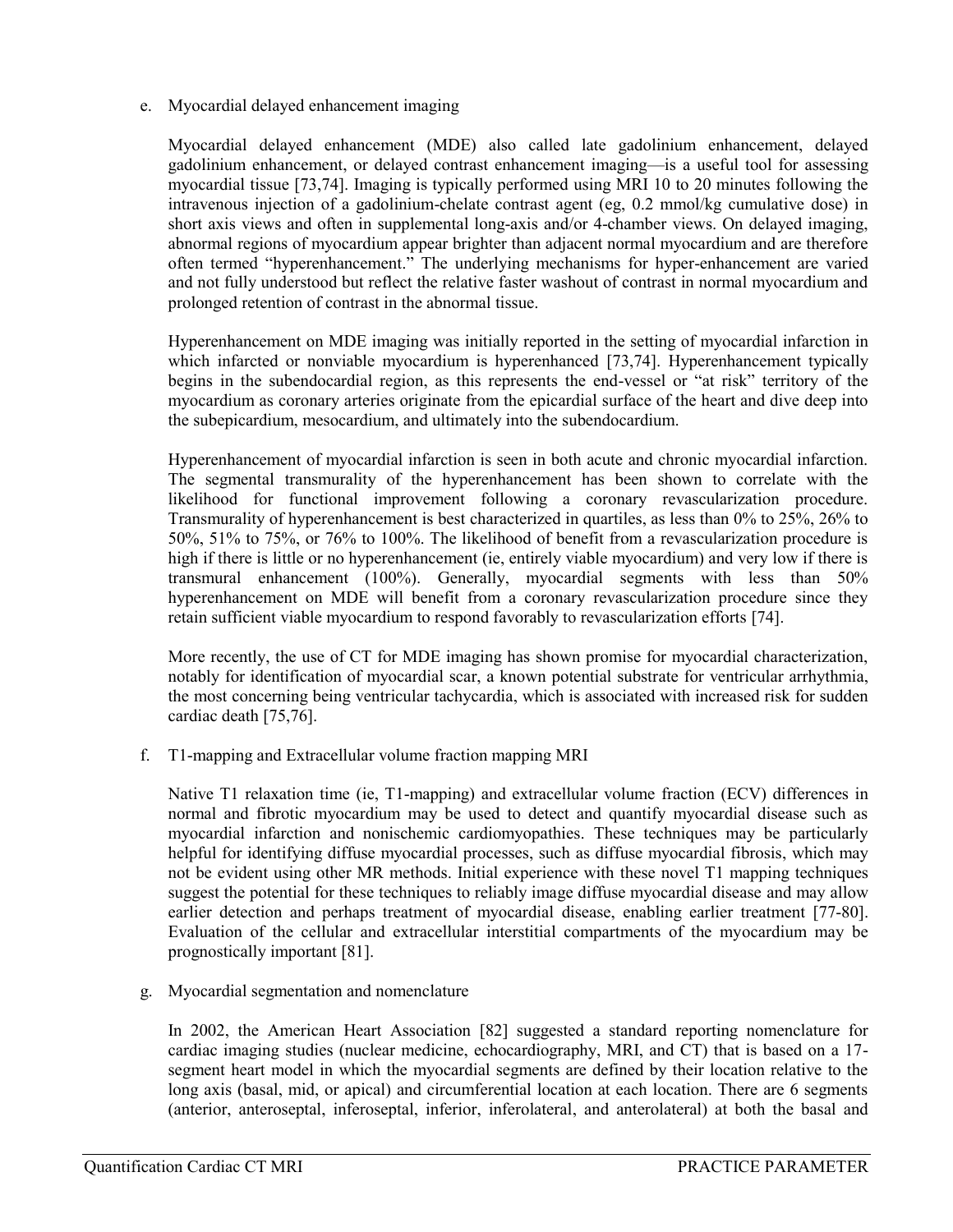e. Myocardial delayed enhancement imaging

Myocardial delayed enhancement (MDE) also called late gadolinium enhancement, delayed gadolinium enhancement, or delayed contrast enhancement imaging—is a useful tool for assessing myocardial tissue [73,74]. Imaging is typically performed using MRI 10 to 20 minutes following the intravenous injection of a gadolinium-chelate contrast agent (eg, 0.2 mmol/kg cumulative dose) in short axis views and often in supplemental long-axis and/or 4-chamber views. On delayed imaging, abnormal regions of myocardium appear brighter than adjacent normal myocardium and are therefore often termed "hyperenhancement." The underlying mechanisms for hyper-enhancement are varied and not fully understood but reflect the relative faster washout of contrast in normal myocardium and prolonged retention of contrast in the abnormal tissue.

Hyperenhancement on MDE imaging was initially reported in the setting of myocardial infarction in which infarcted or nonviable myocardium is hyperenhanced [73,74]. Hyperenhancement typically begins in the subendocardial region, as this represents the end-vessel or "at risk" territory of the myocardium as coronary arteries originate from the epicardial surface of the heart and dive deep into the subepicardium, mesocardium, and ultimately into the subendocardium.

Hyperenhancement of myocardial infarction is seen in both acute and chronic myocardial infarction. The segmental transmurality of the hyperenhancement has been shown to correlate with the likelihood for functional improvement following a coronary revascularization procedure. Transmurality of hyperenhancement is best characterized in quartiles, as less than 0% to 25%, 26% to 50%, 51% to 75%, or 76% to 100%. The likelihood of benefit from a revascularization procedure is high if there is little or no hyperenhancement (ie, entirely viable myocardium) and very low if there is transmural enhancement (100%). Generally, myocardial segments with less than 50% hyperenhancement on MDE will benefit from a coronary revascularization procedure since they retain sufficient viable myocardium to respond favorably to revascularization efforts [74].

More recently, the use of CT for MDE imaging has shown promise for myocardial characterization, notably for identification of myocardial scar, a known potential substrate for ventricular arrhythmia, the most concerning being ventricular tachycardia, which is associated with increased risk for sudden cardiac death [75,76].

f. T1-mapping and Extracellular volume fraction mapping MRI

Native T1 relaxation time (ie, T1-mapping) and extracellular volume fraction (ECV) differences in normal and fibrotic myocardium may be used to detect and quantify myocardial disease such as myocardial infarction and nonischemic cardiomyopathies. These techniques may be particularly helpful for identifying diffuse myocardial processes, such as diffuse myocardial fibrosis, which may not be evident using other MR methods. Initial experience with these novel T1 mapping techniques suggest the potential for these techniques to reliably image diffuse myocardial disease and may allow earlier detection and perhaps treatment of myocardial disease, enabling earlier treatment [77-80]. Evaluation of the cellular and extracellular interstitial compartments of the myocardium may be prognostically important [81].

g. Myocardial segmentation and nomenclature

In 2002, the American Heart Association [82] suggested a standard reporting nomenclature for cardiac imaging studies (nuclear medicine, echocardiography, MRI, and CT) that is based on a 17-segment heart model in which the myocardial segments are defined by their location relative to the long axis (basal, mid, or apical) and circumferential location at each location. There are 6 segments (anterior, anteroseptal, inferoseptal, inferior, inferolateral, and anterolateral) at both the basal and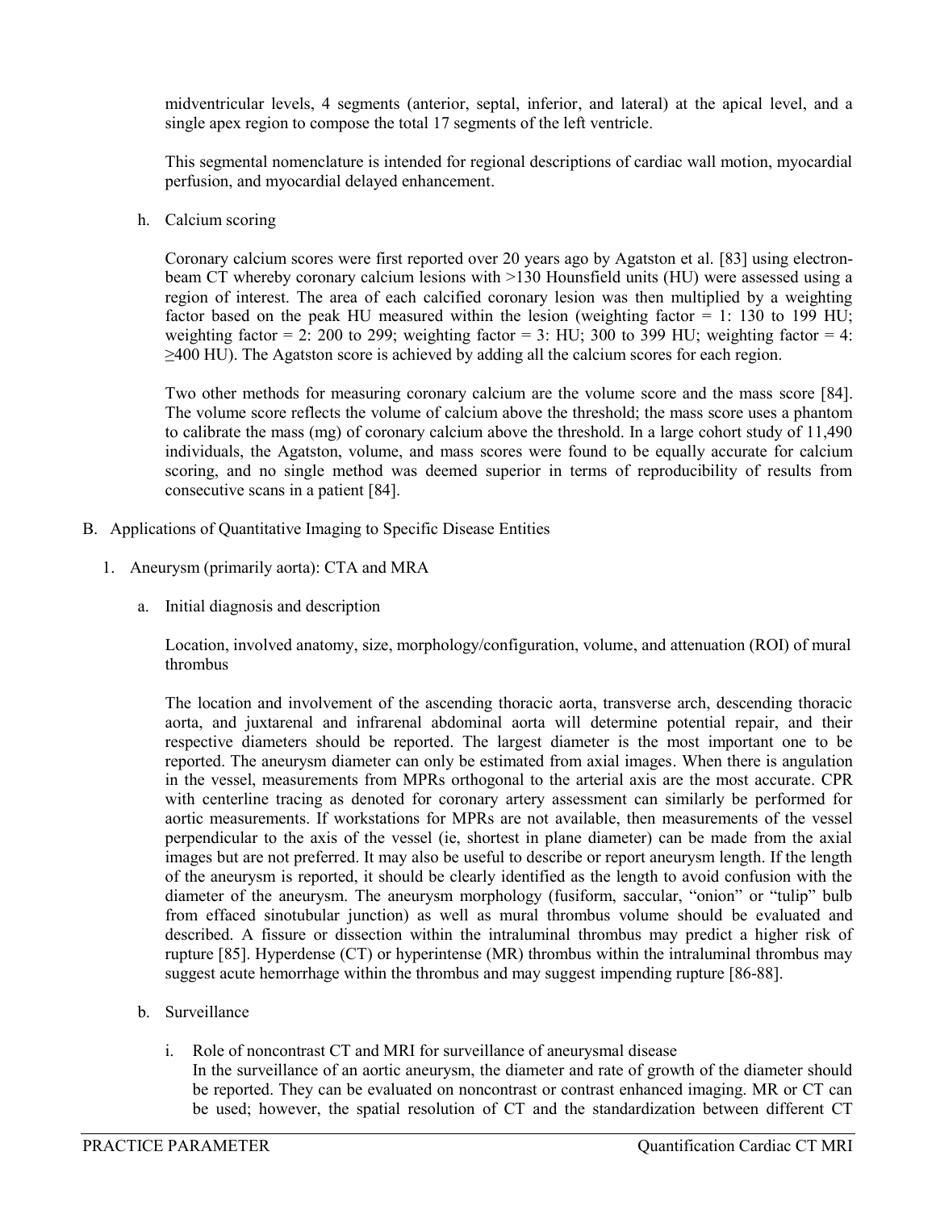midventricular levels, 4 segments (anterior, septal, inferior, and lateral) at the apical level, and a single apex region to compose the total 17 segments of the left ventricle.

This segmental nomenclature is intended for regional descriptions of cardiac wall motion, myocardial perfusion, and myocardial delayed enhancement.

h. Calcium scoring

Coronary calcium scores were first reported over 20 years ago by Agatston et al. [83] using electron-beam CT whereby coronary calcium lesions with >130 Hounsfield units (HU) were assessed using a region of interest. The area of each calcified coronary lesion was then multiplied by a weighting factor based on the peak HU measured within the lesion (weighting factor = 1: 130 to 199 HU; weighting factor = 2: 200 to 299; weighting factor = 3: HU; 300 to 399 HU; weighting factor = 4: ≥400 HU). The Agatston score is achieved by adding all the calcium scores for each region.

Two other methods for measuring coronary calcium are the volume score and the mass score [84]. The volume score reflects the volume of calcium above the threshold; the mass score uses a phantom to calibrate the mass (mg) of coronary calcium above the threshold. In a large cohort study of 11,490 individuals, the Agatston, volume, and mass scores were found to be equally accurate for calcium scoring, and no single method was deemed superior in terms of reproducibility of results from consecutive scans in a patient [84].

B. Applications of Quantitative Imaging to Specific Disease Entities

1. Aneurysm (primarily aorta): CTA and MRA

a. Initial diagnosis and description

Location, involved anatomy, size, morphology/configuration, volume, and attenuation (ROI) of mural thrombus

The location and involvement of the ascending thoracic aorta, transverse arch, descending thoracic aorta, and juxtarenal and infrarenal abdominal aorta will determine potential repair, and their respective diameters should be reported. The largest diameter is the most important one to be reported. The aneurysm diameter can only be estimated from axial images. When there is angulation in the vessel, measurements from MPRs orthogonal to the arterial axis are the most accurate. CPR with centerline tracing as denoted for coronary artery assessment can similarly be performed for aortic measurements. If workstations for MPRs are not available, then measurements of the vessel perpendicular to the axis of the vessel (ie, shortest in plane diameter) can be made from the axial images but are not preferred. It may also be useful to describe or report aneurysm length. If the length of the aneurysm is reported, it should be clearly identified as the length to avoid confusion with the diameter of the aneurysm. The aneurysm morphology (fusiform, saccular, "onion" or "tulip" bulb from effaced sinotubular junction) as well as mural thrombus volume should be evaluated and described. A fissure or dissection within the intraluminal thrombus may predict a higher risk of rupture [85]. Hyperdense (CT) or hyperintense (MR) thrombus within the intraluminal thrombus may suggest acute hemorrhage within the thrombus and may suggest impending rupture [86-88].

b. Surveillance

i. Role of noncontrast CT and MRI for surveillance of aneurysmal disease

In the surveillance of an aortic aneurysm, the diameter and rate of growth of the diameter should be reported. They can be evaluated on noncontrast or contrast enhanced imaging. MR or CT can be used; however, the spatial resolution of CT and the standardization between different CT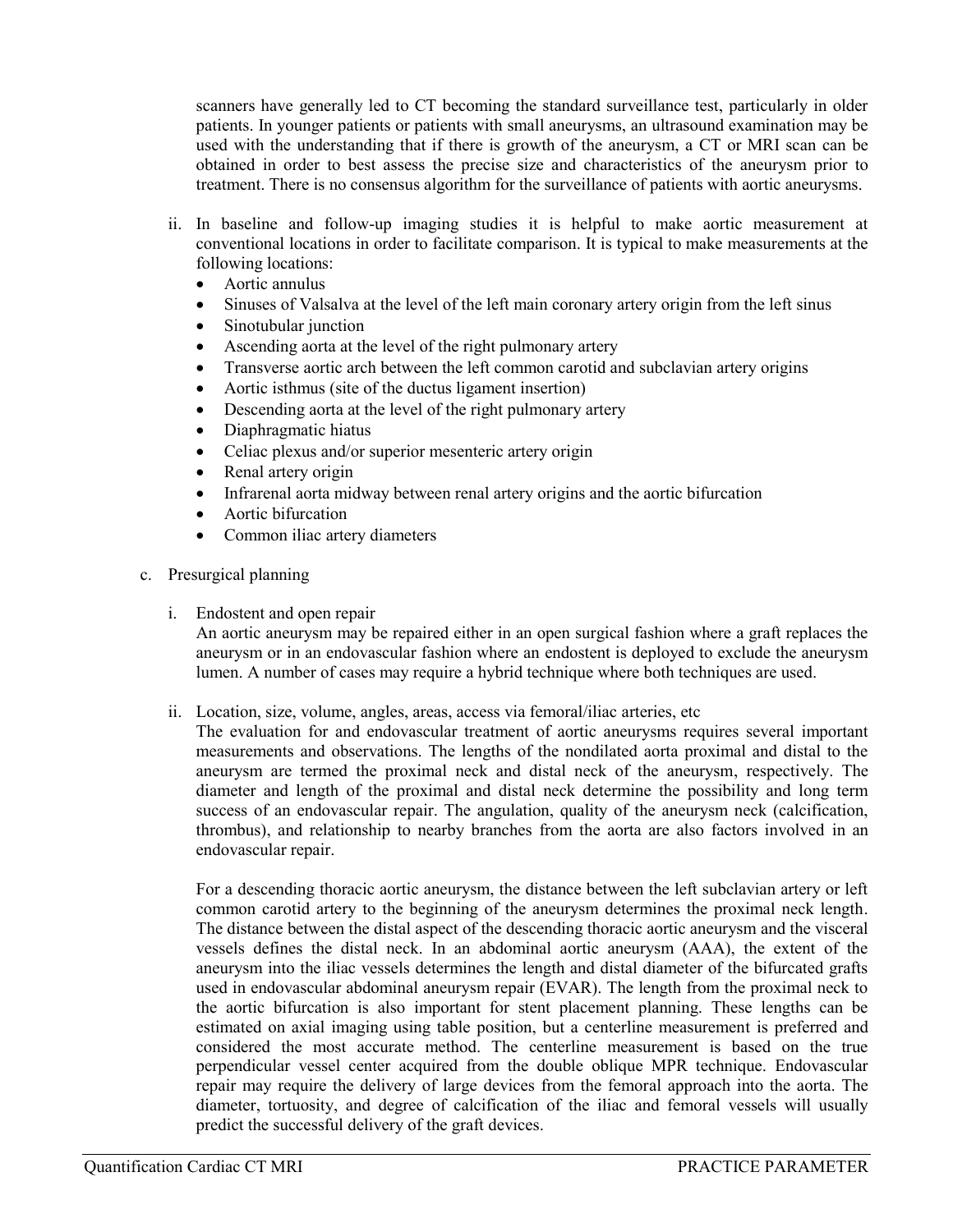scanners have generally led to CT becoming the standard surveillance test, particularly in older patients. In younger patients or patients with small aneurysms, an ultrasound examination may be used with the understanding that if there is growth of the aneurysm, a CT or MRI scan can be obtained in order to best assess the precise size and characteristics of the aneurysm prior to treatment. There is no consensus algorithm for the surveillance of patients with aortic aneurysms.

ii. In baseline and follow-up imaging studies it is helpful to make aortic measurement at conventional locations in order to facilitate comparison. It is typical to make measurements at the following locations:

- Aortic annulus
- Sinuses of Valsalva at the level of the left main coronary artery origin from the left sinus
- Sinotubular junction
- Ascending aorta at the level of the right pulmonary artery
- Transverse aortic arch between the left common carotid and subclavian artery origins
- Aortic isthmus (site of the ductus ligament insertion)
- Descending aorta at the level of the right pulmonary artery
- Diaphragmatic hiatus
- Celiac plexus and/or superior mesenteric artery origin
- Renal artery origin
- Infrarenal aorta midway between renal artery origins and the aortic bifurcation
- Aortic bifurcation
- Common iliac artery diameters

c. Presurgical planning

i. Endostent and open repair

An aortic aneurysm may be repaired either in an open surgical fashion where a graft replaces the aneurysm or in an endovascular fashion where an endostent is deployed to exclude the aneurysm lumen. A number of cases may require a hybrid technique where both techniques are used.

ii. Location, size, volume, angles, areas, access via femoral/iliac arteries, etc

The evaluation for and endovascular treatment of aortic aneurysms requires several important measurements and observations. The lengths of the nondilated aorta proximal and distal to the aneurysm are termed the proximal neck and distal neck of the aneurysm, respectively. The diameter and length of the proximal and distal neck determine the possibility and long term success of an endovascular repair. The angulation, quality of the aneurysm neck (calcification, thrombus), and relationship to nearby branches from the aorta are also factors involved in an endovascular repair.

For a descending thoracic aortic aneurysm, the distance between the left subclavian artery or left common carotid artery to the beginning of the aneurysm determines the proximal neck length. The distance between the distal aspect of the descending thoracic aortic aneurysm and the visceral vessels defines the distal neck. In an abdominal aortic aneurysm (AAA), the extent of the aneurysm into the iliac vessels determines the length and distal diameter of the bifurcated grafts used in endovascular abdominal aneurysm repair (EVAR). The length from the proximal neck to the aortic bifurcation is also important for stent placement planning. These lengths can be estimated on axial imaging using table position, but a centerline measurement is preferred and considered the most accurate method. The centerline measurement is based on the true perpendicular vessel center acquired from the double oblique MPR technique. Endovascular repair may require the delivery of large devices from the femoral approach into the aorta. The diameter, tortuosity, and degree of calcification of the iliac and femoral vessels will usually predict the successful delivery of the graft devices.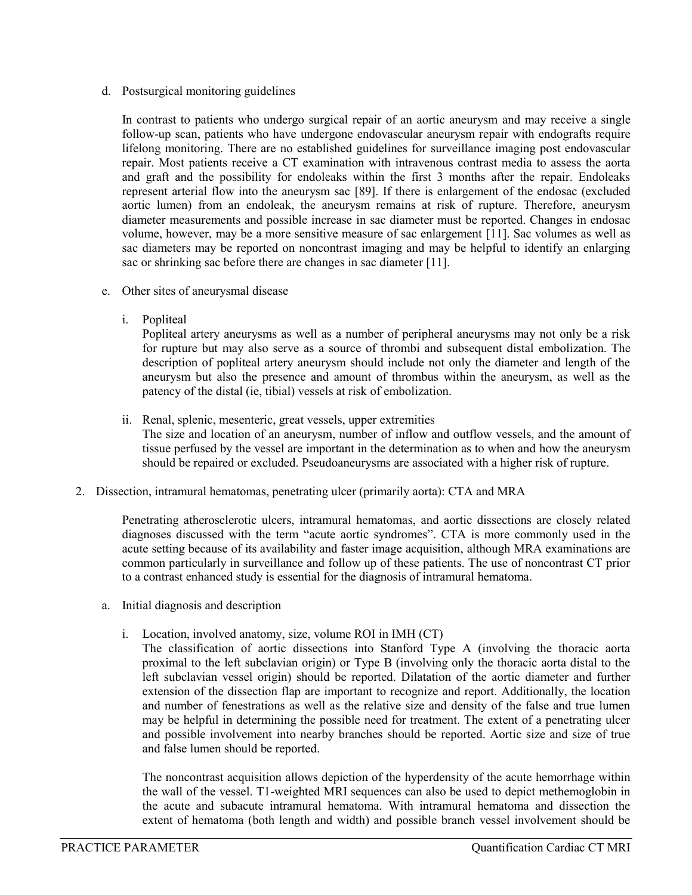d. Postsurgical monitoring guidelines

In contrast to patients who undergo surgical repair of an aortic aneurysm and may receive a single follow-up scan, patients who have undergone endovascular aneurysm repair with endografts require lifelong monitoring. There are no established guidelines for surveillance imaging post endovascular repair. Most patients receive a CT examination with intravenous contrast media to assess the aorta and graft and the possibility for endoleaks within the first 3 months after the repair. Endoleaks represent arterial flow into the aneurysm sac [89]. If there is enlargement of the endosac (excluded aortic lumen) from an endoleak, the aneurysm remains at risk of rupture. Therefore, aneurysm diameter measurements and possible increase in sac diameter must be reported. Changes in endosac volume, however, may be a more sensitive measure of sac enlargement [11]. Sac volumes as well as sac diameters may be reported on noncontrast imaging and may be helpful to identify an enlarging sac or shrinking sac before there are changes in sac diameter [11].

e. Other sites of aneurysmal disease

i. Popliteal

Popliteal artery aneurysms as well as a number of peripheral aneurysms may not only be a risk for rupture but may also serve as a source of thrombi and subsequent distal embolization. The description of popliteal artery aneurysm should include not only the diameter and length of the aneurysm but also the presence and amount of thrombus within the aneurysm, as well as the patency of the distal (ie, tibial) vessels at risk of embolization.

ii. Renal, splenic, mesenteric, great vessels, upper extremities

The size and location of an aneurysm, number of inflow and outflow vessels, and the amount of tissue perfused by the vessel are important in the determination as to when and how the aneurysm should be repaired or excluded. Pseudoaneurysms are associated with a higher risk of rupture.

2. Dissection, intramural hematomas, penetrating ulcer (primarily aorta): CTA and MRA

Penetrating atherosclerotic ulcers, intramural hematomas, and aortic dissections are closely related diagnoses discussed with the term "acute aortic syndromes". CTA is more commonly used in the acute setting because of its availability and faster image acquisition, although MRA examinations are common particularly in surveillance and follow up of these patients. The use of noncontrast CT prior to a contrast enhanced study is essential for the diagnosis of intramural hematoma.

a. Initial diagnosis and description

i. Location, involved anatomy, size, volume ROI in IMH (CT)

The classification of aortic dissections into Stanford Type A (involving the thoracic aorta proximal to the left subclavian origin) or Type B (involving only the thoracic aorta distal to the left subclavian vessel origin) should be reported. Dilatation of the aortic diameter and further extension of the dissection flap are important to recognize and report. Additionally, the location and number of fenestrations as well as the relative size and density of the false and true lumen may be helpful in determining the possible need for treatment. The extent of a penetrating ulcer and possible involvement into nearby branches should be reported. Aortic size and size of true and false lumen should be reported.

The noncontrast acquisition allows depiction of the hyperdensity of the acute hemorrhage within the wall of the vessel. T1-weighted MRI sequences can also be used to depict methemoglobin in the acute and subacute intramural hematoma. With intramural hematoma and dissection the extent of hematoma (both length and width) and possible branch vessel involvement should be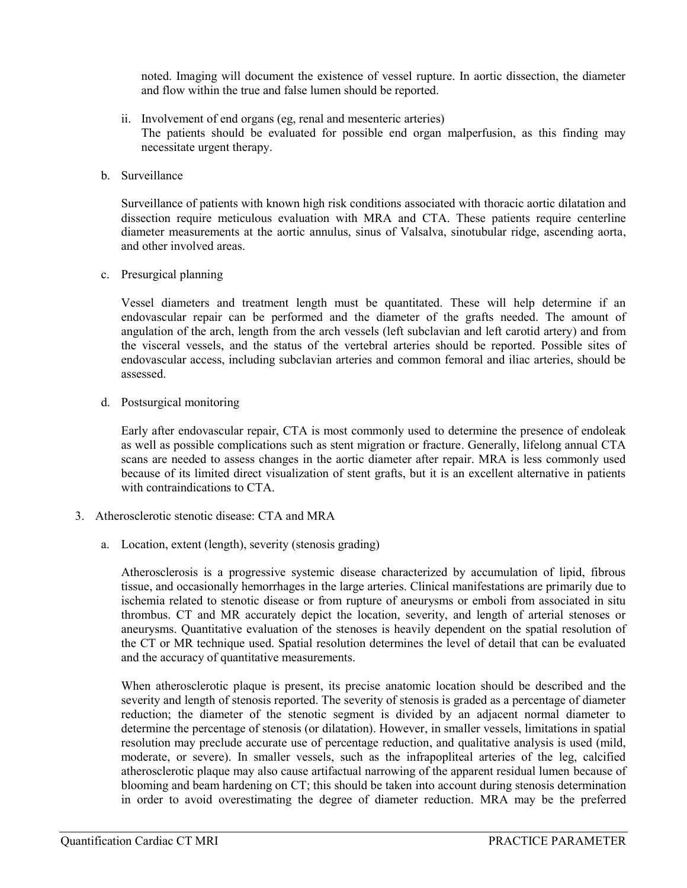noted. Imaging will document the existence of vessel rupture. In aortic dissection, the diameter and flow within the true and false lumen should be reported.

ii. Involvement of end organs (eg, renal and mesenteric arteries)

The patients should be evaluated for possible end organ malperfusion, as this finding may necessitate urgent therapy.

b. Surveillance

Surveillance of patients with known high risk conditions associated with thoracic aortic dilatation and dissection require meticulous evaluation with MRA and CTA. These patients require centerline diameter measurements at the aortic annulus, sinus of Valsalva, sinotubular ridge, ascending aorta, and other involved areas.

c. Presurgical planning

Vessel diameters and treatment length must be quantitated. These will help determine if an endovascular repair can be performed and the diameter of the grafts needed. The amount of angulation of the arch, length from the arch vessels (left subclavian and left carotid artery) and from the visceral vessels, and the status of the vertebral arteries should be reported. Possible sites of endovascular access, including subclavian arteries and common femoral and iliac arteries, should be assessed.

d. Postsurgical monitoring

Early after endovascular repair, CTA is most commonly used to determine the presence of endoleak as well as possible complications such as stent migration or fracture. Generally, lifelong annual CTA scans are needed to assess changes in the aortic diameter after repair. MRA is less commonly used because of its limited direct visualization of stent grafts, but it is an excellent alternative in patients with contraindications to CTA.

3. Atherosclerotic stenotic disease: CTA and MRA

a. Location, extent (length), severity (stenosis grading)

Atherosclerosis is a progressive systemic disease characterized by accumulation of lipid, fibrous tissue, and occasionally hemorrhages in the large arteries. Clinical manifestations are primarily due to ischemia related to stenotic disease or from rupture of aneurysms or emboli from associated in situ thrombus. CT and MR accurately depict the location, severity, and length of arterial stenoses or aneurysms. Quantitative evaluation of the stenoses is heavily dependent on the spatial resolution of the CT or MR technique used. Spatial resolution determines the level of detail that can be evaluated and the accuracy of quantitative measurements.

When atherosclerotic plaque is present, its precise anatomic location should be described and the severity and length of stenosis reported. The severity of stenosis is graded as a percentage of diameter reduction; the diameter of the stenotic segment is divided by an adjacent normal diameter to determine the percentage of stenosis (or dilatation). However, in smaller vessels, limitations in spatial resolution may preclude accurate use of percentage reduction, and qualitative analysis is used (mild, moderate, or severe). In smaller vessels, such as the infrapopliteal arteries of the leg, calcified atherosclerotic plaque may also cause artifactual narrowing of the apparent residual lumen because of blooming and beam hardening on CT; this should be taken into account during stenosis determination in order to avoid overestimating the degree of diameter reduction. MRA may be the preferred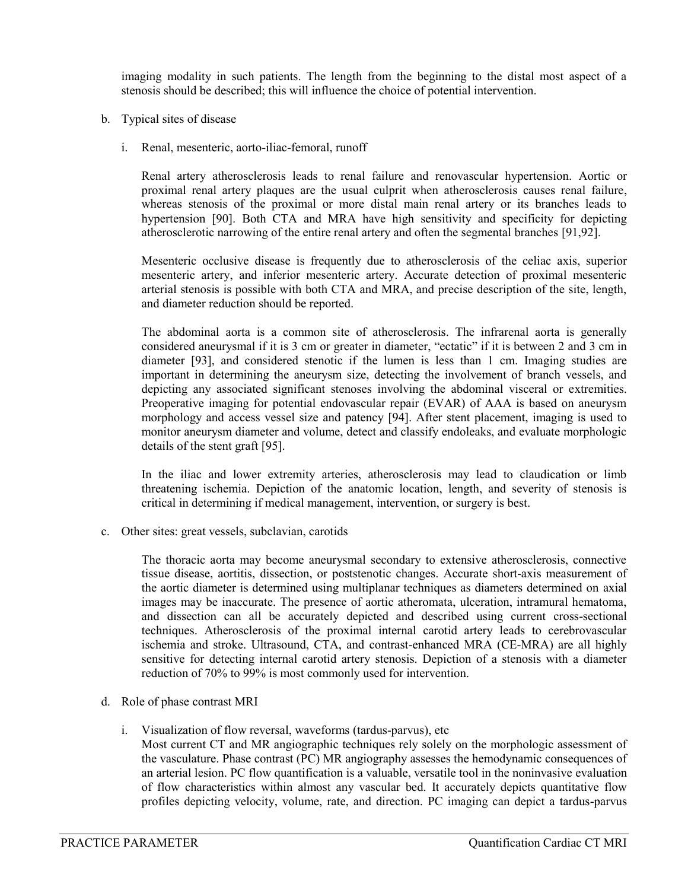imaging modality in such patients. The length from the beginning to the distal most aspect of a stenosis should be described; this will influence the choice of potential intervention.

b. Typical sites of disease

   i. Renal, mesenteric, aorto-iliac-femoral, runoff

   Renal artery atherosclerosis leads to renal failure and renovascular hypertension. Aortic or proximal renal artery plaques are the usual culprit when atherosclerosis causes renal failure, whereas stenosis of the proximal or more distal main renal artery or its branches leads to hypertension [90]. Both CTA and MRA have high sensitivity and specificity for depicting atherosclerotic narrowing of the entire renal artery and often the segmental branches [91,92].

   Mesenteric occlusive disease is frequently due to atherosclerosis of the celiac axis, superior mesenteric artery, and inferior mesenteric artery. Accurate detection of proximal mesenteric arterial stenosis is possible with both CTA and MRA, and precise description of the site, length, and diameter reduction should be reported.

   The abdominal aorta is a common site of atherosclerosis. The infrarenal aorta is generally considered aneurysmal if it is 3 cm or greater in diameter, "ectatic" if it is between 2 and 3 cm in diameter [93], and considered stenotic if the lumen is less than 1 cm. Imaging studies are important in determining the aneurysm size, detecting the involvement of branch vessels, and depicting any associated significant stenoses involving the abdominal visceral or extremities. Preoperative imaging for potential endovascular repair (EVAR) of AAA is based on aneurysm morphology and access vessel size and patency [94]. After stent placement, imaging is used to monitor aneurysm diameter and volume, detect and classify endoleaks, and evaluate morphologic details of the stent graft [95].

   In the iliac and lower extremity arteries, atherosclerosis may lead to claudication or limb threatening ischemia. Depiction of the anatomic location, length, and severity of stenosis is critical in determining if medical management, intervention, or surgery is best.

c. Other sites: great vessels, subclavian, carotids

   The thoracic aorta may become aneurysmal secondary to extensive atherosclerosis, connective tissue disease, aortitis, dissection, or poststenotic changes. Accurate short-axis measurement of the aortic diameter is determined using multiplanar techniques as diameters determined on axial images may be inaccurate. The presence of aortic atheromata, ulceration, intramural hematoma, and dissection can all be accurately depicted and described using current cross-sectional techniques. Atherosclerosis of the proximal internal carotid artery leads to cerebrovascular ischemia and stroke. Ultrasound, CTA, and contrast-enhanced MRA (CE-MRA) are all highly sensitive for detecting internal carotid artery stenosis. Depiction of a stenosis with a diameter reduction of 70% to 99% is most commonly used for intervention.

d. Role of phase contrast MRI

   i. Visualization of flow reversal, waveforms (tardus-parvus), etc

   Most current CT and MR angiographic techniques rely solely on the morphologic assessment of the vasculature. Phase contrast (PC) MR angiography assesses the hemodynamic consequences of an arterial lesion. PC flow quantification is a valuable, versatile tool in the noninvasive evaluation of flow characteristics within almost any vascular bed. It accurately depicts quantitative flow profiles depicting velocity, volume, rate, and direction. PC imaging can depict a tardus-parvus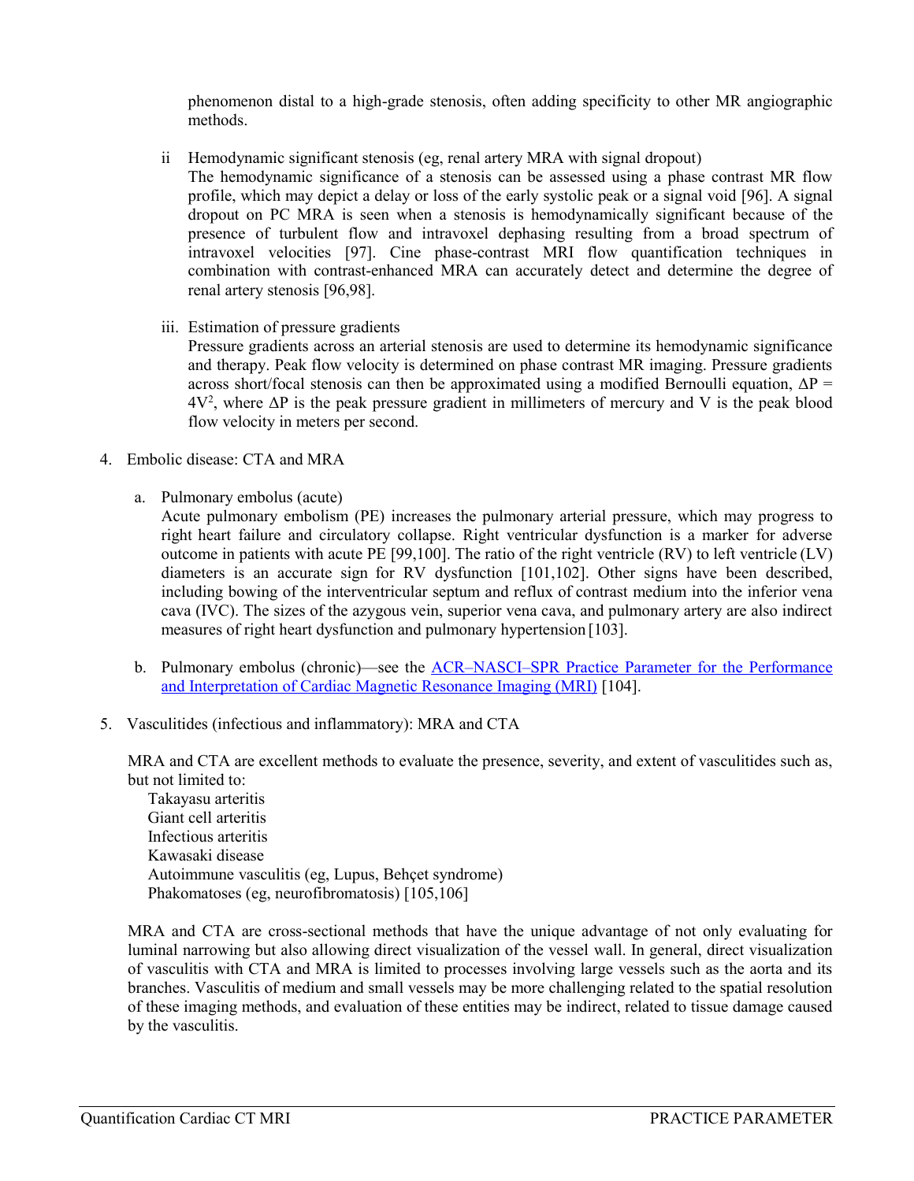phenomenon distal to a high-grade stenosis, often adding specificity to other MR angiographic methods.

ii Hemodynamic significant stenosis (eg, renal artery MRA with signal dropout)
The hemodynamic significance of a stenosis can be assessed using a phase contrast MR flow profile, which may depict a delay or loss of the early systolic peak or a signal void [96]. A signal dropout on PC MRA is seen when a stenosis is hemodynamically significant because of the presence of turbulent flow and intravoxel dephasing resulting from a broad spectrum of intravoxel velocities [97]. Cine phase-contrast MRI flow quantification techniques in combination with contrast-enhanced MRA can accurately detect and determine the degree of renal artery stenosis [96,98].

iii. Estimation of pressure gradients
Pressure gradients across an arterial stenosis are used to determine its hemodynamic significance and therapy. Peak flow velocity is determined on phase contrast MR imaging. Pressure gradients across short/focal stenosis can then be approximated using a modified Bernoulli equation, $\Delta P = 4V^2$, where $\Delta P$ is the peak pressure gradient in millimeters of mercury and V is the peak blood flow velocity in meters per second.

4. Embolic disease: CTA and MRA

   a. Pulmonary embolus (acute)
   Acute pulmonary embolism (PE) increases the pulmonary arterial pressure, which may progress to right heart failure and circulatory collapse. Right ventricular dysfunction is a marker for adverse outcome in patients with acute PE [99,100]. The ratio of the right ventricle (RV) to left ventricle (LV) diameters is an accurate sign for RV dysfunction [101,102]. Other signs have been described, including bowing of the interventricular septum and reflux of contrast medium into the inferior vena cava (IVC). The sizes of the azygous vein, superior vena cava, and pulmonary artery are also indirect measures of right heart dysfunction and pulmonary hypertension [103].

   b. Pulmonary embolus (chronic)—see the [ACR–NASCI–SPR Practice Parameter for the Performance and Interpretation of Cardiac Magnetic Resonance Imaging (MRI)] [104].

5. Vasculitides (infectious and inflammatory): MRA and CTA

   MRA and CTA are excellent methods to evaluate the presence, severity, and extent of vasculitides such as, but not limited to:
   Takayasu arteritis
   Giant cell arteritis
   Infectious arteritis
   Kawasaki disease
   Autoimmune vasculitis (eg, Lupus, Behçet syndrome)
   Phakomatoses (eg, neurofibromatosis) [105,106]

   MRA and CTA are cross-sectional methods that have the unique advantage of not only evaluating for luminal narrowing but also allowing direct visualization of the vessel wall. In general, direct visualization of vasculitis with CTA and MRA is limited to processes involving large vessels such as the aorta and its branches. Vasculitis of medium and small vessels may be more challenging related to the spatial resolution of these imaging methods, and evaluation of these entities may be indirect, related to tissue damage caused by the vasculitis.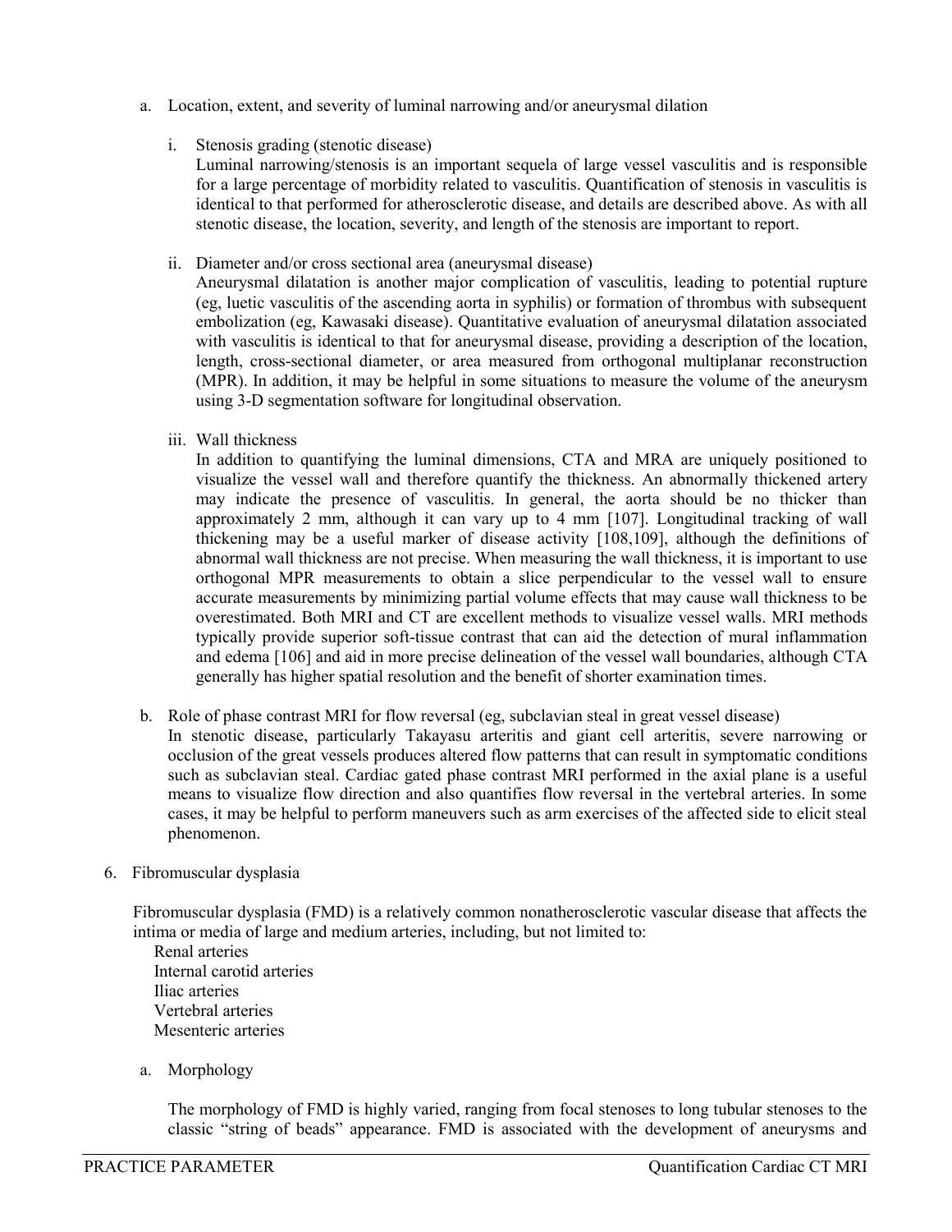a. Location, extent, and severity of luminal narrowing and/or aneurysmal dilation

   i. Stenosis grading (stenotic disease)
   Luminal narrowing/stenosis is an important sequela of large vessel vasculitis and is responsible for a large percentage of morbidity related to vasculitis. Quantification of stenosis in vasculitis is identical to that performed for atherosclerotic disease, and details are described above. As with all stenotic disease, the location, severity, and length of the stenosis are important to report.

   ii. Diameter and/or cross sectional area (aneurysmal disease)
   Aneurysmal dilatation is another major complication of vasculitis, leading to potential rupture (eg, luetic vasculitis of the ascending aorta in syphilis) or formation of thrombus with subsequent embolization (eg, Kawasaki disease). Quantitative evaluation of aneurysmal dilatation associated with vasculitis is identical to that for aneurysmal disease, providing a description of the location, length, cross-sectional diameter, or area measured from orthogonal multiplanar reconstruction (MPR). In addition, it may be helpful in some situations to measure the volume of the aneurysm using 3-D segmentation software for longitudinal observation.

   iii. Wall thickness
   In addition to quantifying the luminal dimensions, CTA and MRA are uniquely positioned to visualize the vessel wall and therefore quantify the thickness. An abnormally thickened artery may indicate the presence of vasculitis. In general, the aorta should be no thicker than approximately 2 mm, although it can vary up to 4 mm [107]. Longitudinal tracking of wall thickening may be a useful marker of disease activity [108,109], although the definitions of abnormal wall thickness are not precise. When measuring the wall thickness, it is important to use orthogonal MPR measurements to obtain a slice perpendicular to the vessel wall to ensure accurate measurements by minimizing partial volume effects that may cause wall thickness to be overestimated. Both MRI and CT are excellent methods to visualize vessel walls. MRI methods typically provide superior soft-tissue contrast that can aid the detection of mural inflammation and edema [106] and aid in more precise delineation of the vessel wall boundaries, although CTA generally has higher spatial resolution and the benefit of shorter examination times.

b. Role of phase contrast MRI for flow reversal (eg, subclavian steal in great vessel disease)
In stenotic disease, particularly Takayasu arteritis and giant cell arteritis, severe narrowing or occlusion of the great vessels produces altered flow patterns that can result in symptomatic conditions such as subclavian steal. Cardiac gated phase contrast MRI performed in the axial plane is a useful means to visualize flow direction and also quantifies flow reversal in the vertebral arteries. In some cases, it may be helpful to perform maneuvers such as arm exercises of the affected side to elicit steal phenomenon.

6. Fibromuscular dysplasia

Fibromuscular dysplasia (FMD) is a relatively common nonatherosclerotic vascular disease that affects the intima or media of large and medium arteries, including, but not limited to:

- Renal arteries
- Internal carotid arteries
- Iliac arteries
- Vertebral arteries
- Mesenteric arteries

a. Morphology

The morphology of FMD is highly varied, ranging from focal stenoses to long tubular stenoses to the classic "string of beads" appearance. FMD is associated with the development of aneurysms and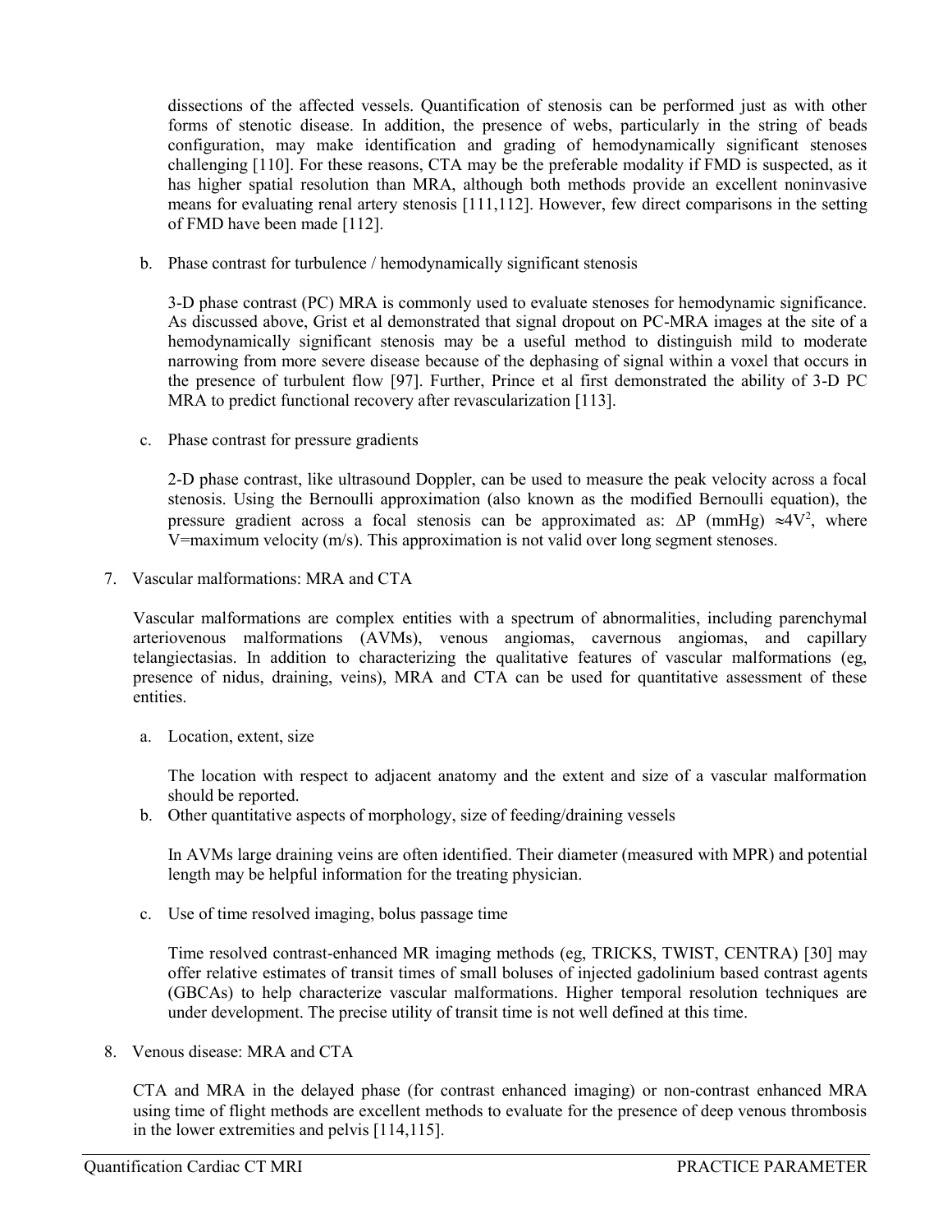dissections of the affected vessels. Quantification of stenosis can be performed just as with other forms of stenotic disease. In addition, the presence of webs, particularly in the string of beads configuration, may make identification and grading of hemodynamically significant stenoses challenging [110]. For these reasons, CTA may be the preferable modality if FMD is suspected, as it has higher spatial resolution than MRA, although both methods provide an excellent noninvasive means for evaluating renal artery stenosis [111,112]. However, few direct comparisons in the setting of FMD have been made [112].

b. Phase contrast for turbulence / hemodynamically significant stenosis

3-D phase contrast (PC) MRA is commonly used to evaluate stenoses for hemodynamic significance. As discussed above, Grist et al demonstrated that signal dropout on PC-MRA images at the site of a hemodynamically significant stenosis may be a useful method to distinguish mild to moderate narrowing from more severe disease because of the dephasing of signal within a voxel that occurs in the presence of turbulent flow [97]. Further, Prince et al first demonstrated the ability of 3-D PC MRA to predict functional recovery after revascularization [113].

c. Phase contrast for pressure gradients

2-D phase contrast, like ultrasound Doppler, can be used to measure the peak velocity across a focal stenosis. Using the Bernoulli approximation (also known as the modified Bernoulli equation), the pressure gradient across a focal stenosis can be approximated as: $\Delta P$ (mmHg) $\approx 4V^2$, where V=maximum velocity (m/s). This approximation is not valid over long segment stenoses.

7. Vascular malformations: MRA and CTA

Vascular malformations are complex entities with a spectrum of abnormalities, including parenchymal arteriovenous malformations (AVMs), venous angiomas, cavernous angiomas, and capillary telangiectasias. In addition to characterizing the qualitative features of vascular malformations (eg, presence of nidus, draining, veins), MRA and CTA can be used for quantitative assessment of these entities.

a. Location, extent, size

The location with respect to adjacent anatomy and the extent and size of a vascular malformation should be reported.

b. Other quantitative aspects of morphology, size of feeding/draining vessels

In AVMs large draining veins are often identified. Their diameter (measured with MPR) and potential length may be helpful information for the treating physician.

c. Use of time resolved imaging, bolus passage time

Time resolved contrast-enhanced MR imaging methods (eg, TRICKS, TWIST, CENTRA) [30] may offer relative estimates of transit times of small boluses of injected gadolinium based contrast agents (GBCAs) to help characterize vascular malformations. Higher temporal resolution techniques are under development. The precise utility of transit time is not well defined at this time.

8. Venous disease: MRA and CTA

CTA and MRA in the delayed phase (for contrast enhanced imaging) or non-contrast enhanced MRA using time of flight methods are excellent methods to evaluate for the presence of deep venous thrombosis in the lower extremities and pelvis [114,115].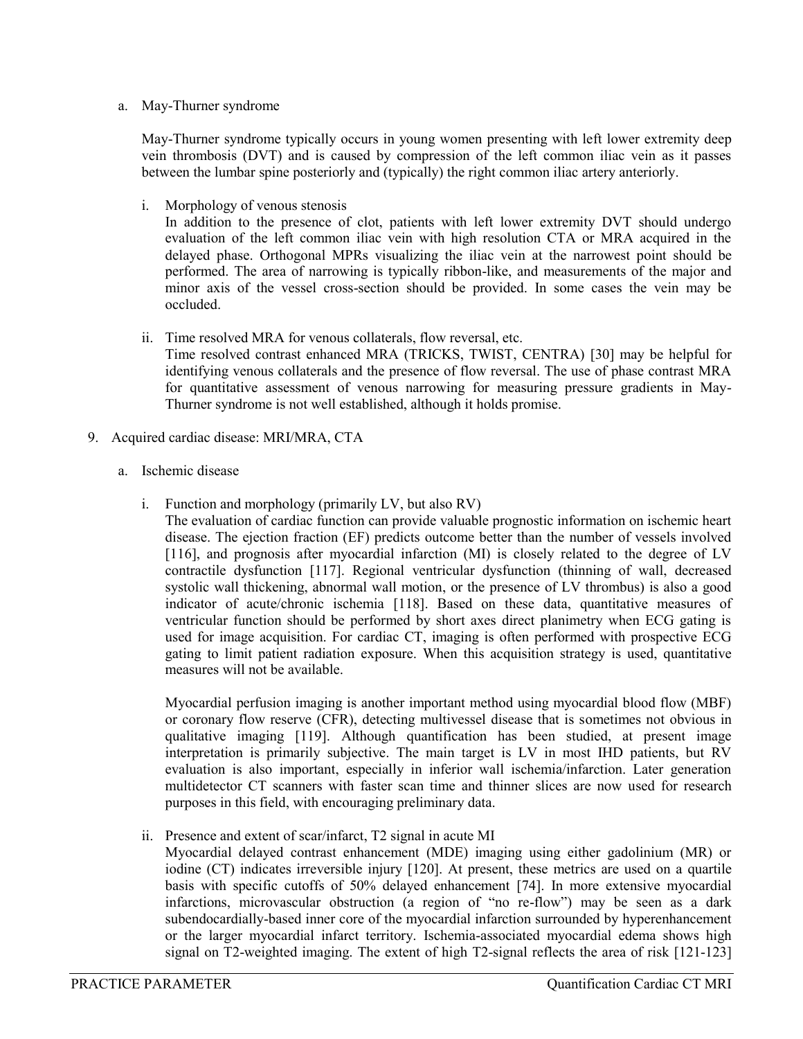a. May-Thurner syndrome

May-Thurner syndrome typically occurs in young women presenting with left lower extremity deep vein thrombosis (DVT) and is caused by compression of the left common iliac vein as it passes between the lumbar spine posteriorly and (typically) the right common iliac artery anteriorly.

i. Morphology of venous stenosis

In addition to the presence of clot, patients with left lower extremity DVT should undergo evaluation of the left common iliac vein with high resolution CTA or MRA acquired in the delayed phase. Orthogonal MPRs visualizing the iliac vein at the narrowest point should be performed. The area of narrowing is typically ribbon-like, and measurements of the major and minor axis of the vessel cross-section should be provided. In some cases the vein may be occluded.

ii. Time resolved MRA for venous collaterals, flow reversal, etc.

Time resolved contrast enhanced MRA (TRICKS, TWIST, CENTRA) [30] may be helpful for identifying venous collaterals and the presence of flow reversal. The use of phase contrast MRA for quantitative assessment of venous narrowing for measuring pressure gradients in May-Thurner syndrome is not well established, although it holds promise.

9. Acquired cardiac disease: MRI/MRA, CTA

a. Ischemic disease

i. Function and morphology (primarily LV, but also RV)

The evaluation of cardiac function can provide valuable prognostic information on ischemic heart disease. The ejection fraction (EF) predicts outcome better than the number of vessels involved [116], and prognosis after myocardial infarction (MI) is closely related to the degree of LV contractile dysfunction [117]. Regional ventricular dysfunction (thinning of wall, decreased systolic wall thickening, abnormal wall motion, or the presence of LV thrombus) is also a good indicator of acute/chronic ischemia [118]. Based on these data, quantitative measures of ventricular function should be performed by short axes direct planimetry when ECG gating is used for image acquisition. For cardiac CT, imaging is often performed with prospective ECG gating to limit patient radiation exposure. When this acquisition strategy is used, quantitative measures will not be available.

Myocardial perfusion imaging is another important method using myocardial blood flow (MBF) or coronary flow reserve (CFR), detecting multivessel disease that is sometimes not obvious in qualitative imaging [119]. Although quantification has been studied, at present image interpretation is primarily subjective. The main target is LV in most IHD patients, but RV evaluation is also important, especially in inferior wall ischemia/infarction. Later generation multidetector CT scanners with faster scan time and thinner slices are now used for research purposes in this field, with encouraging preliminary data.

ii. Presence and extent of scar/infarct, T2 signal in acute MI

Myocardial delayed contrast enhancement (MDE) imaging using either gadolinium (MR) or iodine (CT) indicates irreversible injury [120]. At present, these metrics are used on a quartile basis with specific cutoffs of 50% delayed enhancement [74]. In more extensive myocardial infarctions, microvascular obstruction (a region of "no re-flow") may be seen as a dark subendocardially-based inner core of the myocardial infarction surrounded by hyperenhancement or the larger myocardial infarct territory. Ischemia-associated myocardial edema shows high signal on T2-weighted imaging. The extent of high T2-signal reflects the area of risk [121-123]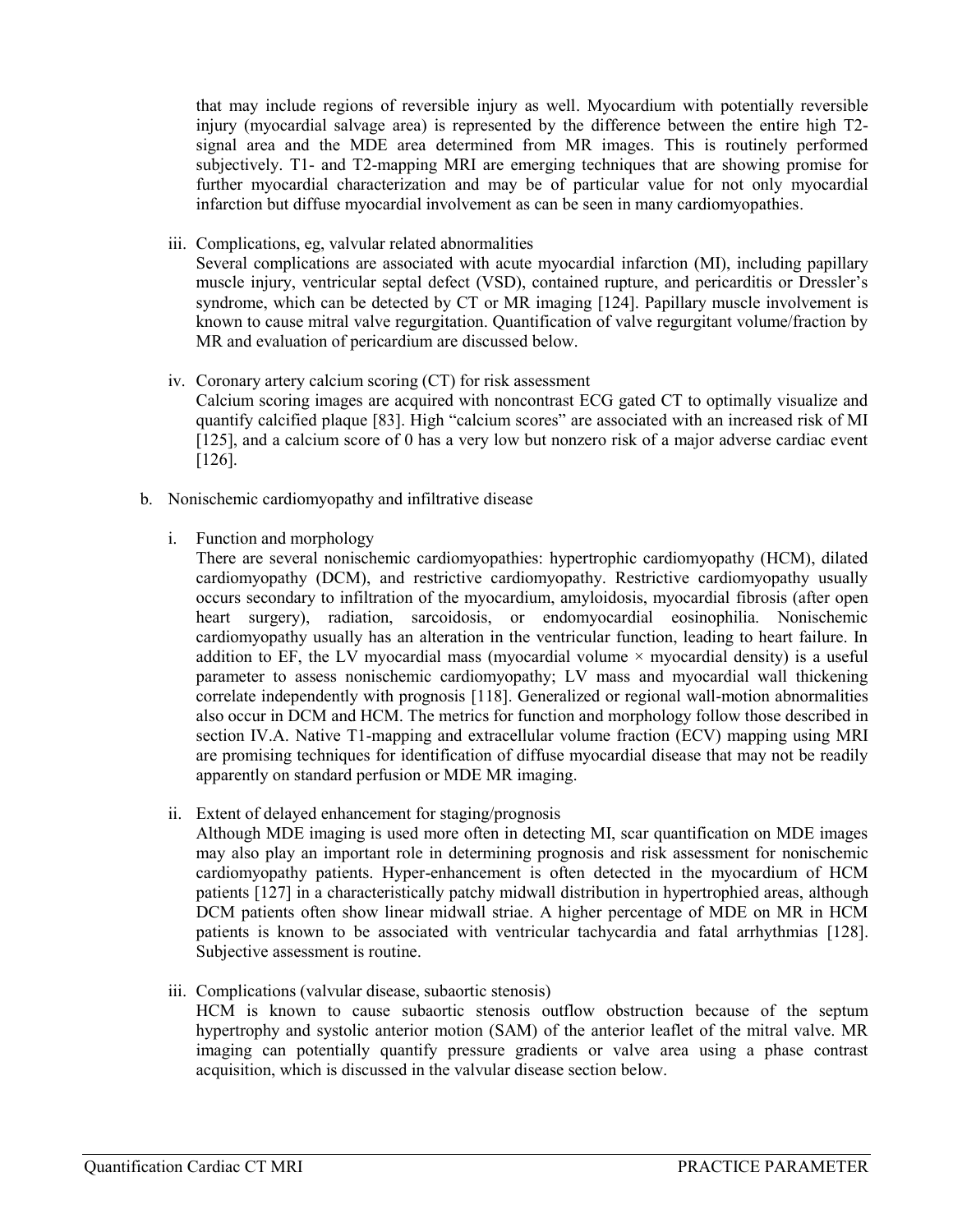that may include regions of reversible injury as well. Myocardium with potentially reversible injury (myocardial salvage area) is represented by the difference between the entire high T2-signal area and the MDE area determined from MR images. This is routinely performed subjectively. T1- and T2-mapping MRI are emerging techniques that are showing promise for further myocardial characterization and may be of particular value for not only myocardial infarction but diffuse myocardial involvement as can be seen in many cardiomyopathies.

iii. Complications, eg, valvular related abnormalities

Several complications are associated with acute myocardial infarction (MI), including papillary muscle injury, ventricular septal defect (VSD), contained rupture, and pericarditis or Dressler's syndrome, which can be detected by CT or MR imaging [124]. Papillary muscle involvement is known to cause mitral valve regurgitation. Quantification of valve regurgitant volume/fraction by MR and evaluation of pericardium are discussed below.

iv. Coronary artery calcium scoring (CT) for risk assessment

Calcium scoring images are acquired with noncontrast ECG gated CT to optimally visualize and quantify calcified plaque [83]. High "calcium scores" are associated with an increased risk of MI [125], and a calcium score of 0 has a very low but nonzero risk of a major adverse cardiac event [126].

b. Nonischemic cardiomyopathy and infiltrative disease

i. Function and morphology

There are several nonischemic cardiomyopathies: hypertrophic cardiomyopathy (HCM), dilated cardiomyopathy (DCM), and restrictive cardiomyopathy. Restrictive cardiomyopathy usually occurs secondary to infiltration of the myocardium, amyloidosis, myocardial fibrosis (after open heart surgery), radiation, sarcoidosis, or endomyocardial eosinophilia. Nonischemic cardiomyopathy usually has an alteration in the ventricular function, leading to heart failure. In addition to EF, the LV myocardial mass (myocardial volume × myocardial density) is a useful parameter to assess nonischemic cardiomyopathy; LV mass and myocardial wall thickening correlate independently with prognosis [118]. Generalized or regional wall-motion abnormalities also occur in DCM and HCM. The metrics for function and morphology follow those described in section IV.A. Native T1-mapping and extracellular volume fraction (ECV) mapping using MRI are promising techniques for identification of diffuse myocardial disease that may not be readily apparently on standard perfusion or MDE MR imaging.

ii. Extent of delayed enhancement for staging/prognosis

Although MDE imaging is used more often in detecting MI, scar quantification on MDE images may also play an important role in determining prognosis and risk assessment for nonischemic cardiomyopathy patients. Hyper-enhancement is often detected in the myocardium of HCM patients [127] in a characteristically patchy midwall distribution in hypertrophied areas, although DCM patients often show linear midwall striae. A higher percentage of MDE on MR in HCM patients is known to be associated with ventricular tachycardia and fatal arrhythmias [128]. Subjective assessment is routine.

iii. Complications (valvular disease, subaortic stenosis)

HCM is known to cause subaortic stenosis outflow obstruction because of the septum hypertrophy and systolic anterior motion (SAM) of the anterior leaflet of the mitral valve. MR imaging can potentially quantify pressure gradients or valve area using a phase contrast acquisition, which is discussed in the valvular disease section below.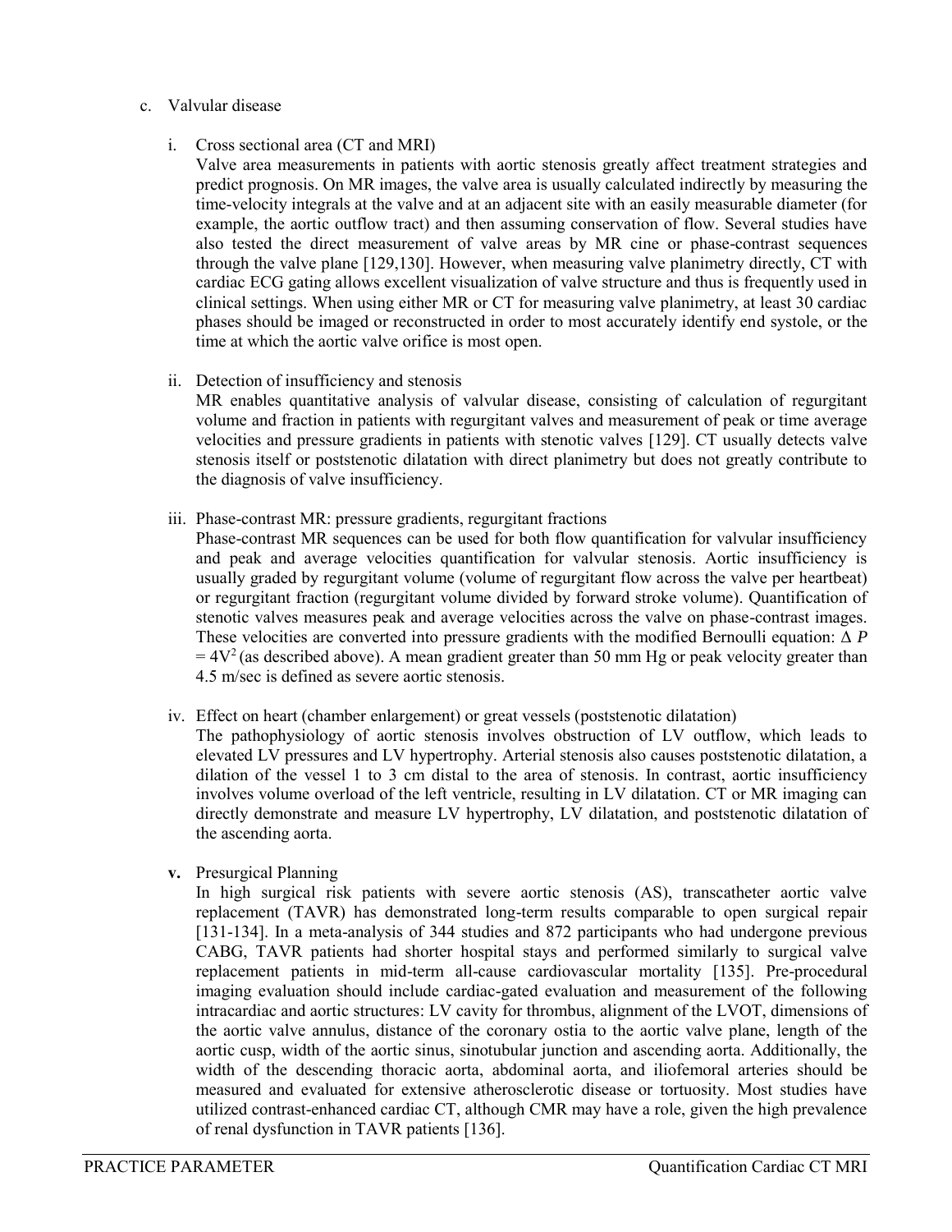c. Valvular disease

i. Cross sectional area (CT and MRI)

Valve area measurements in patients with aortic stenosis greatly affect treatment strategies and predict prognosis. On MR images, the valve area is usually calculated indirectly by measuring the time-velocity integrals at the valve and at an adjacent site with an easily measurable diameter (for example, the aortic outflow tract) and then assuming conservation of flow. Several studies have also tested the direct measurement of valve areas by MR cine or phase-contrast sequences through the valve plane [129,130]. However, when measuring valve planimetry directly, CT with cardiac ECG gating allows excellent visualization of valve structure and thus is frequently used in clinical settings. When using either MR or CT for measuring valve planimetry, at least 30 cardiac phases should be imaged or reconstructed in order to most accurately identify end systole, or the time at which the aortic valve orifice is most open.

ii. Detection of insufficiency and stenosis

MR enables quantitative analysis of valvular disease, consisting of calculation of regurgitant volume and fraction in patients with regurgitant valves and measurement of peak or time average velocities and pressure gradients in patients with stenotic valves [129]. CT usually detects valve stenosis itself or poststenotic dilatation with direct planimetry but does not greatly contribute to the diagnosis of valve insufficiency.

iii. Phase-contrast MR: pressure gradients, regurgitant fractions

Phase-contrast MR sequences can be used for both flow quantification for valvular insufficiency and peak and average velocities quantification for valvular stenosis. Aortic insufficiency is usually graded by regurgitant volume (volume of regurgitant flow across the valve per heartbeat) or regurgitant fraction (regurgitant volume divided by forward stroke volume). Quantification of stenotic valves measures peak and average velocities across the valve on phase-contrast images. These velocities are converted into pressure gradients with the modified Bernoulli equation: $\Delta P = 4V^2$ (as described above). A mean gradient greater than 50 mm Hg or peak velocity greater than 4.5 m/sec is defined as severe aortic stenosis.

iv. Effect on heart (chamber enlargement) or great vessels (poststenotic dilatation)

The pathophysiology of aortic stenosis involves obstruction of LV outflow, which leads to elevated LV pressures and LV hypertrophy. Arterial stenosis also causes poststenotic dilatation, a dilation of the vessel 1 to 3 cm distal to the area of stenosis. In contrast, aortic insufficiency involves volume overload of the left ventricle, resulting in LV dilatation. CT or MR imaging can directly demonstrate and measure LV hypertrophy, LV dilatation, and poststenotic dilatation of the ascending aorta.

**v.** Presurgical Planning

In high surgical risk patients with severe aortic stenosis (AS), transcatheter aortic valve replacement (TAVR) has demonstrated long-term results comparable to open surgical repair [131-134]. In a meta-analysis of 344 studies and 872 participants who had undergone previous CABG, TAVR patients had shorter hospital stays and performed similarly to surgical valve replacement patients in mid-term all-cause cardiovascular mortality [135]. Pre-procedural imaging evaluation should include cardiac-gated evaluation and measurement of the following intracardiac and aortic structures: LV cavity for thrombus, alignment of the LVOT, dimensions of the aortic valve annulus, distance of the coronary ostia to the aortic valve plane, length of the aortic cusp, width of the aortic sinus, sinotubular junction and ascending aorta. Additionally, the width of the descending thoracic aorta, abdominal aorta, and iliofemoral arteries should be measured and evaluated for extensive atherosclerotic disease or tortuosity. Most studies have utilized contrast-enhanced cardiac CT, although CMR may have a role, given the high prevalence of renal dysfunction in TAVR patients [136].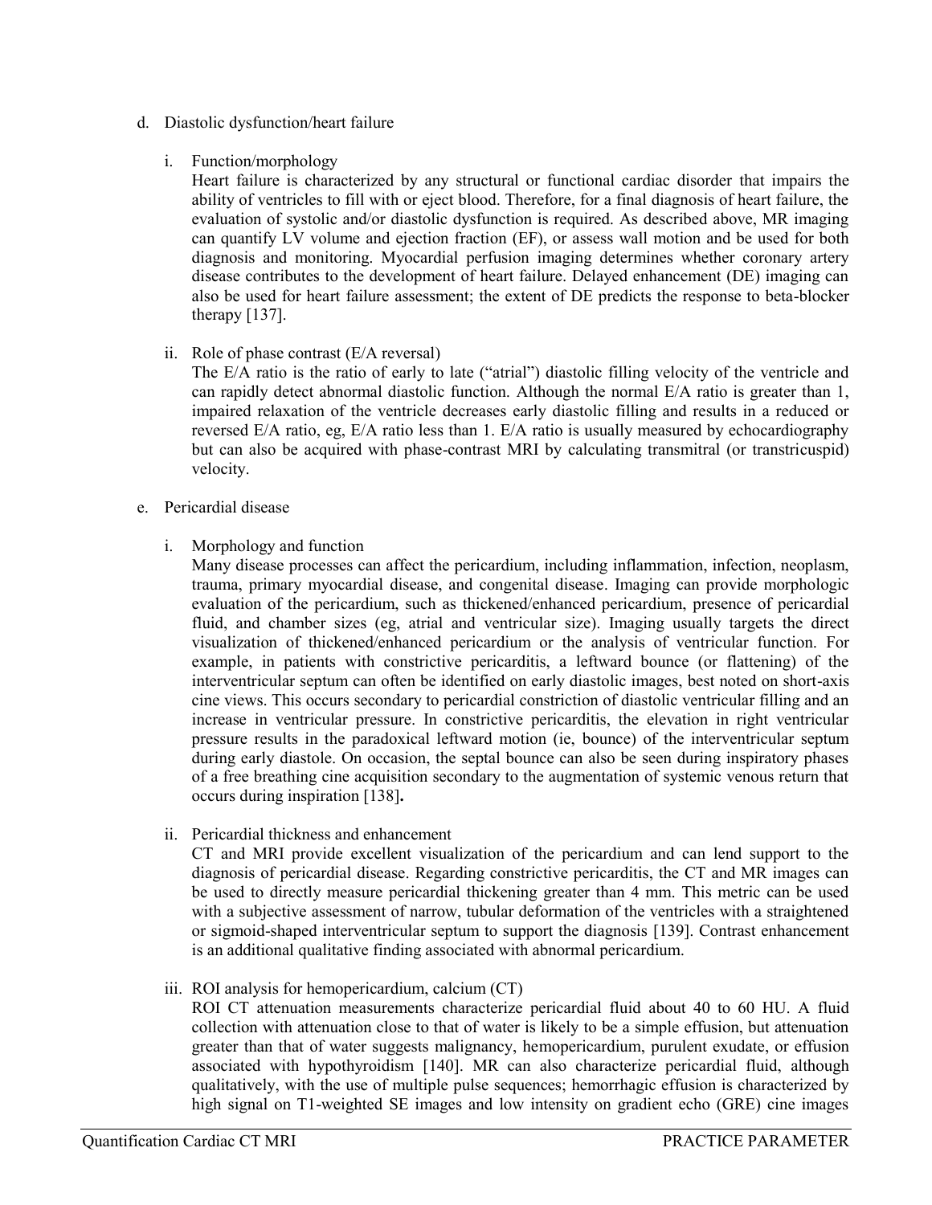d. Diastolic dysfunction/heart failure

   i. Function/morphology

      Heart failure is characterized by any structural or functional cardiac disorder that impairs the ability of ventricles to fill with or eject blood. Therefore, for a final diagnosis of heart failure, the evaluation of systolic and/or diastolic dysfunction is required. As described above, MR imaging can quantify LV volume and ejection fraction (EF), or assess wall motion and be used for both diagnosis and monitoring. Myocardial perfusion imaging determines whether coronary artery disease contributes to the development of heart failure. Delayed enhancement (DE) imaging can also be used for heart failure assessment; the extent of DE predicts the response to beta-blocker therapy [137].

   ii. Role of phase contrast (E/A reversal)

      The E/A ratio is the ratio of early to late ("atrial") diastolic filling velocity of the ventricle and can rapidly detect abnormal diastolic function. Although the normal E/A ratio is greater than 1, impaired relaxation of the ventricle decreases early diastolic filling and results in a reduced or reversed E/A ratio, eg, E/A ratio less than 1. E/A ratio is usually measured by echocardiography but can also be acquired with phase-contrast MRI by calculating transmitral (or transtricuspid) velocity.

e. Pericardial disease

   i. Morphology and function

      Many disease processes can affect the pericardium, including inflammation, infection, neoplasm, trauma, primary myocardial disease, and congenital disease. Imaging can provide morphologic evaluation of the pericardium, such as thickened/enhanced pericardium, presence of pericardial fluid, and chamber sizes (eg, atrial and ventricular size). Imaging usually targets the direct visualization of thickened/enhanced pericardium or the analysis of ventricular function. For example, in patients with constrictive pericarditis, a leftward bounce (or flattening) of the interventricular septum can often be identified on early diastolic images, best noted on short-axis cine views. This occurs secondary to pericardial constriction of diastolic ventricular filling and an increase in ventricular pressure. In constrictive pericarditis, the elevation in right ventricular pressure results in the paradoxical leftward motion (ie, bounce) of the interventricular septum during early diastole. On occasion, the septal bounce can also be seen during inspiratory phases of a free breathing cine acquisition secondary to the augmentation of systemic venous return that occurs during inspiration [138]**.**

   ii. Pericardial thickness and enhancement

      CT and MRI provide excellent visualization of the pericardium and can lend support to the diagnosis of pericardial disease. Regarding constrictive pericarditis, the CT and MR images can be used to directly measure pericardial thickening greater than 4 mm. This metric can be used with a subjective assessment of narrow, tubular deformation of the ventricles with a straightened or sigmoid-shaped interventricular septum to support the diagnosis [139]. Contrast enhancement is an additional qualitative finding associated with abnormal pericardium.

   iii. ROI analysis for hemopericardium, calcium (CT)

      ROI CT attenuation measurements characterize pericardial fluid about 40 to 60 HU. A fluid collection with attenuation close to that of water is likely to be a simple effusion, but attenuation greater than that of water suggests malignancy, hemopericardium, purulent exudate, or effusion associated with hypothyroidism [140]. MR can also characterize pericardial fluid, although qualitatively, with the use of multiple pulse sequences; hemorrhagic effusion is characterized by high signal on T1-weighted SE images and low intensity on gradient echo (GRE) cine images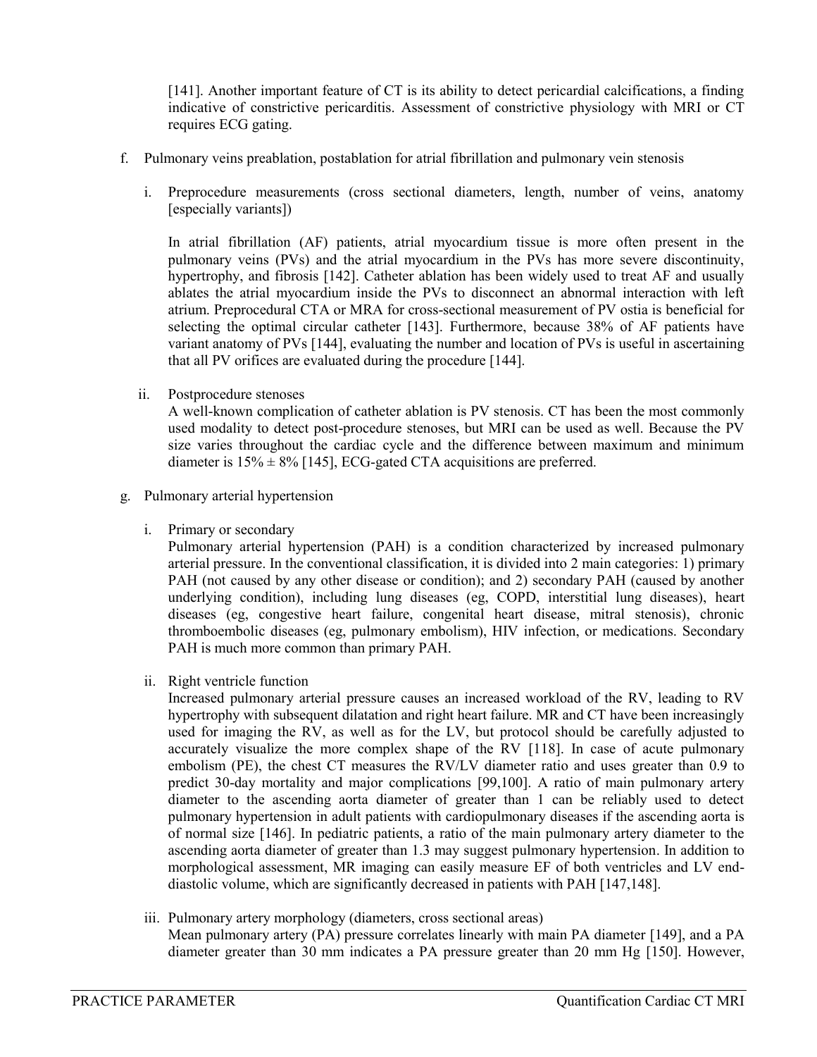[141]. Another important feature of CT is its ability to detect pericardial calcifications, a finding indicative of constrictive pericarditis. Assessment of constrictive physiology with MRI or CT requires ECG gating.

f. Pulmonary veins preablation, postablation for atrial fibrillation and pulmonary vein stenosis

   i. Preprocedure measurements (cross sectional diameters, length, number of veins, anatomy [especially variants])

   In atrial fibrillation (AF) patients, atrial myocardium tissue is more often present in the pulmonary veins (PVs) and the atrial myocardium in the PVs has more severe discontinuity, hypertrophy, and fibrosis [142]. Catheter ablation has been widely used to treat AF and usually ablates the atrial myocardium inside the PVs to disconnect an abnormal interaction with left atrium. Preprocedural CTA or MRA for cross-sectional measurement of PV ostia is beneficial for selecting the optimal circular catheter [143]. Furthermore, because 38% of AF patients have variant anatomy of PVs [144], evaluating the number and location of PVs is useful in ascertaining that all PV orifices are evaluated during the procedure [144].

   ii. Postprocedure stenoses

   A well-known complication of catheter ablation is PV stenosis. CT has been the most commonly used modality to detect post-procedure stenoses, but MRI can be used as well. Because the PV size varies throughout the cardiac cycle and the difference between maximum and minimum diameter is $15\% \pm 8\%$ [145], ECG-gated CTA acquisitions are preferred.

g. Pulmonary arterial hypertension

   i. Primary or secondary

   Pulmonary arterial hypertension (PAH) is a condition characterized by increased pulmonary arterial pressure. In the conventional classification, it is divided into 2 main categories: 1) primary PAH (not caused by any other disease or condition); and 2) secondary PAH (caused by another underlying condition), including lung diseases (eg, COPD, interstitial lung diseases), heart diseases (eg, congestive heart failure, congenital heart disease, mitral stenosis), chronic thromboembolic diseases (eg, pulmonary embolism), HIV infection, or medications. Secondary PAH is much more common than primary PAH.

   ii. Right ventricle function

   Increased pulmonary arterial pressure causes an increased workload of the RV, leading to RV hypertrophy with subsequent dilatation and right heart failure. MR and CT have been increasingly used for imaging the RV, as well as for the LV, but protocol should be carefully adjusted to accurately visualize the more complex shape of the RV [118]. In case of acute pulmonary embolism (PE), the chest CT measures the RV/LV diameter ratio and uses greater than 0.9 to predict 30-day mortality and major complications [99,100]. A ratio of main pulmonary artery diameter to the ascending aorta diameter of greater than 1 can be reliably used to detect pulmonary hypertension in adult patients with cardiopulmonary diseases if the ascending aorta is of normal size [146]. In pediatric patients, a ratio of the main pulmonary artery diameter to the ascending aorta diameter of greater than 1.3 may suggest pulmonary hypertension. In addition to morphological assessment, MR imaging can easily measure EF of both ventricles and LV end-diastolic volume, which are significantly decreased in patients with PAH [147,148].

   iii. Pulmonary artery morphology (diameters, cross sectional areas)

   Mean pulmonary artery (PA) pressure correlates linearly with main PA diameter [149], and a PA diameter greater than 30 mm indicates a PA pressure greater than 20 mm Hg [150]. However,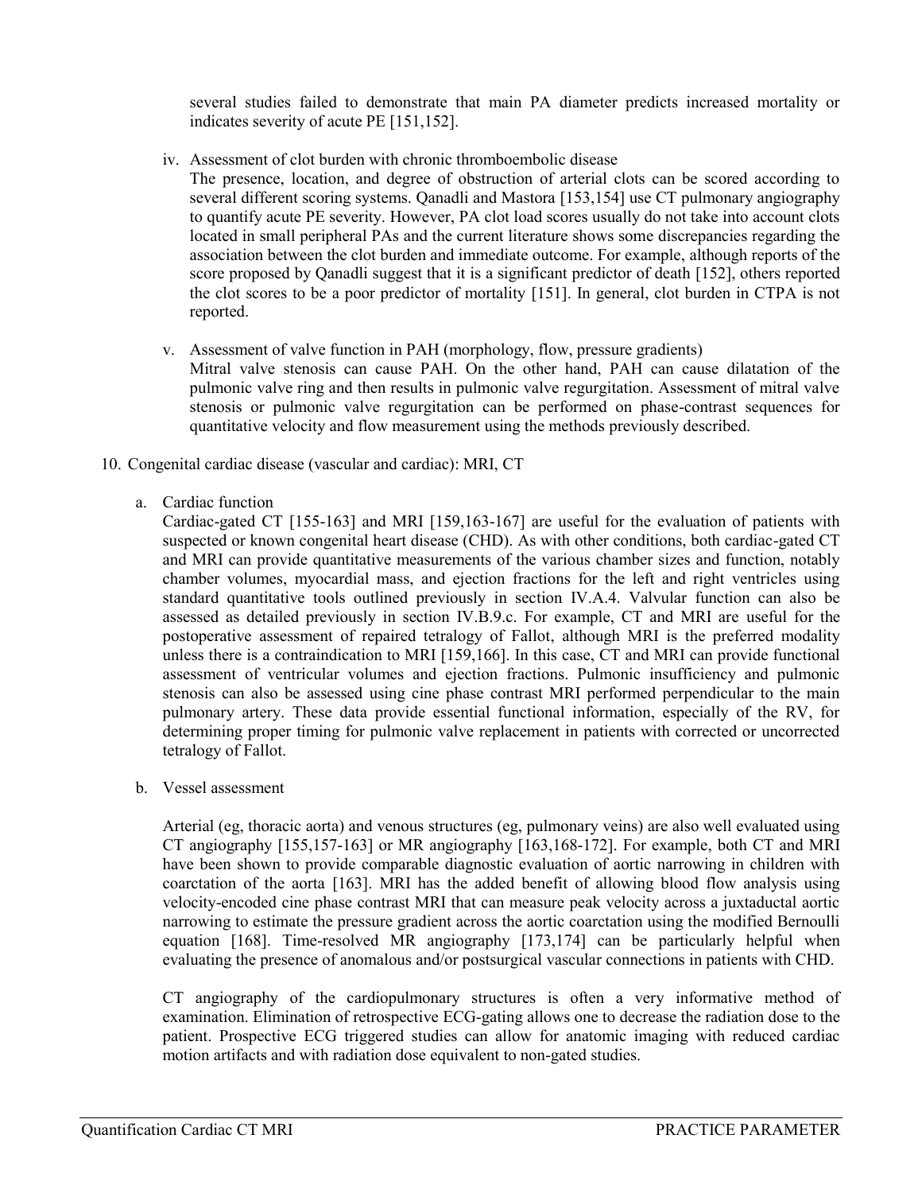several studies failed to demonstrate that main PA diameter predicts increased mortality or indicates severity of acute PE [151,152].

iv. Assessment of clot burden with chronic thromboembolic disease

The presence, location, and degree of obstruction of arterial clots can be scored according to several different scoring systems. Qanadli and Mastora [153,154] use CT pulmonary angiography to quantify acute PE severity. However, PA clot load scores usually do not take into account clots located in small peripheral PAs and the current literature shows some discrepancies regarding the association between the clot burden and immediate outcome. For example, although reports of the score proposed by Qanadli suggest that it is a significant predictor of death [152], others reported the clot scores to be a poor predictor of mortality [151]. In general, clot burden in CTPA is not reported.

v. Assessment of valve function in PAH (morphology, flow, pressure gradients)

Mitral valve stenosis can cause PAH. On the other hand, PAH can cause dilatation of the pulmonic valve ring and then results in pulmonic valve regurgitation. Assessment of mitral valve stenosis or pulmonic valve regurgitation can be performed on phase-contrast sequences for quantitative velocity and flow measurement using the methods previously described.

10. Congenital cardiac disease (vascular and cardiac): MRI, CT

a. Cardiac function

Cardiac-gated CT [155-163] and MRI [159,163-167] are useful for the evaluation of patients with suspected or known congenital heart disease (CHD). As with other conditions, both cardiac-gated CT and MRI can provide quantitative measurements of the various chamber sizes and function, notably chamber volumes, myocardial mass, and ejection fractions for the left and right ventricles using standard quantitative tools outlined previously in section IV.A.4. Valvular function can also be assessed as detailed previously in section IV.B.9.c. For example, CT and MRI are useful for the postoperative assessment of repaired tetralogy of Fallot, although MRI is the preferred modality unless there is a contraindication to MRI [159,166]. In this case, CT and MRI can provide functional assessment of ventricular volumes and ejection fractions. Pulmonic insufficiency and pulmonic stenosis can also be assessed using cine phase contrast MRI performed perpendicular to the main pulmonary artery. These data provide essential functional information, especially of the RV, for determining proper timing for pulmonic valve replacement in patients with corrected or uncorrected tetralogy of Fallot.

b. Vessel assessment

Arterial (eg, thoracic aorta) and venous structures (eg, pulmonary veins) are also well evaluated using CT angiography [155,157-163] or MR angiography [163,168-172]. For example, both CT and MRI have been shown to provide comparable diagnostic evaluation of aortic narrowing in children with coarctation of the aorta [163]. MRI has the added benefit of allowing blood flow analysis using velocity-encoded cine phase contrast MRI that can measure peak velocity across a juxtaductal aortic narrowing to estimate the pressure gradient across the aortic coarctation using the modified Bernoulli equation [168]. Time-resolved MR angiography [173,174] can be particularly helpful when evaluating the presence of anomalous and/or postsurgical vascular connections in patients with CHD.

CT angiography of the cardiopulmonary structures is often a very informative method of examination. Elimination of retrospective ECG-gating allows one to decrease the radiation dose to the patient. Prospective ECG triggered studies can allow for anatomic imaging with reduced cardiac motion artifacts and with radiation dose equivalent to non-gated studies.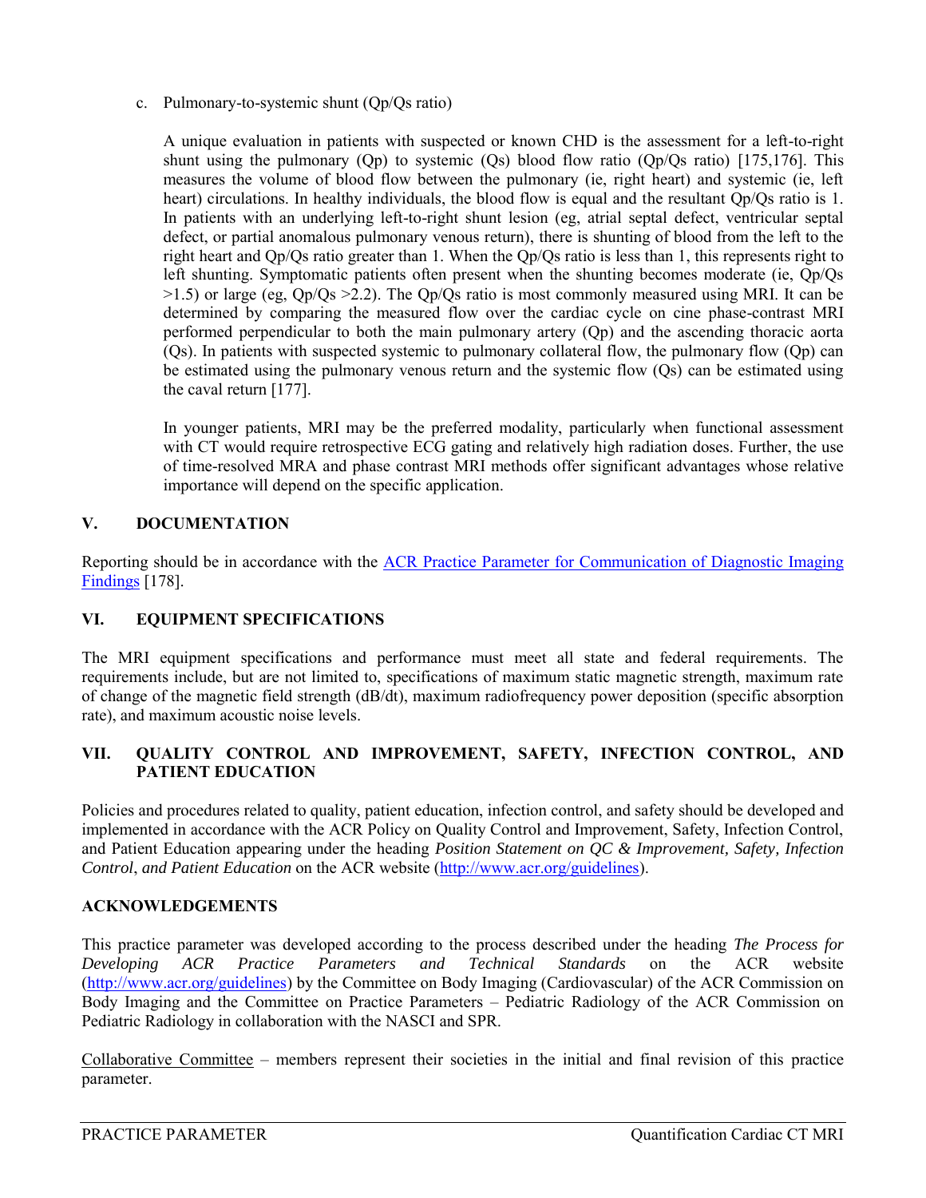c. Pulmonary-to-systemic shunt (Qp/Qs ratio)

A unique evaluation in patients with suspected or known CHD is the assessment for a left-to-right shunt using the pulmonary (Qp) to systemic (Qs) blood flow ratio (Qp/Qs ratio) [175,176]. This measures the volume of blood flow between the pulmonary (ie, right heart) and systemic (ie, left heart) circulations. In healthy individuals, the blood flow is equal and the resultant Qp/Qs ratio is 1. In patients with an underlying left-to-right shunt lesion (eg, atrial septal defect, ventricular septal defect, or partial anomalous pulmonary venous return), there is shunting of blood from the left to the right heart and Qp/Qs ratio greater than 1. When the Qp/Qs ratio is less than 1, this represents right to left shunting. Symptomatic patients often present when the shunting becomes moderate (ie, Qp/Qs >1.5) or large (eg, Qp/Qs >2.2). The Qp/Qs ratio is most commonly measured using MRI. It can be determined by comparing the measured flow over the cardiac cycle on cine phase-contrast MRI performed perpendicular to both the main pulmonary artery (Qp) and the ascending thoracic aorta (Qs). In patients with suspected systemic to pulmonary collateral flow, the pulmonary flow (Qp) can be estimated using the pulmonary venous return and the systemic flow (Qs) can be estimated using the caval return [177].

In younger patients, MRI may be the preferred modality, particularly when functional assessment with CT would require retrospective ECG gating and relatively high radiation doses. Further, the use of time-resolved MRA and phase contrast MRI methods offer significant advantages whose relative importance will depend on the specific application.

## V. DOCUMENTATION

Reporting should be in accordance with the ACR Practice Parameter for Communication of Diagnostic Imaging Findings [178].

## VI. EQUIPMENT SPECIFICATIONS

The MRI equipment specifications and performance must meet all state and federal requirements. The requirements include, but are not limited to, specifications of maximum static magnetic strength, maximum rate of change of the magnetic field strength (dB/dt), maximum radiofrequency power deposition (specific absorption rate), and maximum acoustic noise levels.

## VII. QUALITY CONTROL AND IMPROVEMENT, SAFETY, INFECTION CONTROL, AND PATIENT EDUCATION

Policies and procedures related to quality, patient education, infection control, and safety should be developed and implemented in accordance with the ACR Policy on Quality Control and Improvement, Safety, Infection Control, and Patient Education appearing under the heading *Position Statement on QC & Improvement, Safety, Infection Control*, *and Patient Education* on the ACR website (http://www.acr.org/guidelines).

## ACKNOWLEDGEMENTS

This practice parameter was developed according to the process described under the heading *The Process for Developing ACR Practice Parameters and Technical Standards* on the ACR website (http://www.acr.org/guidelines) by the Committee on Body Imaging (Cardiovascular) of the ACR Commission on Body Imaging and the Committee on Practice Parameters – Pediatric Radiology of the ACR Commission on Pediatric Radiology in collaboration with the NASCI and SPR.

Collaborative Committee – members represent their societies in the initial and final revision of this practice parameter.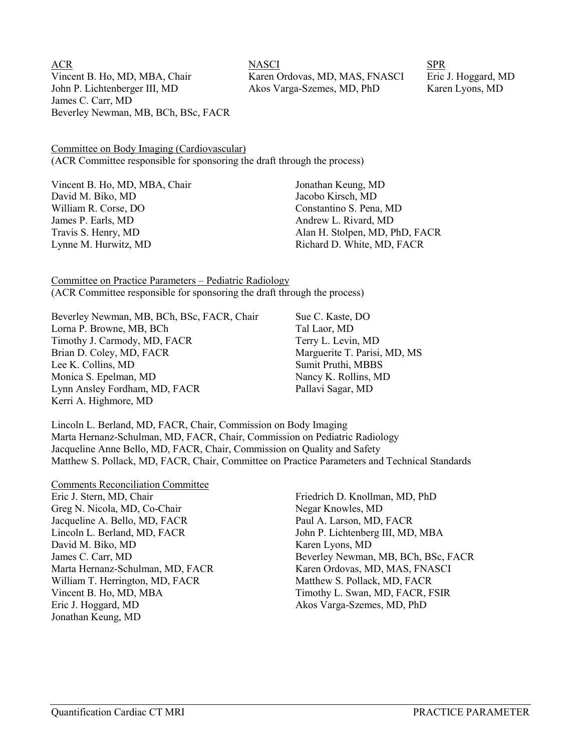ACR
Vincent B. Ho, MD, MBA, Chair
John P. Lichtenberger III, MD
James C. Carr, MD
Beverley Newman, MB, BCh, BSc, FACR

NASCI
Karen Ordovas, MD, MAS, FNASCI
Akos Varga-Szemes, MD, PhD

SPR
Eric J. Hoggard, MD
Karen Lyons, MD

Committee on Body Imaging (Cardiovascular)
(ACR Committee responsible for sponsoring the draft through the process)

Vincent B. Ho, MD, MBA, Chair
David M. Biko, MD
William R. Corse, DO
James P. Earls, MD
Travis S. Henry, MD
Lynne M. Hurwitz, MD
Jonathan Keung, MD
Jacobo Kirsch, MD
Constantino S. Pena, MD
Andrew L. Rivard, MD
Alan H. Stolpen, MD, PhD, FACR
Richard D. White, MD, FACR

Committee on Practice Parameters – Pediatric Radiology
(ACR Committee responsible for sponsoring the draft through the process)

Beverley Newman, MB, BCh, BSc, FACR, Chair
Lorna P. Browne, MB, BCh
Timothy J. Carmody, MD, FACR
Brian D. Coley, MD, FACR
Lee K. Collins, MD
Monica S. Epelman, MD
Lynn Ansley Fordham, MD, FACR
Kerri A. Highmore, MD
Sue C. Kaste, DO
Tal Laor, MD
Terry L. Levin, MD
Marguerite T. Parisi, MD, MS
Sumit Pruthi, MBBS
Nancy K. Rollins, MD
Pallavi Sagar, MD

Lincoln L. Berland, MD, FACR, Chair, Commission on Body Imaging
Marta Hernanz-Schulman, MD, FACR, Chair, Commission on Pediatric Radiology
Jacqueline Anne Bello, MD, FACR, Chair, Commission on Quality and Safety
Matthew S. Pollack, MD, FACR, Chair, Committee on Practice Parameters and Technical Standards

Comments Reconciliation Committee
Eric J. Stern, MD, Chair
Greg N. Nicola, MD, Co-Chair
Jacqueline A. Bello, MD, FACR
Lincoln L. Berland, MD, FACR
David M. Biko, MD
James C. Carr, MD
Marta Hernanz-Schulman, MD, FACR
William T. Herrington, MD, FACR
Vincent B. Ho, MD, MBA
Eric J. Hoggard, MD
Jonathan Keung, MD
Friedrich D. Knollman, MD, PhD
Negar Knowles, MD
Paul A. Larson, MD, FACR
John P. Lichtenberg III, MD, MBA
Karen Lyons, MD
Beverley Newman, MB, BCh, BSc, FACR
Karen Ordovas, MD, MAS, FNASCI
Matthew S. Pollack, MD, FACR
Timothy L. Swan, MD, FACR, FSIR
Akos Varga-Szemes, MD, PhD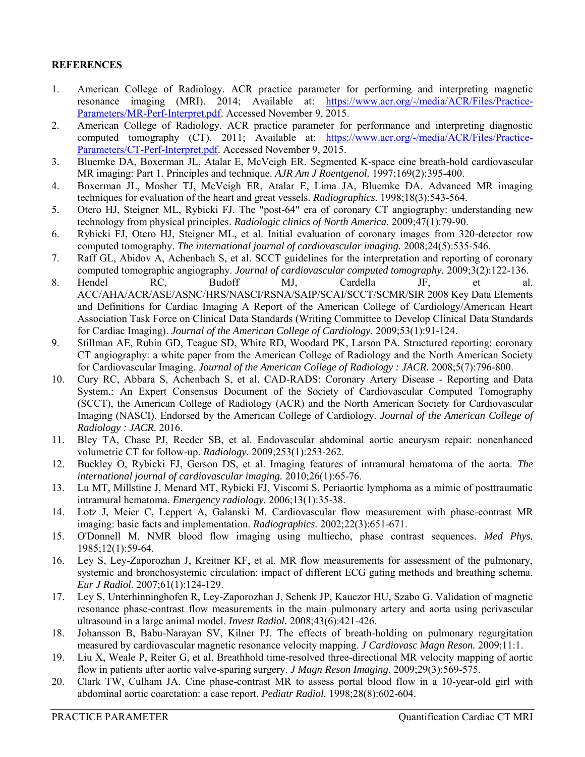## REFERENCES

1. American College of Radiology. ACR practice parameter for performing and interpreting magnetic resonance imaging (MRI). 2014; Available at: [https://www.acr.org/-/media/ACR/Files/Practice-Parameters/MR-Perf-Interpret.pdf](https://www.acr.org/-/media/ACR/Files/Practice-Parameters/MR-Perf-Interpret.pdf). Accessed November 9, 2015.
2. American College of Radiology. ACR practice parameter for performance and interpreting diagnostic computed tomography (CT). 2011; Available at: [https://www.acr.org/-/media/ACR/Files/Practice-Parameters/CT-Perf-Interpret.pdf](https://www.acr.org/-/media/ACR/Files/Practice-Parameters/CT-Perf-Interpret.pdf). Accessed November 9, 2015.
3. Bluemke DA, Boxerman JL, Atalar E, McVeigh ER. Segmented K-space cine breath-hold cardiovascular MR imaging: Part 1. Principles and technique. *AJR Am J Roentgenol.* 1997;169(2):395-400.
4. Boxerman JL, Mosher TJ, McVeigh ER, Atalar E, Lima JA, Bluemke DA. Advanced MR imaging techniques for evaluation of the heart and great vessels. *Radiographics.* 1998;18(3):543-564.
5. Otero HJ, Steigner ML, Rybicki FJ. The "post-64" era of coronary CT angiography: understanding new technology from physical principles. *Radiologic clinics of North America.* 2009;47(1):79-90.
6. Rybicki FJ, Otero HJ, Steigner ML, et al. Initial evaluation of coronary images from 320-detector row computed tomography. *The international journal of cardiovascular imaging.* 2008;24(5):535-546.
7. Raff GL, Abidov A, Achenbach S, et al. SCCT guidelines for the interpretation and reporting of coronary computed tomographic angiography. *Journal of cardiovascular computed tomography.* 2009;3(2):122-136.
8. Hendel RC, Budoff MJ, Cardella JF, et al. ACC/AHA/ACR/ASE/ASNC/HRS/NASCI/RSNA/SAIP/SCAI/SCCT/SCMR/SIR 2008 Key Data Elements and Definitions for Cardiac Imaging A Report of the American College of Cardiology/American Heart Association Task Force on Clinical Data Standards (Writing Committee to Develop Clinical Data Standards for Cardiac Imaging). *Journal of the American College of Cardiology.* 2009;53(1):91-124.
9. Stillman AE, Rubin GD, Teague SD, White RD, Woodard PK, Larson PA. Structured reporting: coronary CT angiography: a white paper from the American College of Radiology and the North American Society for Cardiovascular Imaging. *Journal of the American College of Radiology : JACR.* 2008;5(7):796-800.
10. Cury RC, Abbara S, Achenbach S, et al. CAD-RADS: Coronary Artery Disease - Reporting and Data System.: An Expert Consensus Document of the Society of Cardiovascular Computed Tomography (SCCT), the American College of Radiology (ACR) and the North American Society for Cardiovascular Imaging (NASCI). Endorsed by the American College of Cardiology. *Journal of the American College of Radiology : JACR.* 2016.
11. Bley TA, Chase PJ, Reeder SB, et al. Endovascular abdominal aortic aneurysm repair: nonenhanced volumetric CT for follow-up. *Radiology.* 2009;253(1):253-262.
12. Buckley O, Rybicki FJ, Gerson DS, et al. Imaging features of intramural hematoma of the aorta. *The international journal of cardiovascular imaging.* 2010;26(1):65-76.
13. Lu MT, Millstine J, Menard MT, Rybicki FJ, Viscomi S. Periaortic lymphoma as a mimic of posttraumatic intramural hematoma. *Emergency radiology.* 2006;13(1):35-38.
14. Lotz J, Meier C, Leppert A, Galanski M. Cardiovascular flow measurement with phase-contrast MR imaging: basic facts and implementation. *Radiographics.* 2002;22(3):651-671.
15. O'Donnell M. NMR blood flow imaging using multiecho, phase contrast sequences. *Med Phys.* 1985;12(1):59-64.
16. Ley S, Ley-Zaporozhan J, Kreitner KF, et al. MR flow measurements for assessment of the pulmonary, systemic and bronchosystemic circulation: impact of different ECG gating methods and breathing schema. *Eur J Radiol.* 2007;61(1):124-129.
17. Ley S, Unterhinninghofen R, Ley-Zaporozhan J, Schenk JP, Kauczor HU, Szabo G. Validation of magnetic resonance phase-contrast flow measurements in the main pulmonary artery and aorta using perivascular ultrasound in a large animal model. *Invest Radiol.* 2008;43(6):421-426.
18. Johansson B, Babu-Narayan SV, Kilner PJ. The effects of breath-holding on pulmonary regurgitation measured by cardiovascular magnetic resonance velocity mapping. *J Cardiovasc Magn Reson.* 2009;11:1.
19. Liu X, Weale P, Reiter G, et al. Breathhold time-resolved three-directional MR velocity mapping of aortic flow in patients after aortic valve-sparing surgery. *J Magn Reson Imaging.* 2009;29(3):569-575.
20. Clark TW, Culham JA. Cine phase-contrast MR to assess portal blood flow in a 10-year-old girl with abdominal aortic coarctation: a case report. *Pediatr Radiol.* 1998;28(8):602-604.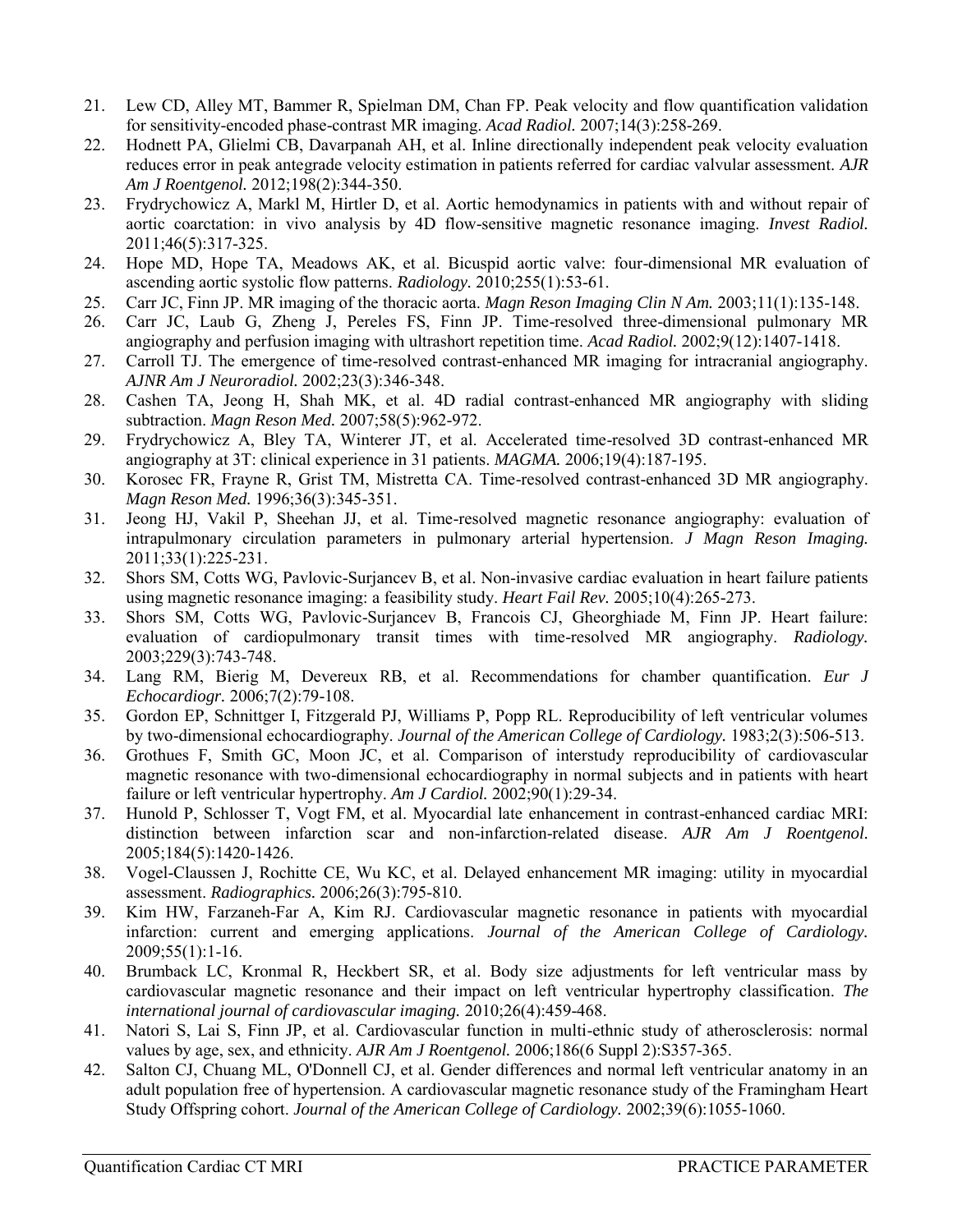21. Lew CD, Alley MT, Bammer R, Spielman DM, Chan FP. Peak velocity and flow quantification validation for sensitivity-encoded phase-contrast MR imaging. *Acad Radiol.* 2007;14(3):258-269.
22. Hodnett PA, Glielmi CB, Davarpanah AH, et al. Inline directionally independent peak velocity evaluation reduces error in peak antegrade velocity estimation in patients referred for cardiac valvular assessment. *AJR Am J Roentgenol.* 2012;198(2):344-350.
23. Frydrychowicz A, Markl M, Hirtler D, et al. Aortic hemodynamics in patients with and without repair of aortic coarctation: in vivo analysis by 4D flow-sensitive magnetic resonance imaging. *Invest Radiol.* 2011;46(5):317-325.
24. Hope MD, Hope TA, Meadows AK, et al. Bicuspid aortic valve: four-dimensional MR evaluation of ascending aortic systolic flow patterns. *Radiology.* 2010;255(1):53-61.
25. Carr JC, Finn JP. MR imaging of the thoracic aorta. *Magn Reson Imaging Clin N Am.* 2003;11(1):135-148.
26. Carr JC, Laub G, Zheng J, Pereles FS, Finn JP. Time-resolved three-dimensional pulmonary MR angiography and perfusion imaging with ultrashort repetition time. *Acad Radiol.* 2002;9(12):1407-1418.
27. Carroll TJ. The emergence of time-resolved contrast-enhanced MR imaging for intracranial angiography. *AJNR Am J Neuroradiol.* 2002;23(3):346-348.
28. Cashen TA, Jeong H, Shah MK, et al. 4D radial contrast-enhanced MR angiography with sliding subtraction. *Magn Reson Med.* 2007;58(5):962-972.
29. Frydrychowicz A, Bley TA, Winterer JT, et al. Accelerated time-resolved 3D contrast-enhanced MR angiography at 3T: clinical experience in 31 patients. *MAGMA.* 2006;19(4):187-195.
30. Korosec FR, Frayne R, Grist TM, Mistretta CA. Time-resolved contrast-enhanced 3D MR angiography. *Magn Reson Med.* 1996;36(3):345-351.
31. Jeong HJ, Vakil P, Sheehan JJ, et al. Time-resolved magnetic resonance angiography: evaluation of intrapulmonary circulation parameters in pulmonary arterial hypertension. *J Magn Reson Imaging.* 2011;33(1):225-231.
32. Shors SM, Cotts WG, Pavlovic-Surjancev B, et al. Non-invasive cardiac evaluation in heart failure patients using magnetic resonance imaging: a feasibility study. *Heart Fail Rev.* 2005;10(4):265-273.
33. Shors SM, Cotts WG, Pavlovic-Surjancev B, Francois CJ, Gheorghiade M, Finn JP. Heart failure: evaluation of cardiopulmonary transit times with time-resolved MR angiography. *Radiology.* 2003;229(3):743-748.
34. Lang RM, Bierig M, Devereux RB, et al. Recommendations for chamber quantification. *Eur J Echocardiogr.* 2006;7(2):79-108.
35. Gordon EP, Schnittger I, Fitzgerald PJ, Williams P, Popp RL. Reproducibility of left ventricular volumes by two-dimensional echocardiography. *Journal of the American College of Cardiology.* 1983;2(3):506-513.
36. Grothues F, Smith GC, Moon JC, et al. Comparison of interstudy reproducibility of cardiovascular magnetic resonance with two-dimensional echocardiography in normal subjects and in patients with heart failure or left ventricular hypertrophy. *Am J Cardiol.* 2002;90(1):29-34.
37. Hunold P, Schlosser T, Vogt FM, et al. Myocardial late enhancement in contrast-enhanced cardiac MRI: distinction between infarction scar and non-infarction-related disease. *AJR Am J Roentgenol.* 2005;184(5):1420-1426.
38. Vogel-Claussen J, Rochitte CE, Wu KC, et al. Delayed enhancement MR imaging: utility in myocardial assessment. *Radiographics.* 2006;26(3):795-810.
39. Kim HW, Farzaneh-Far A, Kim RJ. Cardiovascular magnetic resonance in patients with myocardial infarction: current and emerging applications. *Journal of the American College of Cardiology.* 2009;55(1):1-16.
40. Brumback LC, Kronmal R, Heckbert SR, et al. Body size adjustments for left ventricular mass by cardiovascular magnetic resonance and their impact on left ventricular hypertrophy classification. *The international journal of cardiovascular imaging.* 2010;26(4):459-468.
41. Natori S, Lai S, Finn JP, et al. Cardiovascular function in multi-ethnic study of atherosclerosis: normal values by age, sex, and ethnicity. *AJR Am J Roentgenol.* 2006;186(6 Suppl 2):S357-365.
42. Salton CJ, Chuang ML, O'Donnell CJ, et al. Gender differences and normal left ventricular anatomy in an adult population free of hypertension. A cardiovascular magnetic resonance study of the Framingham Heart Study Offspring cohort. *Journal of the American College of Cardiology.* 2002;39(6):1055-1060.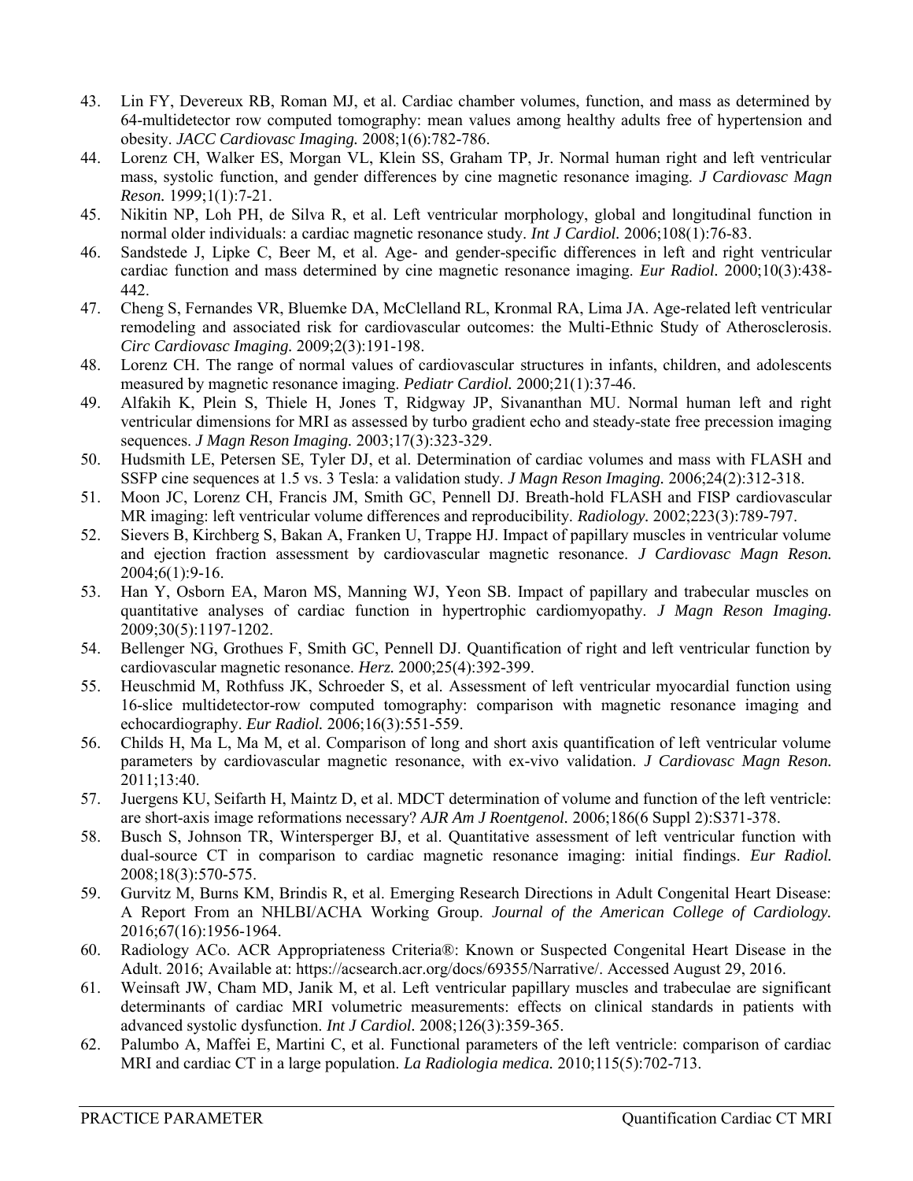43. Lin FY, Devereux RB, Roman MJ, et al. Cardiac chamber volumes, function, and mass as determined by 64-multidetector row computed tomography: mean values among healthy adults free of hypertension and obesity. *JACC Cardiovasc Imaging.* 2008;1(6):782-786.
44. Lorenz CH, Walker ES, Morgan VL, Klein SS, Graham TP, Jr. Normal human right and left ventricular mass, systolic function, and gender differences by cine magnetic resonance imaging. *J Cardiovasc Magn Reson.* 1999;1(1):7-21.
45. Nikitin NP, Loh PH, de Silva R, et al. Left ventricular morphology, global and longitudinal function in normal older individuals: a cardiac magnetic resonance study. *Int J Cardiol.* 2006;108(1):76-83.
46. Sandstede J, Lipke C, Beer M, et al. Age- and gender-specific differences in left and right ventricular cardiac function and mass determined by cine magnetic resonance imaging. *Eur Radiol.* 2000;10(3):438-442.
47. Cheng S, Fernandes VR, Bluemke DA, McClelland RL, Kronmal RA, Lima JA. Age-related left ventricular remodeling and associated risk for cardiovascular outcomes: the Multi-Ethnic Study of Atherosclerosis. *Circ Cardiovasc Imaging.* 2009;2(3):191-198.
48. Lorenz CH. The range of normal values of cardiovascular structures in infants, children, and adolescents measured by magnetic resonance imaging. *Pediatr Cardiol.* 2000;21(1):37-46.
49. Alfakih K, Plein S, Thiele H, Jones T, Ridgway JP, Sivananthan MU. Normal human left and right ventricular dimensions for MRI as assessed by turbo gradient echo and steady-state free precession imaging sequences. *J Magn Reson Imaging.* 2003;17(3):323-329.
50. Hudsmith LE, Petersen SE, Tyler DJ, et al. Determination of cardiac volumes and mass with FLASH and SSFP cine sequences at 1.5 vs. 3 Tesla: a validation study. *J Magn Reson Imaging.* 2006;24(2):312-318.
51. Moon JC, Lorenz CH, Francis JM, Smith GC, Pennell DJ. Breath-hold FLASH and FISP cardiovascular MR imaging: left ventricular volume differences and reproducibility. *Radiology.* 2002;223(3):789-797.
52. Sievers B, Kirchberg S, Bakan A, Franken U, Trappe HJ. Impact of papillary muscles in ventricular volume and ejection fraction assessment by cardiovascular magnetic resonance. *J Cardiovasc Magn Reson.* 2004;6(1):9-16.
53. Han Y, Osborn EA, Maron MS, Manning WJ, Yeon SB. Impact of papillary and trabecular muscles on quantitative analyses of cardiac function in hypertrophic cardiomyopathy. *J Magn Reson Imaging.* 2009;30(5):1197-1202.
54. Bellenger NG, Grothues F, Smith GC, Pennell DJ. Quantification of right and left ventricular function by cardiovascular magnetic resonance. *Herz.* 2000;25(4):392-399.
55. Heuschmid M, Rothfuss JK, Schroeder S, et al. Assessment of left ventricular myocardial function using 16-slice multidetector-row computed tomography: comparison with magnetic resonance imaging and echocardiography. *Eur Radiol.* 2006;16(3):551-559.
56. Childs H, Ma L, Ma M, et al. Comparison of long and short axis quantification of left ventricular volume parameters by cardiovascular magnetic resonance, with ex-vivo validation. *J Cardiovasc Magn Reson.* 2011;13:40.
57. Juergens KU, Seifarth H, Maintz D, et al. MDCT determination of volume and function of the left ventricle: are short-axis image reformations necessary? *AJR Am J Roentgenol.* 2006;186(6 Suppl 2):S371-378.
58. Busch S, Johnson TR, Wintersperger BJ, et al. Quantitative assessment of left ventricular function with dual-source CT in comparison to cardiac magnetic resonance imaging: initial findings. *Eur Radiol.* 2008;18(3):570-575.
59. Gurvitz M, Burns KM, Brindis R, et al. Emerging Research Directions in Adult Congenital Heart Disease: A Report From an NHLBI/ACHA Working Group. *Journal of the American College of Cardiology.* 2016;67(16):1956-1964.
60. Radiology ACo. ACR Appropriateness Criteria®: Known or Suspected Congenital Heart Disease in the Adult. 2016; Available at: https://acsearch.acr.org/docs/69355/Narrative/. Accessed August 29, 2016.
61. Weinsaft JW, Cham MD, Janik M, et al. Left ventricular papillary muscles and trabeculae are significant determinants of cardiac MRI volumetric measurements: effects on clinical standards in patients with advanced systolic dysfunction. *Int J Cardiol.* 2008;126(3):359-365.
62. Palumbo A, Maffei E, Martini C, et al. Functional parameters of the left ventricle: comparison of cardiac MRI and cardiac CT in a large population. *La Radiologia medica.* 2010;115(5):702-713.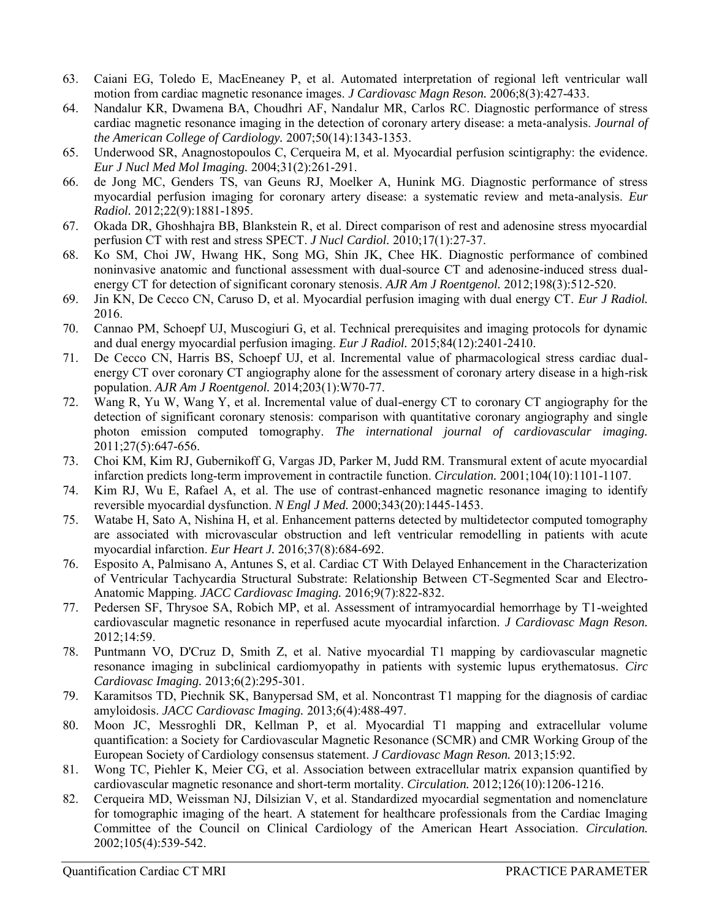63. Caiani EG, Toledo E, MacEneaney P, et al. Automated interpretation of regional left ventricular wall motion from cardiac magnetic resonance images. *J Cardiovasc Magn Reson.* 2006;8(3):427-433.
64. Nandalur KR, Dwamena BA, Choudhri AF, Nandalur MR, Carlos RC. Diagnostic performance of stress cardiac magnetic resonance imaging in the detection of coronary artery disease: a meta-analysis. *Journal of the American College of Cardiology.* 2007;50(14):1343-1353.
65. Underwood SR, Anagnostopoulos C, Cerqueira M, et al. Myocardial perfusion scintigraphy: the evidence. *Eur J Nucl Med Mol Imaging.* 2004;31(2):261-291.
66. de Jong MC, Genders TS, van Geuns RJ, Moelker A, Hunink MG. Diagnostic performance of stress myocardial perfusion imaging for coronary artery disease: a systematic review and meta-analysis. *Eur Radiol.* 2012;22(9):1881-1895.
67. Okada DR, Ghoshhajra BB, Blankstein R, et al. Direct comparison of rest and adenosine stress myocardial perfusion CT with rest and stress SPECT. *J Nucl Cardiol.* 2010;17(1):27-37.
68. Ko SM, Choi JW, Hwang HK, Song MG, Shin JK, Chee HK. Diagnostic performance of combined noninvasive anatomic and functional assessment with dual-source CT and adenosine-induced stress dual-energy CT for detection of significant coronary stenosis. *AJR Am J Roentgenol.* 2012;198(3):512-520.
69. Jin KN, De Cecco CN, Caruso D, et al. Myocardial perfusion imaging with dual energy CT. *Eur J Radiol.* 2016.
70. Cannao PM, Schoepf UJ, Muscogiuri G, et al. Technical prerequisites and imaging protocols for dynamic and dual energy myocardial perfusion imaging. *Eur J Radiol.* 2015;84(12):2401-2410.
71. De Cecco CN, Harris BS, Schoepf UJ, et al. Incremental value of pharmacological stress cardiac dual-energy CT over coronary CT angiography alone for the assessment of coronary artery disease in a high-risk population. *AJR Am J Roentgenol.* 2014;203(1):W70-77.
72. Wang R, Yu W, Wang Y, et al. Incremental value of dual-energy CT to coronary CT angiography for the detection of significant coronary stenosis: comparison with quantitative coronary angiography and single photon emission computed tomography. *The international journal of cardiovascular imaging.* 2011;27(5):647-656.
73. Choi KM, Kim RJ, Gubernikoff G, Vargas JD, Parker M, Judd RM. Transmural extent of acute myocardial infarction predicts long-term improvement in contractile function. *Circulation.* 2001;104(10):1101-1107.
74. Kim RJ, Wu E, Rafael A, et al. The use of contrast-enhanced magnetic resonance imaging to identify reversible myocardial dysfunction. *N Engl J Med.* 2000;343(20):1445-1453.
75. Watabe H, Sato A, Nishina H, et al. Enhancement patterns detected by multidetector computed tomography are associated with microvascular obstruction and left ventricular remodelling in patients with acute myocardial infarction. *Eur Heart J.* 2016;37(8):684-692.
76. Esposito A, Palmisano A, Antunes S, et al. Cardiac CT With Delayed Enhancement in the Characterization of Ventricular Tachycardia Structural Substrate: Relationship Between CT-Segmented Scar and Electro-Anatomic Mapping. *JACC Cardiovasc Imaging.* 2016;9(7):822-832.
77. Pedersen SF, Thrysoe SA, Robich MP, et al. Assessment of intramyocardial hemorrhage by T1-weighted cardiovascular magnetic resonance in reperfused acute myocardial infarction. *J Cardiovasc Magn Reson.* 2012;14:59.
78. Puntmann VO, D'Cruz D, Smith Z, et al. Native myocardial T1 mapping by cardiovascular magnetic resonance imaging in subclinical cardiomyopathy in patients with systemic lupus erythematosus. *Circ Cardiovasc Imaging.* 2013;6(2):295-301.
79. Karamitsos TD, Piechnik SK, Banypersad SM, et al. Noncontrast T1 mapping for the diagnosis of cardiac amyloidosis. *JACC Cardiovasc Imaging.* 2013;6(4):488-497.
80. Moon JC, Messroghli DR, Kellman P, et al. Myocardial T1 mapping and extracellular volume quantification: a Society for Cardiovascular Magnetic Resonance (SCMR) and CMR Working Group of the European Society of Cardiology consensus statement. *J Cardiovasc Magn Reson.* 2013;15:92.
81. Wong TC, Piehler K, Meier CG, et al. Association between extracellular matrix expansion quantified by cardiovascular magnetic resonance and short-term mortality. *Circulation.* 2012;126(10):1206-1216.
82. Cerqueira MD, Weissman NJ, Dilsizian V, et al. Standardized myocardial segmentation and nomenclature for tomographic imaging of the heart. A statement for healthcare professionals from the Cardiac Imaging Committee of the Council on Clinical Cardiology of the American Heart Association. *Circulation.* 2002;105(4):539-542.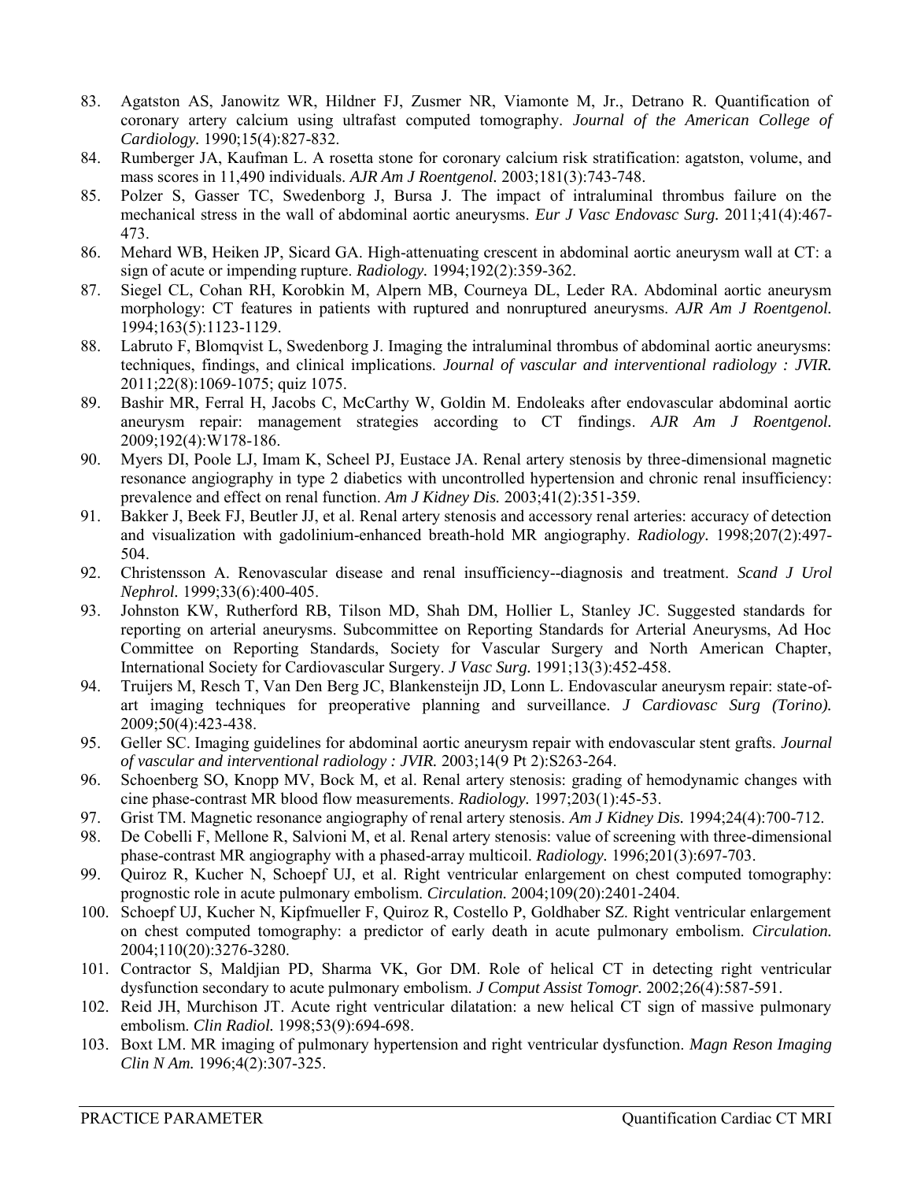83. Agatston AS, Janowitz WR, Hildner FJ, Zusmer NR, Viamonte M, Jr., Detrano R. Quantification of coronary artery calcium using ultrafast computed tomography. *Journal of the American College of Cardiology.* 1990;15(4):827-832.
84. Rumberger JA, Kaufman L. A rosetta stone for coronary calcium risk stratification: agatston, volume, and mass scores in 11,490 individuals. *AJR Am J Roentgenol.* 2003;181(3):743-748.
85. Polzer S, Gasser TC, Swedenborg J, Bursa J. The impact of intraluminal thrombus failure on the mechanical stress in the wall of abdominal aortic aneurysms. *Eur J Vasc Endovasc Surg.* 2011;41(4):467-473.
86. Mehard WB, Heiken JP, Sicard GA. High-attenuating crescent in abdominal aortic aneurysm wall at CT: a sign of acute or impending rupture. *Radiology.* 1994;192(2):359-362.
87. Siegel CL, Cohan RH, Korobkin M, Alpern MB, Courneya DL, Leder RA. Abdominal aortic aneurysm morphology: CT features in patients with ruptured and nonruptured aneurysms. *AJR Am J Roentgenol.* 1994;163(5):1123-1129.
88. Labruto F, Blomqvist L, Swedenborg J. Imaging the intraluminal thrombus of abdominal aortic aneurysms: techniques, findings, and clinical implications. *Journal of vascular and interventional radiology : JVIR.* 2011;22(8):1069-1075; quiz 1075.
89. Bashir MR, Ferral H, Jacobs C, McCarthy W, Goldin M. Endoleaks after endovascular abdominal aortic aneurysm repair: management strategies according to CT findings. *AJR Am J Roentgenol.* 2009;192(4):W178-186.
90. Myers DI, Poole LJ, Imam K, Scheel PJ, Eustace JA. Renal artery stenosis by three-dimensional magnetic resonance angiography in type 2 diabetics with uncontrolled hypertension and chronic renal insufficiency: prevalence and effect on renal function. *Am J Kidney Dis.* 2003;41(2):351-359.
91. Bakker J, Beek FJ, Beutler JJ, et al. Renal artery stenosis and accessory renal arteries: accuracy of detection and visualization with gadolinium-enhanced breath-hold MR angiography. *Radiology.* 1998;207(2):497-504.
92. Christensson A. Renovascular disease and renal insufficiency--diagnosis and treatment. *Scand J Urol Nephrol.* 1999;33(6):400-405.
93. Johnston KW, Rutherford RB, Tilson MD, Shah DM, Hollier L, Stanley JC. Suggested standards for reporting on arterial aneurysms. Subcommittee on Reporting Standards for Arterial Aneurysms, Ad Hoc Committee on Reporting Standards, Society for Vascular Surgery and North American Chapter, International Society for Cardiovascular Surgery. *J Vasc Surg.* 1991;13(3):452-458.
94. Truijers M, Resch T, Van Den Berg JC, Blankensteijn JD, Lonn L. Endovascular aneurysm repair: state-of-art imaging techniques for preoperative planning and surveillance. *J Cardiovasc Surg (Torino).* 2009;50(4):423-438.
95. Geller SC. Imaging guidelines for abdominal aortic aneurysm repair with endovascular stent grafts. *Journal of vascular and interventional radiology : JVIR.* 2003;14(9 Pt 2):S263-264.
96. Schoenberg SO, Knopp MV, Bock M, et al. Renal artery stenosis: grading of hemodynamic changes with cine phase-contrast MR blood flow measurements. *Radiology.* 1997;203(1):45-53.
97. Grist TM. Magnetic resonance angiography of renal artery stenosis. *Am J Kidney Dis.* 1994;24(4):700-712.
98. De Cobelli F, Mellone R, Salvioni M, et al. Renal artery stenosis: value of screening with three-dimensional phase-contrast MR angiography with a phased-array multicoil. *Radiology.* 1996;201(3):697-703.
99. Quiroz R, Kucher N, Schoepf UJ, et al. Right ventricular enlargement on chest computed tomography: prognostic role in acute pulmonary embolism. *Circulation.* 2004;109(20):2401-2404.
100. Schoepf UJ, Kucher N, Kipfmueller F, Quiroz R, Costello P, Goldhaber SZ. Right ventricular enlargement on chest computed tomography: a predictor of early death in acute pulmonary embolism. *Circulation.* 2004;110(20):3276-3280.
101. Contractor S, Maldjian PD, Sharma VK, Gor DM. Role of helical CT in detecting right ventricular dysfunction secondary to acute pulmonary embolism. *J Comput Assist Tomogr.* 2002;26(4):587-591.
102. Reid JH, Murchison JT. Acute right ventricular dilatation: a new helical CT sign of massive pulmonary embolism. *Clin Radiol.* 1998;53(9):694-698.
103. Boxt LM. MR imaging of pulmonary hypertension and right ventricular dysfunction. *Magn Reson Imaging Clin N Am.* 1996;4(2):307-325.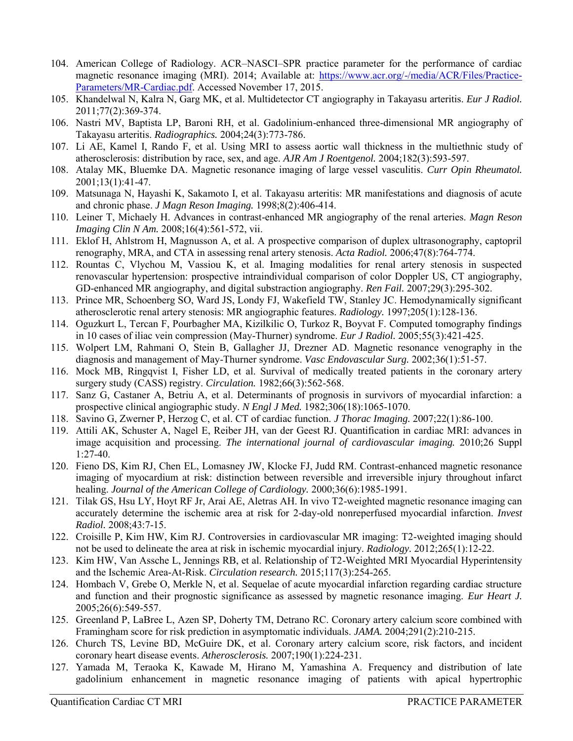104. American College of Radiology. ACR–NASCI–SPR practice parameter for the performance of cardiac magnetic resonance imaging (MRI). 2014; Available at: [https://www.acr.org/-/media/ACR/Files/Practice-Parameters/MR-Cardiac.pdf](https://www.acr.org/-/media/ACR/Files/Practice-Parameters/MR-Cardiac.pdf). Accessed November 17, 2015.
105. Khandelwal N, Kalra N, Garg MK, et al. Multidetector CT angiography in Takayasu arteritis. *Eur J Radiol.* 2011;77(2):369-374.
106. Nastri MV, Baptista LP, Baroni RH, et al. Gadolinium-enhanced three-dimensional MR angiography of Takayasu arteritis. *Radiographics.* 2004;24(3):773-786.
107. Li AE, Kamel I, Rando F, et al. Using MRI to assess aortic wall thickness in the multiethnic study of atherosclerosis: distribution by race, sex, and age. *AJR Am J Roentgenol.* 2004;182(3):593-597.
108. Atalay MK, Bluemke DA. Magnetic resonance imaging of large vessel vasculitis. *Curr Opin Rheumatol.* 2001;13(1):41-47.
109. Matsunaga N, Hayashi K, Sakamoto I, et al. Takayasu arteritis: MR manifestations and diagnosis of acute and chronic phase. *J Magn Reson Imaging.* 1998;8(2):406-414.
110. Leiner T, Michaely H. Advances in contrast-enhanced MR angiography of the renal arteries. *Magn Reson Imaging Clin N Am.* 2008;16(4):561-572, vii.
111. Eklof H, Ahlstrom H, Magnusson A, et al. A prospective comparison of duplex ultrasonography, captopril renography, MRA, and CTA in assessing renal artery stenosis. *Acta Radiol.* 2006;47(8):764-774.
112. Rountas C, Vlychou M, Vassiou K, et al. Imaging modalities for renal artery stenosis in suspected renovascular hypertension: prospective intraindividual comparison of color Doppler US, CT angiography, GD-enhanced MR angiography, and digital substraction angiography. *Ren Fail.* 2007;29(3):295-302.
113. Prince MR, Schoenberg SO, Ward JS, Londy FJ, Wakefield TW, Stanley JC. Hemodynamically significant atherosclerotic renal artery stenosis: MR angiographic features. *Radiology.* 1997;205(1):128-136.
114. Oguzkurt L, Tercan F, Pourbagher MA, Kizilkilic O, Turkoz R, Boyvat F. Computed tomography findings in 10 cases of iliac vein compression (May-Thurner) syndrome. *Eur J Radiol.* 2005;55(3):421-425.
115. Wolpert LM, Rahmani O, Stein B, Gallagher JJ, Drezner AD. Magnetic resonance venography in the diagnosis and management of May-Thurner syndrome. *Vasc Endovascular Surg.* 2002;36(1):51-57.
116. Mock MB, Ringqvist I, Fisher LD, et al. Survival of medically treated patients in the coronary artery surgery study (CASS) registry. *Circulation.* 1982;66(3):562-568.
117. Sanz G, Castaner A, Betriu A, et al. Determinants of prognosis in survivors of myocardial infarction: a prospective clinical angiographic study. *N Engl J Med.* 1982;306(18):1065-1070.
118. Savino G, Zwerner P, Herzog C, et al. CT of cardiac function. *J Thorac Imaging.* 2007;22(1):86-100.
119. Attili AK, Schuster A, Nagel E, Reiber JH, van der Geest RJ. Quantification in cardiac MRI: advances in image acquisition and processing. *The international journal of cardiovascular imaging.* 2010;26 Suppl 1:27-40.
120. Fieno DS, Kim RJ, Chen EL, Lomasney JW, Klocke FJ, Judd RM. Contrast-enhanced magnetic resonance imaging of myocardium at risk: distinction between reversible and irreversible injury throughout infarct healing. *Journal of the American College of Cardiology.* 2000;36(6):1985-1991.
121. Tilak GS, Hsu LY, Hoyt RF Jr, Arai AE, Aletras AH. In vivo T2-weighted magnetic resonance imaging can accurately determine the ischemic area at risk for 2-day-old nonreperfused myocardial infarction. *Invest Radiol.* 2008;43:7-15.
122. Croisille P, Kim HW, Kim RJ. Controversies in cardiovascular MR imaging: T2-weighted imaging should not be used to delineate the area at risk in ischemic myocardial injury. *Radiology.* 2012;265(1):12-22.
123. Kim HW, Van Assche L, Jennings RB, et al. Relationship of T2-Weighted MRI Myocardial Hyperintensity and the Ischemic Area-At-Risk. *Circulation research.* 2015;117(3):254-265.
124. Hombach V, Grebe O, Merkle N, et al. Sequelae of acute myocardial infarction regarding cardiac structure and function and their prognostic significance as assessed by magnetic resonance imaging. *Eur Heart J.* 2005;26(6):549-557.
125. Greenland P, LaBree L, Azen SP, Doherty TM, Detrano RC. Coronary artery calcium score combined with Framingham score for risk prediction in asymptomatic individuals. *JAMA.* 2004;291(2):210-215.
126. Church TS, Levine BD, McGuire DK, et al. Coronary artery calcium score, risk factors, and incident coronary heart disease events. *Atherosclerosis.* 2007;190(1):224-231.
127. Yamada M, Teraoka K, Kawade M, Hirano M, Yamashina A. Frequency and distribution of late gadolinium enhancement in magnetic resonance imaging of patients with apical hypertrophic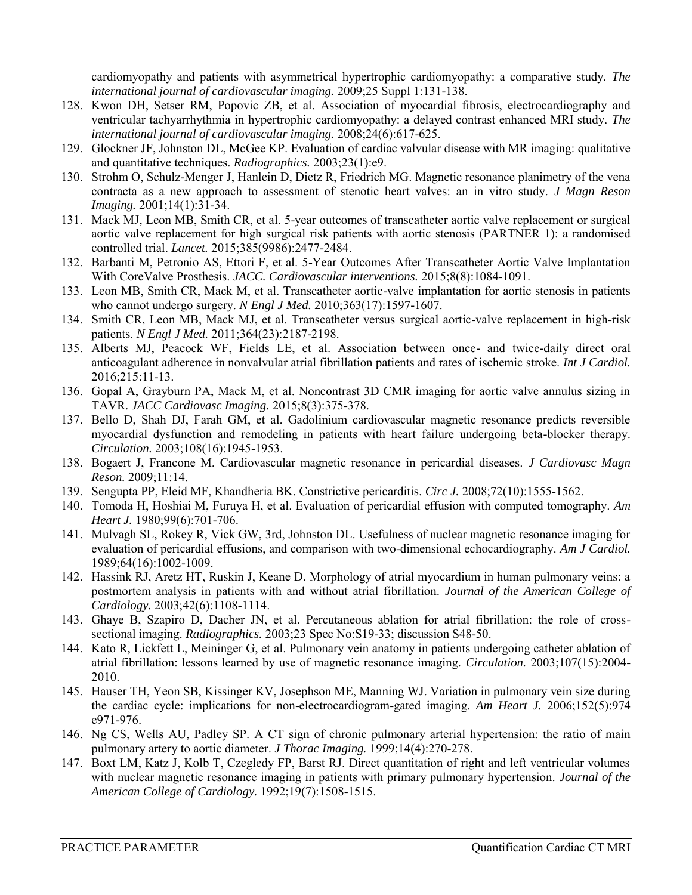cardiomyopathy and patients with asymmetrical hypertrophic cardiomyopathy: a comparative study. *The international journal of cardiovascular imaging.* 2009;25 Suppl 1:131-138.

128. Kwon DH, Setser RM, Popovic ZB, et al. Association of myocardial fibrosis, electrocardiography and ventricular tachyarrhythmia in hypertrophic cardiomyopathy: a delayed contrast enhanced MRI study. *The international journal of cardiovascular imaging.* 2008;24(6):617-625.
129. Glockner JF, Johnston DL, McGee KP. Evaluation of cardiac valvular disease with MR imaging: qualitative and quantitative techniques. *Radiographics.* 2003;23(1):e9.
130. Strohm O, Schulz-Menger J, Hanlein D, Dietz R, Friedrich MG. Magnetic resonance planimetry of the vena contracta as a new approach to assessment of stenotic heart valves: an in vitro study. *J Magn Reson Imaging.* 2001;14(1):31-34.
131. Mack MJ, Leon MB, Smith CR, et al. 5-year outcomes of transcatheter aortic valve replacement or surgical aortic valve replacement for high surgical risk patients with aortic stenosis (PARTNER 1): a randomised controlled trial. *Lancet.* 2015;385(9986):2477-2484.
132. Barbanti M, Petronio AS, Ettori F, et al. 5-Year Outcomes After Transcatheter Aortic Valve Implantation With CoreValve Prosthesis. *JACC. Cardiovascular interventions.* 2015;8(8):1084-1091.
133. Leon MB, Smith CR, Mack M, et al. Transcatheter aortic-valve implantation for aortic stenosis in patients who cannot undergo surgery. *N Engl J Med.* 2010;363(17):1597-1607.
134. Smith CR, Leon MB, Mack MJ, et al. Transcatheter versus surgical aortic-valve replacement in high-risk patients. *N Engl J Med.* 2011;364(23):2187-2198.
135. Alberts MJ, Peacock WF, Fields LE, et al. Association between once- and twice-daily direct oral anticoagulant adherence in nonvalvular atrial fibrillation patients and rates of ischemic stroke. *Int J Cardiol.* 2016;215:11-13.
136. Gopal A, Grayburn PA, Mack M, et al. Noncontrast 3D CMR imaging for aortic valve annulus sizing in TAVR. *JACC Cardiovasc Imaging.* 2015;8(3):375-378.
137. Bello D, Shah DJ, Farah GM, et al. Gadolinium cardiovascular magnetic resonance predicts reversible myocardial dysfunction and remodeling in patients with heart failure undergoing beta-blocker therapy. *Circulation.* 2003;108(16):1945-1953.
138. Bogaert J, Francone M. Cardiovascular magnetic resonance in pericardial diseases. *J Cardiovasc Magn Reson.* 2009;11:14.
139. Sengupta PP, Eleid MF, Khandheria BK. Constrictive pericarditis. *Circ J.* 2008;72(10):1555-1562.
140. Tomoda H, Hoshiai M, Furuya H, et al. Evaluation of pericardial effusion with computed tomography. *Am Heart J.* 1980;99(6):701-706.
141. Mulvagh SL, Rokey R, Vick GW, 3rd, Johnston DL. Usefulness of nuclear magnetic resonance imaging for evaluation of pericardial effusions, and comparison with two-dimensional echocardiography. *Am J Cardiol.* 1989;64(16):1002-1009.
142. Hassink RJ, Aretz HT, Ruskin J, Keane D. Morphology of atrial myocardium in human pulmonary veins: a postmortem analysis in patients with and without atrial fibrillation. *Journal of the American College of Cardiology.* 2003;42(6):1108-1114.
143. Ghaye B, Szapiro D, Dacher JN, et al. Percutaneous ablation for atrial fibrillation: the role of cross-sectional imaging. *Radiographics.* 2003;23 Spec No:S19-33; discussion S48-50.
144. Kato R, Lickfett L, Meininger G, et al. Pulmonary vein anatomy in patients undergoing catheter ablation of atrial fibrillation: lessons learned by use of magnetic resonance imaging. *Circulation.* 2003;107(15):2004-2010.
145. Hauser TH, Yeon SB, Kissinger KV, Josephson ME, Manning WJ. Variation in pulmonary vein size during the cardiac cycle: implications for non-electrocardiogram-gated imaging. *Am Heart J.* 2006;152(5):974 e971-976.
146. Ng CS, Wells AU, Padley SP. A CT sign of chronic pulmonary arterial hypertension: the ratio of main pulmonary artery to aortic diameter. *J Thorac Imaging.* 1999;14(4):270-278.
147. Boxt LM, Katz J, Kolb T, Czegledy FP, Barst RJ. Direct quantitation of right and left ventricular volumes with nuclear magnetic resonance imaging in patients with primary pulmonary hypertension. *Journal of the American College of Cardiology.* 1992;19(7):1508-1515.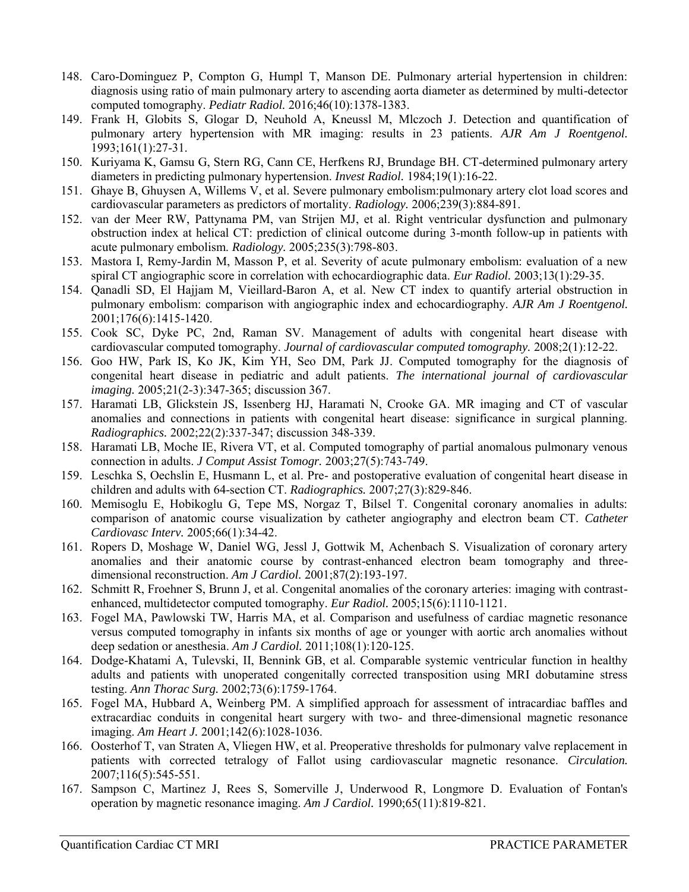148. Caro-Dominguez P, Compton G, Humpl T, Manson DE. Pulmonary arterial hypertension in children: diagnosis using ratio of main pulmonary artery to ascending aorta diameter as determined by multi-detector computed tomography. *Pediatr Radiol.* 2016;46(10):1378-1383.
149. Frank H, Globits S, Glogar D, Neuhold A, Kneussl M, Mlczoch J. Detection and quantification of pulmonary artery hypertension with MR imaging: results in 23 patients. *AJR Am J Roentgenol.* 1993;161(1):27-31.
150. Kuriyama K, Gamsu G, Stern RG, Cann CE, Herfkens RJ, Brundage BH. CT-determined pulmonary artery diameters in predicting pulmonary hypertension. *Invest Radiol.* 1984;19(1):16-22.
151. Ghaye B, Ghuysen A, Willems V, et al. Severe pulmonary embolism:pulmonary artery clot load scores and cardiovascular parameters as predictors of mortality. *Radiology.* 2006;239(3):884-891.
152. van der Meer RW, Pattynama PM, van Strijen MJ, et al. Right ventricular dysfunction and pulmonary obstruction index at helical CT: prediction of clinical outcome during 3-month follow-up in patients with acute pulmonary embolism. *Radiology.* 2005;235(3):798-803.
153. Mastora I, Remy-Jardin M, Masson P, et al. Severity of acute pulmonary embolism: evaluation of a new spiral CT angiographic score in correlation with echocardiographic data. *Eur Radiol.* 2003;13(1):29-35.
154. Qanadli SD, El Hajjam M, Vieillard-Baron A, et al. New CT index to quantify arterial obstruction in pulmonary embolism: comparison with angiographic index and echocardiography. *AJR Am J Roentgenol.* 2001;176(6):1415-1420.
155. Cook SC, Dyke PC, 2nd, Raman SV. Management of adults with congenital heart disease with cardiovascular computed tomography. *Journal of cardiovascular computed tomography.* 2008;2(1):12-22.
156. Goo HW, Park IS, Ko JK, Kim YH, Seo DM, Park JJ. Computed tomography for the diagnosis of congenital heart disease in pediatric and adult patients. *The international journal of cardiovascular imaging.* 2005;21(2-3):347-365; discussion 367.
157. Haramati LB, Glickstein JS, Issenberg HJ, Haramati N, Crooke GA. MR imaging and CT of vascular anomalies and connections in patients with congenital heart disease: significance in surgical planning. *Radiographics.* 2002;22(2):337-347; discussion 348-339.
158. Haramati LB, Moche IE, Rivera VT, et al. Computed tomography of partial anomalous pulmonary venous connection in adults. *J Comput Assist Tomogr.* 2003;27(5):743-749.
159. Leschka S, Oechslin E, Husmann L, et al. Pre- and postoperative evaluation of congenital heart disease in children and adults with 64-section CT. *Radiographics.* 2007;27(3):829-846.
160. Memisoglu E, Hobikoglu G, Tepe MS, Norgaz T, Bilsel T. Congenital coronary anomalies in adults: comparison of anatomic course visualization by catheter angiography and electron beam CT. *Catheter Cardiovasc Interv.* 2005;66(1):34-42.
161. Ropers D, Moshage W, Daniel WG, Jessl J, Gottwik M, Achenbach S. Visualization of coronary artery anomalies and their anatomic course by contrast-enhanced electron beam tomography and three-dimensional reconstruction. *Am J Cardiol.* 2001;87(2):193-197.
162. Schmitt R, Froehner S, Brunn J, et al. Congenital anomalies of the coronary arteries: imaging with contrast-enhanced, multidetector computed tomography. *Eur Radiol.* 2005;15(6):1110-1121.
163. Fogel MA, Pawlowski TW, Harris MA, et al. Comparison and usefulness of cardiac magnetic resonance versus computed tomography in infants six months of age or younger with aortic arch anomalies without deep sedation or anesthesia. *Am J Cardiol.* 2011;108(1):120-125.
164. Dodge-Khatami A, Tulevski, II, Bennink GB, et al. Comparable systemic ventricular function in healthy adults and patients with unoperated congenitally corrected transposition using MRI dobutamine stress testing. *Ann Thorac Surg.* 2002;73(6):1759-1764.
165. Fogel MA, Hubbard A, Weinberg PM. A simplified approach for assessment of intracardiac baffles and extracardiac conduits in congenital heart surgery with two- and three-dimensional magnetic resonance imaging. *Am Heart J.* 2001;142(6):1028-1036.
166. Oosterhof T, van Straten A, Vliegen HW, et al. Preoperative thresholds for pulmonary valve replacement in patients with corrected tetralogy of Fallot using cardiovascular magnetic resonance. *Circulation.* 2007;116(5):545-551.
167. Sampson C, Martinez J, Rees S, Somerville J, Underwood R, Longmore D. Evaluation of Fontan's operation by magnetic resonance imaging. *Am J Cardiol.* 1990;65(11):819-821.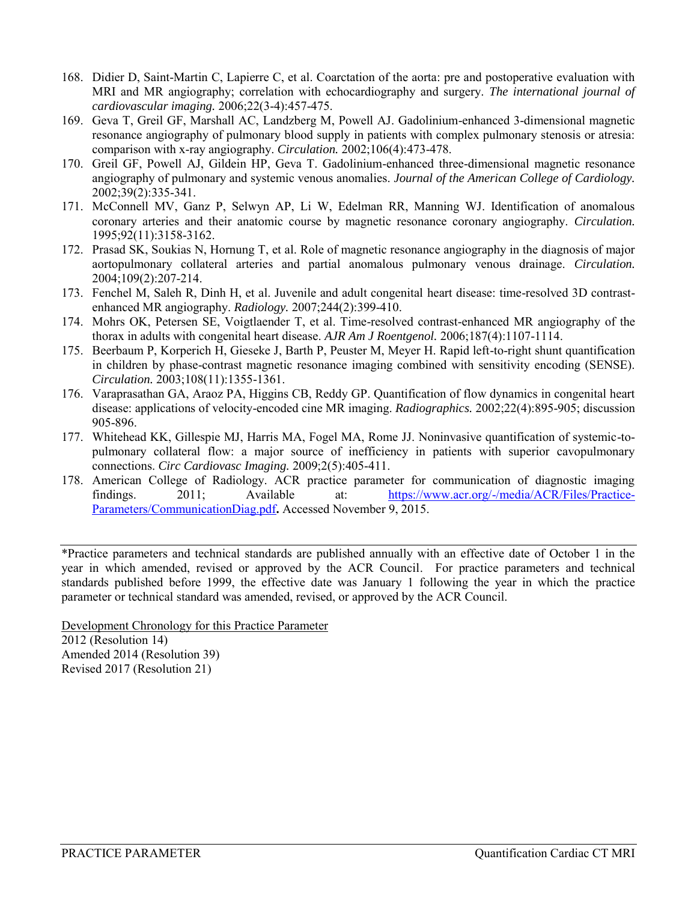168. Didier D, Saint-Martin C, Lapierre C, et al. Coarctation of the aorta: pre and postoperative evaluation with MRI and MR angiography; correlation with echocardiography and surgery. *The international journal of cardiovascular imaging.* 2006;22(3-4):457-475.
169. Geva T, Greil GF, Marshall AC, Landzberg M, Powell AJ. Gadolinium-enhanced 3-dimensional magnetic resonance angiography of pulmonary blood supply in patients with complex pulmonary stenosis or atresia: comparison with x-ray angiography. *Circulation.* 2002;106(4):473-478.
170. Greil GF, Powell AJ, Gildein HP, Geva T. Gadolinium-enhanced three-dimensional magnetic resonance angiography of pulmonary and systemic venous anomalies. *Journal of the American College of Cardiology.* 2002;39(2):335-341.
171. McConnell MV, Ganz P, Selwyn AP, Li W, Edelman RR, Manning WJ. Identification of anomalous coronary arteries and their anatomic course by magnetic resonance coronary angiography. *Circulation.* 1995;92(11):3158-3162.
172. Prasad SK, Soukias N, Hornung T, et al. Role of magnetic resonance angiography in the diagnosis of major aortopulmonary collateral arteries and partial anomalous pulmonary venous drainage. *Circulation.* 2004;109(2):207-214.
173. Fenchel M, Saleh R, Dinh H, et al. Juvenile and adult congenital heart disease: time-resolved 3D contrast-enhanced MR angiography. *Radiology.* 2007;244(2):399-410.
174. Mohrs OK, Petersen SE, Voigtlaender T, et al. Time-resolved contrast-enhanced MR angiography of the thorax in adults with congenital heart disease. *AJR Am J Roentgenol.* 2006;187(4):1107-1114.
175. Beerbaum P, Korperich H, Gieseke J, Barth P, Peuster M, Meyer H. Rapid left-to-right shunt quantification in children by phase-contrast magnetic resonance imaging combined with sensitivity encoding (SENSE). *Circulation.* 2003;108(11):1355-1361.
176. Varaprasathan GA, Araoz PA, Higgins CB, Reddy GP. Quantification of flow dynamics in congenital heart disease: applications of velocity-encoded cine MR imaging. *Radiographics.* 2002;22(4):895-905; discussion 905-896.
177. Whitehead KK, Gillespie MJ, Harris MA, Fogel MA, Rome JJ. Noninvasive quantification of systemic-to-pulmonary collateral flow: a major source of inefficiency in patients with superior cavopulmonary connections. *Circ Cardiovasc Imaging.* 2009;2(5):405-411.
178. American College of Radiology. ACR practice parameter for communication of diagnostic imaging findings. 2011; Available at: https://www.acr.org/-/media/ACR/Files/Practice-Parameters/CommunicationDiag.pdf**.** Accessed November 9, 2015.

---

*Practice parameters and technical standards are published annually with an effective date of October 1 in the year in which amended, revised or approved by the ACR Council. For practice parameters and technical standards published before 1999, the effective date was January 1 following the year in which the practice parameter or technical standard was amended, revised, or approved by the ACR Council.

Development Chronology for this Practice Parameter
2012 (Resolution 14)
Amended 2014 (Resolution 39)
Revised 2017 (Resolution 21)